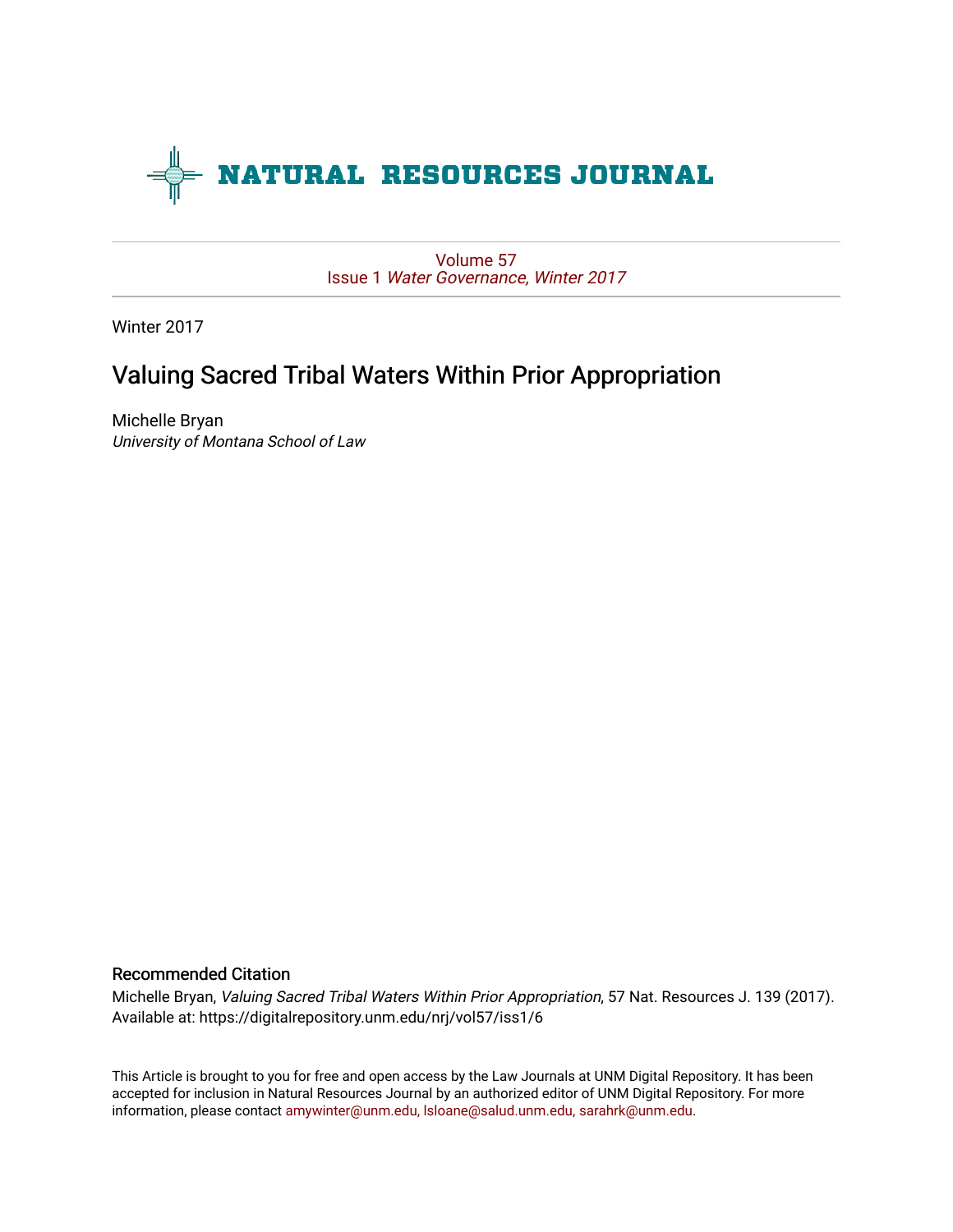# NATURAL RESOURCES JOURNAL

Volume 57
Issue 1 *Water Governance, Winter 2017*

Winter 2017

## Valuing Sacred Tribal Waters Within Prior Appropriation

Michelle Bryan
*University of Montana School of Law*

### Recommended Citation

Michelle Bryan, *Valuing Sacred Tribal Waters Within Prior Appropriation*, 57 Nat. Resources J. 139 (2017).
Available at: https://digitalrepository.unm.edu/nrj/vol57/iss1/6

This Article is brought to you for free and open access by the Law Journals at UNM Digital Repository. It has been accepted for inclusion in Natural Resources Journal by an authorized editor of UNM Digital Repository. For more information, please contact amywinter@unm.edu, lsloane@salud.unm.edu, sarahrk@unm.edu.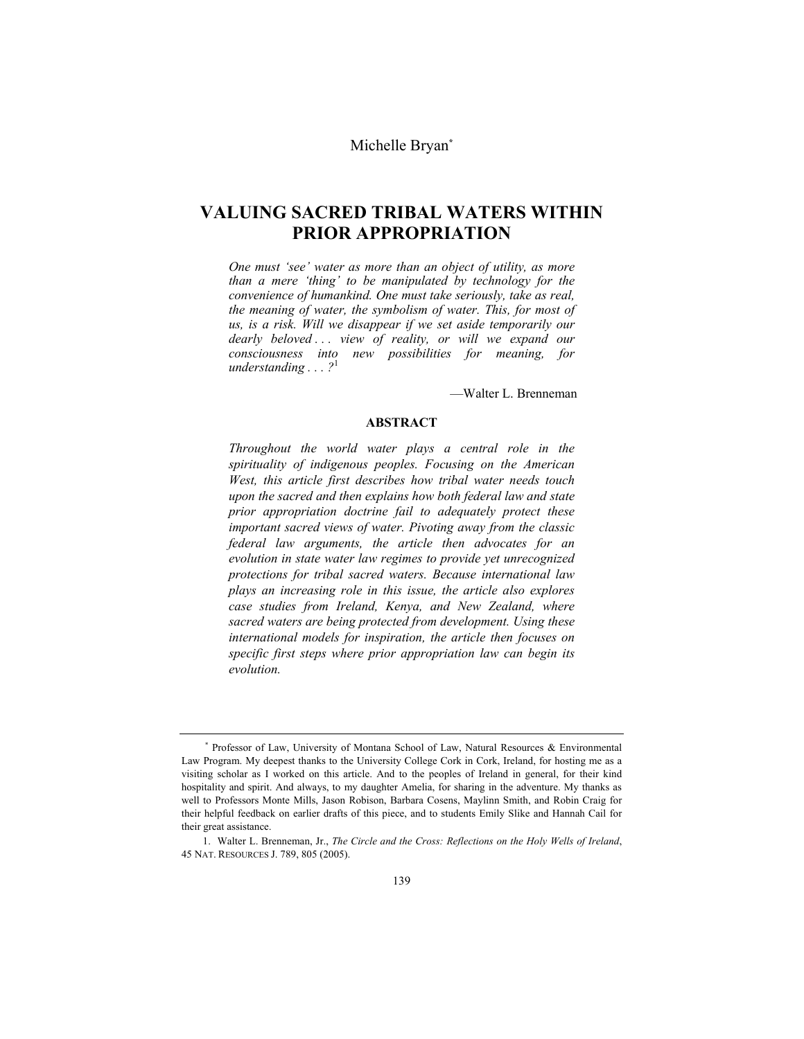Michelle Bryan[*]

# VALUING SACRED TRIBAL WATERS WITHIN PRIOR APPROPRIATION

*One must 'see' water as more than an object of utility, as more than a mere 'thing' to be manipulated by technology for the convenience of humankind. One must take seriously, take as real, the meaning of water, the symbolism of water. This, for most of us, is a risk. Will we disappear if we set aside temporarily our dearly beloved . . . view of reality, or will we expand our consciousness into new possibilities for meaning, for understanding . . . ?*[1]

—Walter L. Brenneman

## ABSTRACT

*Throughout the world water plays a central role in the spirituality of indigenous peoples. Focusing on the American West, this article first describes how tribal water needs touch upon the sacred and then explains how both federal law and state prior appropriation doctrine fail to adequately protect these important sacred views of water. Pivoting away from the classic federal law arguments, the article then advocates for an evolution in state water law regimes to provide yet unrecognized protections for tribal sacred waters. Because international law plays an increasing role in this issue, the article also explores case studies from Ireland, Kenya, and New Zealand, where sacred waters are being protected from development. Using these international models for inspiration, the article then focuses on specific first steps where prior appropriation law can begin its evolution.*

---

[*] Professor of Law, University of Montana School of Law, Natural Resources & Environmental Law Program. My deepest thanks to the University College Cork in Cork, Ireland, for hosting me as a visiting scholar as I worked on this article. And to the peoples of Ireland in general, for their kind hospitality and spirit. And always, to my daughter Amelia, for sharing in the adventure. My thanks as well to Professors Monte Mills, Jason Robison, Barbara Cosens, Maylinn Smith, and Robin Craig for their helpful feedback on earlier drafts of this piece, and to students Emily Slike and Hannah Cail for their great assistance.

1. Walter L. Brenneman, Jr., *The Circle and the Cross: Reflections on the Holy Wells of Ireland*, 45 NAT. RESOURCES J. 789, 805 (2005).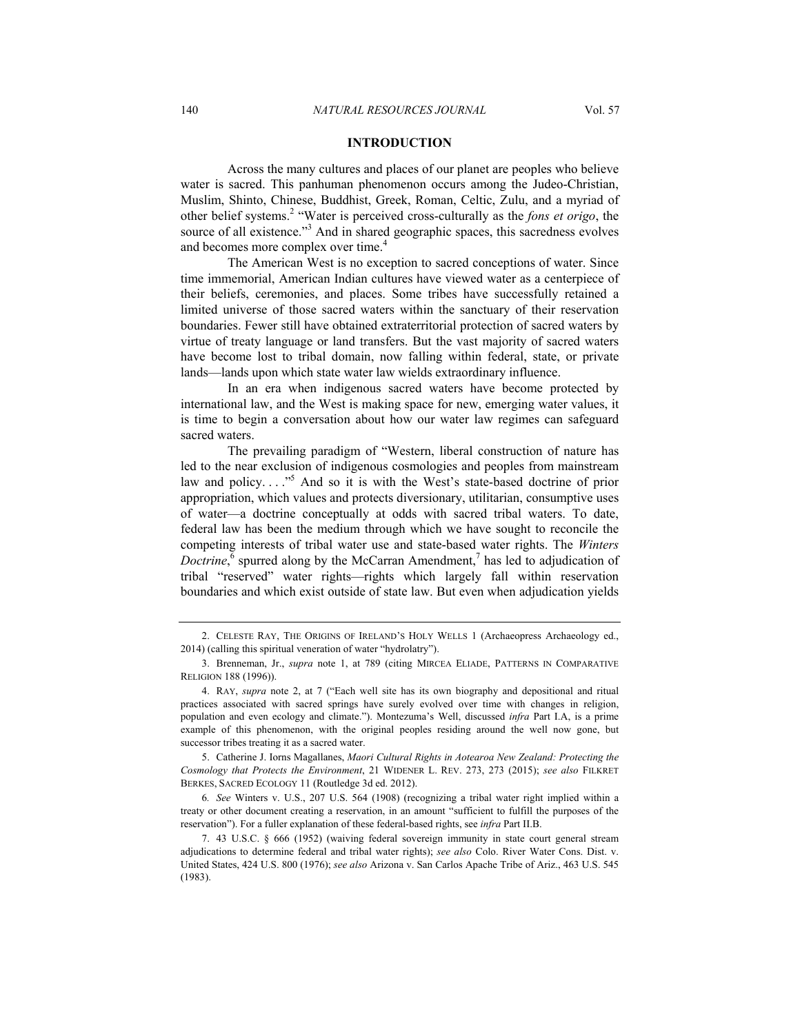## INTRODUCTION

Across the many cultures and places of our planet are peoples who believe water is sacred. This panhuman phenomenon occurs among the Judeo-Christian, Muslim, Shinto, Chinese, Buddhist, Greek, Roman, Celtic, Zulu, and a myriad of other belief systems.[2] "Water is perceived cross-culturally as the *fons et origo*, the source of all existence."[3] And in shared geographic spaces, this sacredness evolves and becomes more complex over time.[4]

The American West is no exception to sacred conceptions of water. Since time immemorial, American Indian cultures have viewed water as a centerpiece of their beliefs, ceremonies, and places. Some tribes have successfully retained a limited universe of those sacred waters within the sanctuary of their reservation boundaries. Fewer still have obtained extraterritorial protection of sacred waters by virtue of treaty language or land transfers. But the vast majority of sacred waters have become lost to tribal domain, now falling within federal, state, or private lands—lands upon which state water law wields extraordinary influence.

In an era when indigenous sacred waters have become protected by international law, and the West is making space for new, emerging water values, it is time to begin a conversation about how our water law regimes can safeguard sacred waters.

The prevailing paradigm of "Western, liberal construction of nature has led to the near exclusion of indigenous cosmologies and peoples from mainstream law and policy. . . ."[5] And so it is with the West's state-based doctrine of prior appropriation, which values and protects diversionary, utilitarian, consumptive uses of water—a doctrine conceptually at odds with sacred tribal waters. To date, federal law has been the medium through which we have sought to reconcile the competing interests of tribal water use and state-based water rights. The *Winters Doctrine*,[6] spurred along by the McCarran Amendment,[7] has led to adjudication of tribal "reserved" water rights—rights which largely fall within reservation boundaries and which exist outside of state law. But even when adjudication yields

---

2. CELESTE RAY, THE ORIGINS OF IRELAND'S HOLY WELLS 1 (Archaeopress Archaeology ed., 2014) (calling this spiritual veneration of water "hydrolatry").

3. Brenneman, Jr., *supra* note 1, at 789 (citing MIRCEA ELIADE, PATTERNS IN COMPARATIVE RELIGION 188 (1996)).

4. RAY, *supra* note 2, at 7 ("Each well site has its own biography and depositional and ritual practices associated with sacred springs have surely evolved over time with changes in religion, population and even ecology and climate."). Montezuma's Well, discussed *infra* Part I.A, is a prime example of this phenomenon, with the original peoples residing around the well now gone, but successor tribes treating it as a sacred water.

5. Catherine J. Iorns Magallanes, *Maori Cultural Rights in Aotearoa New Zealand: Protecting the Cosmology that Protects the Environment*, 21 WIDENER L. REV. 273, 273 (2015); *see also* FILKRET BERKES, SACRED ECOLOGY 11 (Routledge 3d ed. 2012).

6. *See* Winters v. U.S., 207 U.S. 564 (1908) (recognizing a tribal water right implied within a treaty or other document creating a reservation, in an amount "sufficient to fulfill the purposes of the reservation"). For a fuller explanation of these federal-based rights, see *infra* Part II.B.

7. 43 U.S.C. § 666 (1952) (waiving federal sovereign immunity in state court general stream adjudications to determine federal and tribal water rights); *see also* Colo. River Water Cons. Dist. v. United States, 424 U.S. 800 (1976); *see also* Arizona v. San Carlos Apache Tribe of Ariz., 463 U.S. 545 (1983).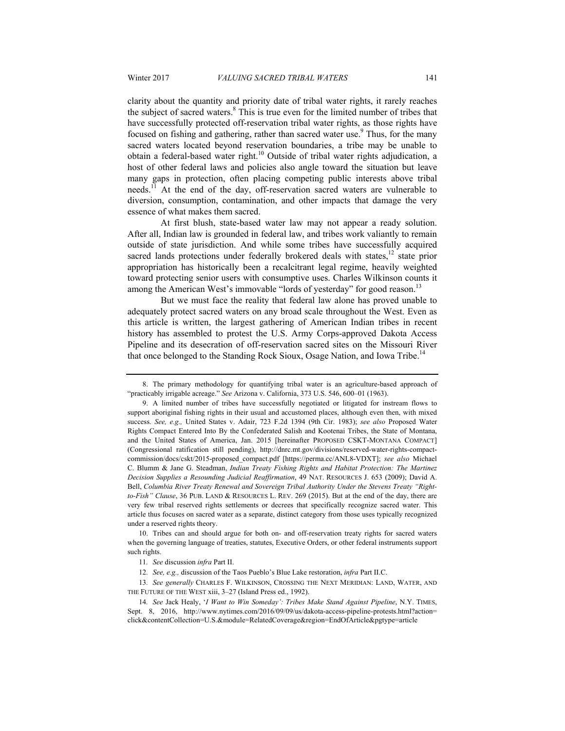clarity about the quantity and priority date of tribal water rights, it rarely reaches the subject of sacred waters.[8] This is true even for the limited number of tribes that have successfully protected off-reservation tribal water rights, as those rights have focused on fishing and gathering, rather than sacred water use.[9] Thus, for the many sacred waters located beyond reservation boundaries, a tribe may be unable to obtain a federal-based water right.[10] Outside of tribal water rights adjudication, a host of other federal laws and policies also angle toward the situation but leave many gaps in protection, often placing competing public interests above tribal needs.[11] At the end of the day, off-reservation sacred waters are vulnerable to diversion, consumption, contamination, and other impacts that damage the very essence of what makes them sacred.

At first blush, state-based water law may not appear a ready solution. After all, Indian law is grounded in federal law, and tribes work valiantly to remain outside of state jurisdiction. And while some tribes have successfully acquired sacred lands protections under federally brokered deals with states,[12] state prior appropriation has historically been a recalcitrant legal regime, heavily weighted toward protecting senior users with consumptive uses. Charles Wilkinson counts it among the American West's immovable "lords of yesterday" for good reason.[13]

But we must face the reality that federal law alone has proved unable to adequately protect sacred waters on any broad scale throughout the West. Even as this article is written, the largest gathering of American Indian tribes in recent history has assembled to protest the U.S. Army Corps-approved Dakota Access Pipeline and its desecration of off-reservation sacred sites on the Missouri River that once belonged to the Standing Rock Sioux, Osage Nation, and Iowa Tribe.[14]

---

8. The primary methodology for quantifying tribal water is an agriculture-based approach of "practicably irrigable acreage." *See* Arizona v. California, 373 U.S. 546, 600–01 (1963).

9. A limited number of tribes have successfully negotiated or litigated for instream flows to support aboriginal fishing rights in their usual and accustomed places, although even then, with mixed success. *See, e.g.,* United States v. Adair, 723 F.2d 1394 (9th Cir. 1983); *see also* Proposed Water Rights Compact Entered Into By the Confederated Salish and Kootenai Tribes, the State of Montana, and the United States of America, Jan. 2015 [hereinafter PROPOSED CSKT-MONTANA COMPACT] (Congressional ratification still pending), http://dnrc.mt.gov/divisions/reserved-water-rights-compact-commission/docs/cskt/2015-proposed_compact.pdf [https://perma.cc/ANL8-VDXT]; *see also* Michael C. Blumm & Jane G. Steadman, *Indian Treaty Fishing Rights and Habitat Protection: The Martinez Decision Supplies a Resounding Judicial Reaffirmation*, 49 NAT. RESOURCES J. 653 (2009); David A. Bell, *Columbia River Treaty Renewal and Sovereign Tribal Authority Under the Stevens Treaty "Right-to-Fish" Clause*, 36 PUB. LAND & RESOURCES L. REV. 269 (2015). But at the end of the day, there are very few tribal reserved rights settlements or decrees that specifically recognize sacred water. This article thus focuses on sacred water as a separate, distinct category from those uses typically recognized under a reserved rights theory.

10. Tribes can and should argue for both on- and off-reservation treaty rights for sacred waters when the governing language of treaties, statutes, Executive Orders, or other federal instruments support such rights.

11. *See* discussion *infra* Part II.

12. *See, e.g.,* discussion of the Taos Pueblo's Blue Lake restoration, *infra* Part II.C.

13. *See generally* CHARLES F. WILKINSON, CROSSING THE NEXT MERIDIAN: LAND, WATER, AND THE FUTURE OF THE WEST xiii, 3–27 (Island Press ed., 1992).

14. *See* Jack Healy, '*I Want to Win Someday': Tribes Make Stand Against Pipeline*, N.Y. TIMES, Sept. 8, 2016, http://www.nytimes.com/2016/09/09/us/dakota-access-pipeline-protests.html?action=click&contentCollection=U.S.&module=RelatedCoverage&region=EndOfArticle&pgtype=article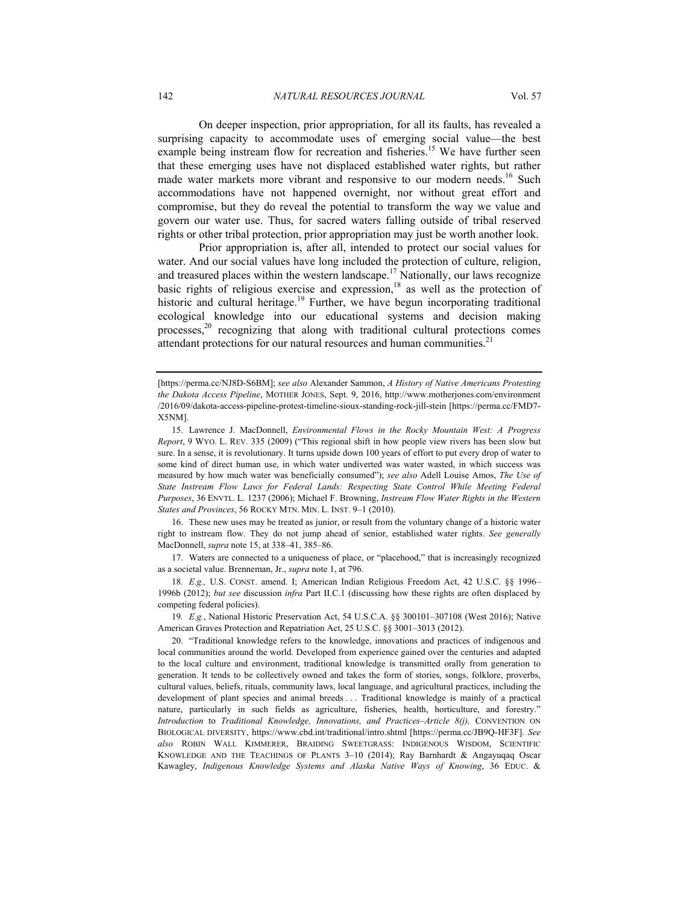On deeper inspection, prior appropriation, for all its faults, has revealed a surprising capacity to accommodate uses of emerging social value—the best example being instream flow for recreation and fisheries.[15] We have further seen that these emerging uses have not displaced established water rights, but rather made water markets more vibrant and responsive to our modern needs.[16] Such accommodations have not happened overnight, nor without great effort and compromise, but they do reveal the potential to transform the way we value and govern our water use. Thus, for sacred waters falling outside of tribal reserved rights or other tribal protection, prior appropriation may just be worth another look.

Prior appropriation is, after all, intended to protect our social values for water. And our social values have long included the protection of culture, religion, and treasured places within the western landscape.[17] Nationally, our laws recognize basic rights of religious exercise and expression,[18] as well as the protection of historic and cultural heritage.[19] Further, we have begun incorporating traditional ecological knowledge into our educational systems and decision making processes,[20] recognizing that along with traditional cultural protections comes attendant protections for our natural resources and human communities.[21]

---

[https://perma.cc/NJ8D-S6BM]; *see also* Alexander Sammon, *A History of Native Americans Protesting the Dakota Access Pipeline*, MOTHER JONES, Sept. 9, 2016, http://www.motherjones.com/environment/2016/09/dakota-access-pipeline-protest-timeline-sioux-standing-rock-jill-stein [https://perma.cc/FMD7-X5NM].

15. Lawrence J. MacDonnell, *Environmental Flows in the Rocky Mountain West: A Progress Report*, 9 WYO. L. REV. 335 (2009) ("This regional shift in how people view rivers has been slow but sure. In a sense, it is revolutionary. It turns upside down 100 years of effort to put every drop of water to some kind of direct human use, in which water undiverted was water wasted, in which success was measured by how much water was beneficially consumed"); *see also* Adell Louise Amos, *The Use of State Instream Flow Laws for Federal Lands: Respecting State Control While Meeting Federal Purposes*, 36 ENVTL. L. 1237 (2006); Michael F. Browning, *Instream Flow Water Rights in the Western States and Provinces*, 56 ROCKY MTN. MIN. L. INST. 9–1 (2010).

16. These new uses may be treated as junior, or result from the voluntary change of a historic water right to instream flow. They do not jump ahead of senior, established water rights. *See generally* MacDonnell, *supra* note 15, at 338–41, 385–86.

17. Waters are connected to a uniqueness of place, or "placehood," that is increasingly recognized as a societal value. Brenneman, Jr., *supra* note 1, at 796.

18. *E.g.,* U.S. CONST. amend. I; American Indian Religious Freedom Act, 42 U.S.C. §§ 1996–1996b (2012); *but see* discussion *infra* Part II.C.1 (discussing how these rights are often displaced by competing federal policies).

19. *E.g.*, National Historic Preservation Act, 54 U.S.C.A. §§ 300101–307108 (West 2016); Native American Graves Protection and Repatriation Act, 25 U.S.C. §§ 3001–3013 (2012).

20. "Traditional knowledge refers to the knowledge, innovations and practices of indigenous and local communities around the world. Developed from experience gained over the centuries and adapted to the local culture and environment, traditional knowledge is transmitted orally from generation to generation. It tends to be collectively owned and takes the form of stories, songs, folklore, proverbs, cultural values, beliefs, rituals, community laws, local language, and agricultural practices, including the development of plant species and animal breeds . . . Traditional knowledge is mainly of a practical nature, particularly in such fields as agriculture, fisheries, health, horticulture, and forestry." *Introduction* to *Traditional Knowledge, Innovations, and Practices–Article 8(j),* CONVENTION ON BIOLOGICAL DIVERSITY, https://www.cbd.int/traditional/intro.shtml [https://perma.cc/JB9Q-HF3F]. *See also* ROBIN WALL KIMMERER, BRAIDING SWEETGRASS: INDIGENOUS WISDOM, SCIENTIFIC KNOWLEDGE AND THE TEACHINGS OF PLANTS 3–10 (2014); Ray Barnhardt & Angayuqaq Oscar Kawagley, *Indigenous Knowledge Systems and Alaska Native Ways of Knowing*, 36 EDUC. &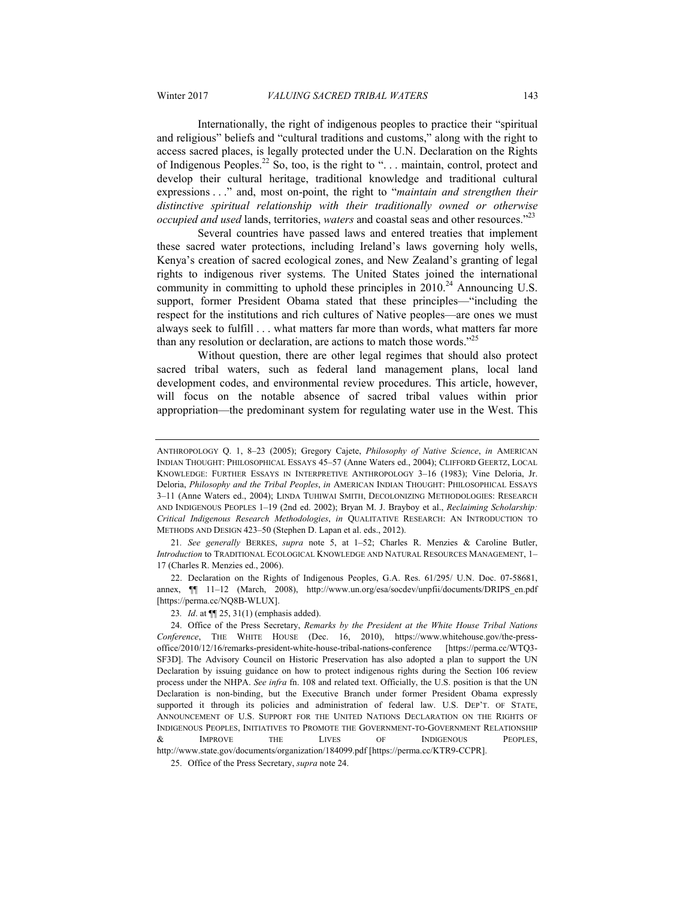Internationally, the right of indigenous peoples to practice their "spiritual and religious" beliefs and "cultural traditions and customs," along with the right to access sacred places, is legally protected under the U.N. Declaration on the Rights of Indigenous Peoples.[22] So, too, is the right to ". . . maintain, control, protect and develop their cultural heritage, traditional knowledge and traditional cultural expressions . . ." and, most on-point, the right to "*maintain and strengthen their distinctive spiritual relationship with their traditionally owned or otherwise occupied and used* lands, territories, *waters* and coastal seas and other resources."[23]

Several countries have passed laws and entered treaties that implement these sacred water protections, including Ireland's laws governing holy wells, Kenya's creation of sacred ecological zones, and New Zealand's granting of legal rights to indigenous river systems. The United States joined the international community in committing to uphold these principles in 2010.[24] Announcing U.S. support, former President Obama stated that these principles—"including the respect for the institutions and rich cultures of Native peoples—are ones we must always seek to fulfill . . . what matters far more than words, what matters far more than any resolution or declaration, are actions to match those words."[25]

Without question, there are other legal regimes that should also protect sacred tribal waters, such as federal land management plans, local land development codes, and environmental review procedures. This article, however, will focus on the notable absence of sacred tribal values within prior appropriation—the predominant system for regulating water use in the West. This

---

ANTHROPOLOGY Q. 1, 8–23 (2005); Gregory Cajete, *Philosophy of Native Science*, *in* AMERICAN INDIAN THOUGHT: PHILOSOPHICAL ESSAYS 45–57 (Anne Waters ed., 2004); CLIFFORD GEERTZ, LOCAL KNOWLEDGE: FURTHER ESSAYS IN INTERPRETIVE ANTHROPOLOGY 3–16 (1983); Vine Deloria, Jr. Deloria, *Philosophy and the Tribal Peoples*, *in* AMERICAN INDIAN THOUGHT: PHILOSOPHICAL ESSAYS 3–11 (Anne Waters ed., 2004); LINDA TUHIWAI SMITH, DECOLONIZING METHODOLOGIES: RESEARCH AND INDIGENOUS PEOPLES 1–19 (2nd ed. 2002); Bryan M. J. Brayboy et al., *Reclaiming Scholarship: Critical Indigenous Research Methodologies*, *in* QUALITATIVE RESEARCH: AN INTRODUCTION TO METHODS AND DESIGN 423–50 (Stephen D. Lapan et al. eds., 2012).

21. *See generally* BERKES, *supra* note 5, at 1–52; Charles R. Menzies & Caroline Butler, *Introduction* to TRADITIONAL ECOLOGICAL KNOWLEDGE AND NATURAL RESOURCES MANAGEMENT, 1–17 (Charles R. Menzies ed., 2006).

22. Declaration on the Rights of Indigenous Peoples, G.A. Res. 61/295/ U.N. Doc. 07-58681, annex, ¶¶ 11–12 (March, 2008), http://www.un.org/esa/socdev/unpfii/documents/DRIPS_en.pdf [https://perma.cc/NQ8B-WLUX].

23. *Id*. at ¶¶ 25, 31(1) (emphasis added).

24. Office of the Press Secretary, *Remarks by the President at the White House Tribal Nations Conference*, THE WHITE HOUSE (Dec. 16, 2010), https://www.whitehouse.gov/the-press-office/2010/12/16/remarks-president-white-house-tribal-nations-conference [https://perma.cc/WTQ3-SF3D]. The Advisory Council on Historic Preservation has also adopted a plan to support the UN Declaration by issuing guidance on how to protect indigenous rights during the Section 106 review process under the NHPA. *See infra* fn. 108 and related text. Officially, the U.S. position is that the UN Declaration is non-binding, but the Executive Branch under former President Obama expressly supported it through its policies and administration of federal law. U.S. DEP'T. OF STATE, ANNOUNCEMENT OF U.S. SUPPORT FOR THE UNITED NATIONS DECLARATION ON THE RIGHTS OF INDIGENOUS PEOPLES, INITIATIVES TO PROMOTE THE GOVERNMENT-TO-GOVERNMENT RELATIONSHIP & IMPROVE THE LIVES OF INDIGENOUS PEOPLES, http://www.state.gov/documents/organization/184099.pdf [https://perma.cc/KTR9-CCPR].

25. Office of the Press Secretary, *supra* note 24.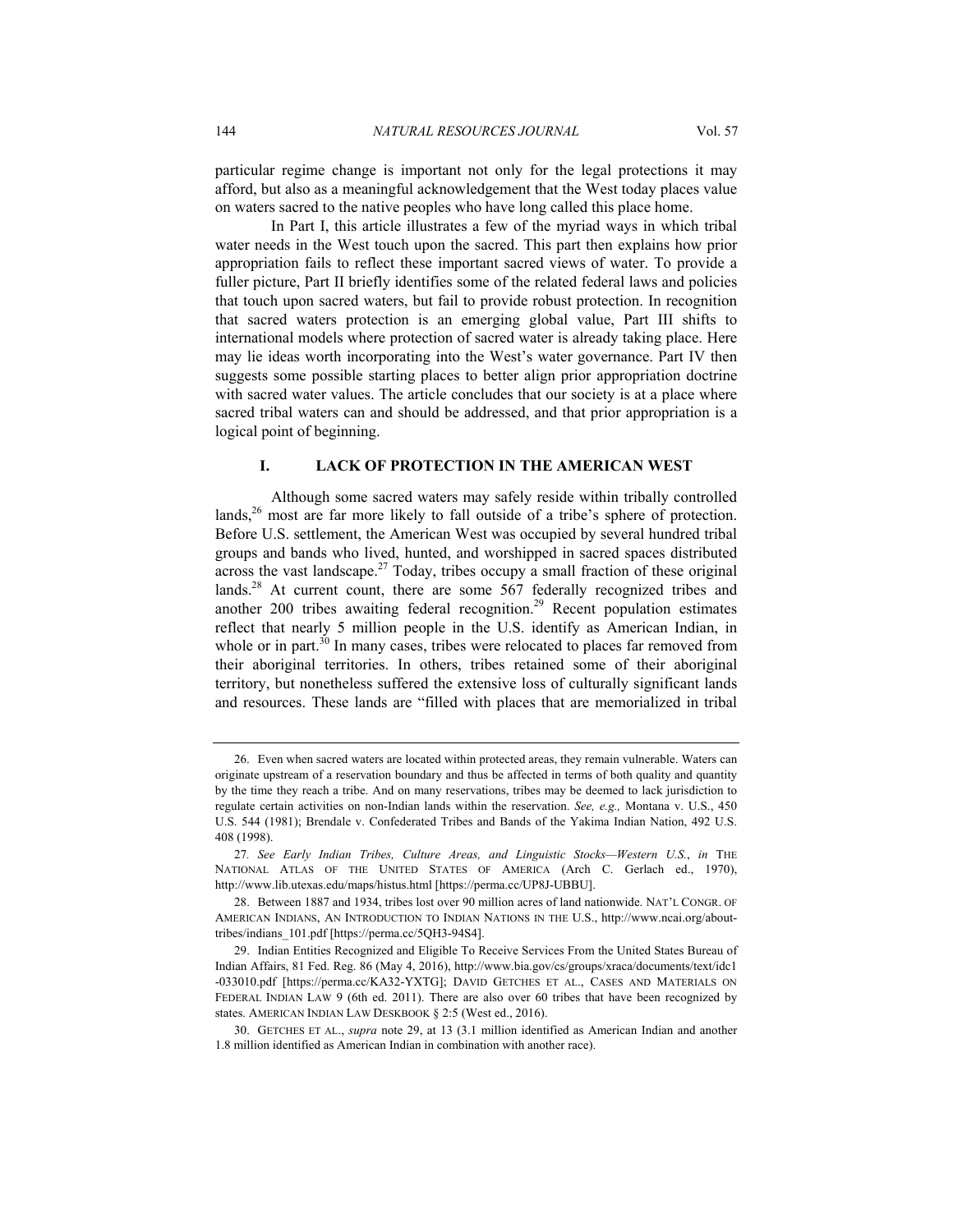particular regime change is important not only for the legal protections it may afford, but also as a meaningful acknowledgement that the West today places value on waters sacred to the native peoples who have long called this place home.

In Part I, this article illustrates a few of the myriad ways in which tribal water needs in the West touch upon the sacred. This part then explains how prior appropriation fails to reflect these important sacred views of water. To provide a fuller picture, Part II briefly identifies some of the related federal laws and policies that touch upon sacred waters, but fail to provide robust protection. In recognition that sacred waters protection is an emerging global value, Part III shifts to international models where protection of sacred water is already taking place. Here may lie ideas worth incorporating into the West's water governance. Part IV then suggests some possible starting places to better align prior appropriation doctrine with sacred water values. The article concludes that our society is at a place where sacred tribal waters can and should be addressed, and that prior appropriation is a logical point of beginning.

## I. LACK OF PROTECTION IN THE AMERICAN WEST

Although some sacred waters may safely reside within tribally controlled lands,[26] most are far more likely to fall outside of a tribe's sphere of protection. Before U.S. settlement, the American West was occupied by several hundred tribal groups and bands who lived, hunted, and worshipped in sacred spaces distributed across the vast landscape.[27] Today, tribes occupy a small fraction of these original lands.[28] At current count, there are some 567 federally recognized tribes and another 200 tribes awaiting federal recognition.[29] Recent population estimates reflect that nearly 5 million people in the U.S. identify as American Indian, in whole or in part.[30] In many cases, tribes were relocated to places far removed from their aboriginal territories. In others, tribes retained some of their aboriginal territory, but nonetheless suffered the extensive loss of culturally significant lands and resources. These lands are "filled with places that are memorialized in tribal

---

26. Even when sacred waters are located within protected areas, they remain vulnerable. Waters can originate upstream of a reservation boundary and thus be affected in terms of both quality and quantity by the time they reach a tribe. And on many reservations, tribes may be deemed to lack jurisdiction to regulate certain activities on non-Indian lands within the reservation. *See, e.g.,* Montana v. U.S., 450 U.S. 544 (1981); Brendale v. Confederated Tribes and Bands of the Yakima Indian Nation, 492 U.S. 408 (1998).

27. *See Early Indian Tribes, Culture Areas, and Linguistic Stocks—Western U.S.*, *in* THE NATIONAL ATLAS OF THE UNITED STATES OF AMERICA (Arch C. Gerlach ed., 1970), http://www.lib.utexas.edu/maps/histus.html [https://perma.cc/UP8J-UBBU].

28. Between 1887 and 1934, tribes lost over 90 million acres of land nationwide. NAT'L CONGR. OF AMERICAN INDIANS, AN INTRODUCTION TO INDIAN NATIONS IN THE U.S., http://www.ncai.org/about-tribes/indians_101.pdf [https://perma.cc/5QH3-94S4].

29. Indian Entities Recognized and Eligible To Receive Services From the United States Bureau of Indian Affairs, 81 Fed. Reg. 86 (May 4, 2016), http://www.bia.gov/cs/groups/xraca/documents/text/idc1-033010.pdf [https://perma.cc/KA32-YXTG]; DAVID GETCHES ET AL., CASES AND MATERIALS ON FEDERAL INDIAN LAW 9 (6th ed. 2011). There are also over 60 tribes that have been recognized by states. AMERICAN INDIAN LAW DESKBOOK § 2:5 (West ed., 2016).

30. GETCHES ET AL., *supra* note 29, at 13 (3.1 million identified as American Indian and another 1.8 million identified as American Indian in combination with another race).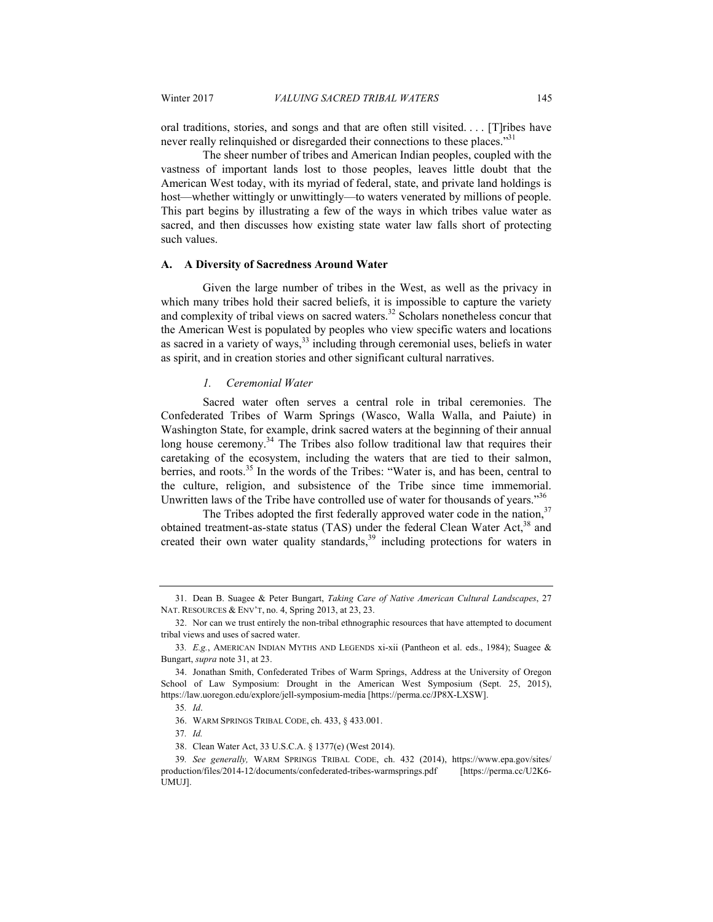oral traditions, stories, and songs and that are often still visited. . . . [T]ribes have never really relinquished or disregarded their connections to these places."[31]

The sheer number of tribes and American Indian peoples, coupled with the vastness of important lands lost to those peoples, leaves little doubt that the American West today, with its myriad of federal, state, and private land holdings is host—whether wittingly or unwittingly—to waters venerated by millions of people. This part begins by illustrating a few of the ways in which tribes value water as sacred, and then discusses how existing state water law falls short of protecting such values.

### A. A Diversity of Sacredness Around Water

Given the large number of tribes in the West, as well as the privacy in which many tribes hold their sacred beliefs, it is impossible to capture the variety and complexity of tribal views on sacred waters.[32] Scholars nonetheless concur that the American West is populated by peoples who view specific waters and locations as sacred in a variety of ways,[33] including through ceremonial uses, beliefs in water as spirit, and in creation stories and other significant cultural narratives.

#### *1. Ceremonial Water*

Sacred water often serves a central role in tribal ceremonies. The Confederated Tribes of Warm Springs (Wasco, Walla Walla, and Paiute) in Washington State, for example, drink sacred waters at the beginning of their annual long house ceremony.[34] The Tribes also follow traditional law that requires their caretaking of the ecosystem, including the waters that are tied to their salmon, berries, and roots.[35] In the words of the Tribes: "Water is, and has been, central to the culture, religion, and subsistence of the Tribe since time immemorial. Unwritten laws of the Tribe have controlled use of water for thousands of years."[36]

The Tribes adopted the first federally approved water code in the nation,[37] obtained treatment-as-state status (TAS) under the federal Clean Water Act,[38] and created their own water quality standards,[39] including protections for waters in

---

31. Dean B. Suagee & Peter Bungart, *Taking Care of Native American Cultural Landscapes*, 27 NAT. RESOURCES & ENV'T, no. 4, Spring 2013, at 23, 23.

32. Nor can we trust entirely the non-tribal ethnographic resources that have attempted to document tribal views and uses of sacred water.

33. *E.g.*, AMERICAN INDIAN MYTHS AND LEGENDS xi-xii (Pantheon et al. eds., 1984); Suagee & Bungart, *supra* note 31, at 23.

34. Jonathan Smith, Confederated Tribes of Warm Springs, Address at the University of Oregon School of Law Symposium: Drought in the American West Symposium (Sept. 25, 2015), https://law.uoregon.edu/explore/jell-symposium-media [https://perma.cc/JP8X-LXSW].

35. *Id*.

36. WARM SPRINGS TRIBAL CODE, ch. 433, § 433.001.

37. *Id.*

38. Clean Water Act, 33 U.S.C.A. § 1377(e) (West 2014).

39. *See generally,* WARM SPRINGS TRIBAL CODE, ch. 432 (2014), https://www.epa.gov/sites/production/files/2014-12/documents/confederated-tribes-warmsprings.pdf [https://perma.cc/U2K6-UMUJ].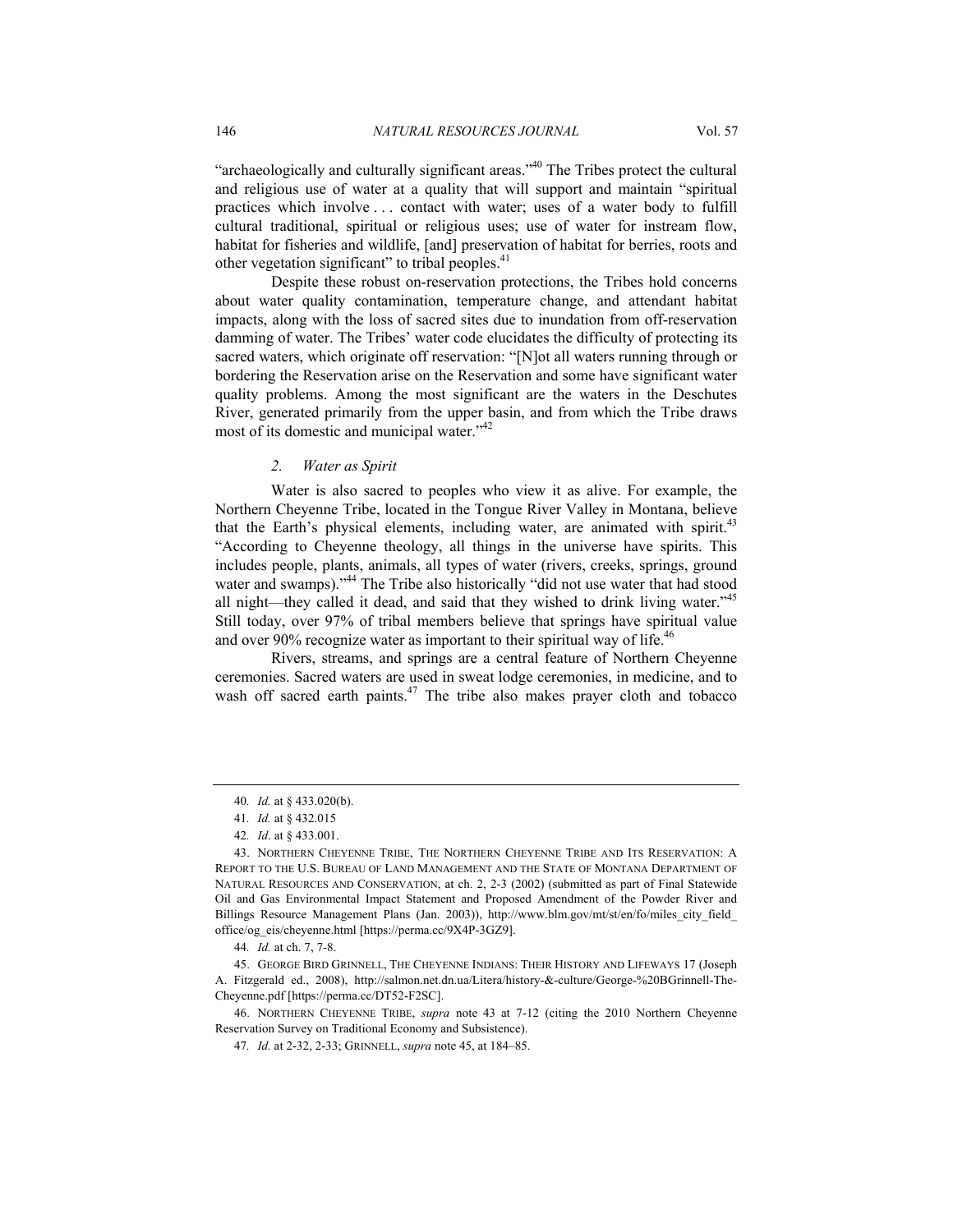"archaeologically and culturally significant areas."[40] The Tribes protect the cultural and religious use of water at a quality that will support and maintain "spiritual practices which involve . . . contact with water; uses of a water body to fulfill cultural traditional, spiritual or religious uses; use of water for instream flow, habitat for fisheries and wildlife, [and] preservation of habitat for berries, roots and other vegetation significant" to tribal peoples.[41]

Despite these robust on-reservation protections, the Tribes hold concerns about water quality contamination, temperature change, and attendant habitat impacts, along with the loss of sacred sites due to inundation from off-reservation damming of water. The Tribes' water code elucidates the difficulty of protecting its sacred waters, which originate off reservation: "[N]ot all waters running through or bordering the Reservation arise on the Reservation and some have significant water quality problems. Among the most significant are the waters in the Deschutes River, generated primarily from the upper basin, and from which the Tribe draws most of its domestic and municipal water."[42]

### *2. Water as Spirit*

Water is also sacred to peoples who view it as alive. For example, the Northern Cheyenne Tribe, located in the Tongue River Valley in Montana, believe that the Earth's physical elements, including water, are animated with spirit.[43] "According to Cheyenne theology, all things in the universe have spirits. This includes people, plants, animals, all types of water (rivers, creeks, springs, ground water and swamps)."[44] The Tribe also historically "did not use water that had stood all night—they called it dead, and said that they wished to drink living water."[45] Still today, over 97% of tribal members believe that springs have spiritual value and over 90% recognize water as important to their spiritual way of life.[46]

Rivers, streams, and springs are a central feature of Northern Cheyenne ceremonies. Sacred waters are used in sweat lodge ceremonies, in medicine, and to wash off sacred earth paints.[47] The tribe also makes prayer cloth and tobacco

---

40. *Id.* at § 433.020(b).

41. *Id.* at § 432.015

42. *Id*. at § 433.001.

43. NORTHERN CHEYENNE TRIBE, THE NORTHERN CHEYENNE TRIBE AND ITS RESERVATION: A REPORT TO THE U.S. BUREAU OF LAND MANAGEMENT AND THE STATE OF MONTANA DEPARTMENT OF NATURAL RESOURCES AND CONSERVATION, at ch. 2, 2-3 (2002) (submitted as part of Final Statewide Oil and Gas Environmental Impact Statement and Proposed Amendment of the Powder River and Billings Resource Management Plans (Jan. 2003)), http://www.blm.gov/mt/st/en/fo/miles_city_field_office/og_eis/cheyenne.html [https://perma.cc/9X4P-3GZ9].

44. *Id.* at ch. 7, 7-8.

45. GEORGE BIRD GRINNELL, THE CHEYENNE INDIANS: THEIR HISTORY AND LIFEWAYS 17 (Joseph A. Fitzgerald ed., 2008), http://salmon.net.dn.ua/Litera/history-&-culture/George-%20BGrinnell-The-Cheyenne.pdf [https://perma.cc/DT52-F2SC].

46. NORTHERN CHEYENNE TRIBE, *supra* note 43 at 7-12 (citing the 2010 Northern Cheyenne Reservation Survey on Traditional Economy and Subsistence).

47. *Id.* at 2-32, 2-33; GRINNELL, *supra* note 45, at 184–85.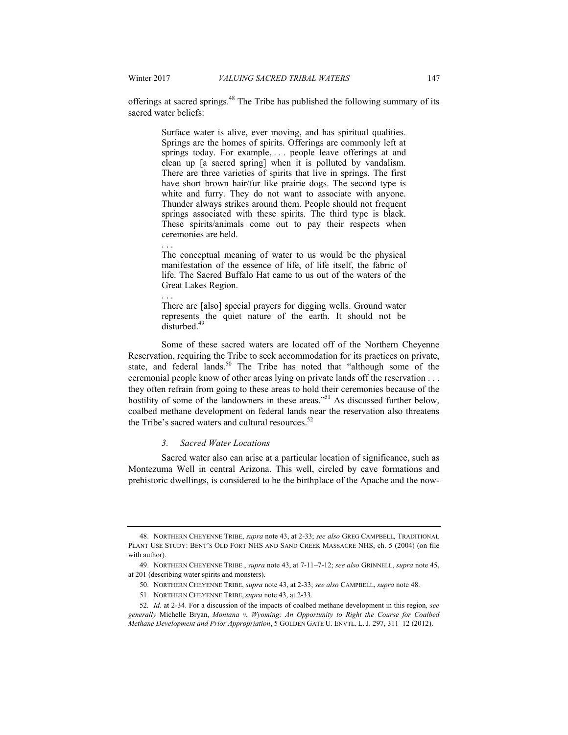offerings at sacred springs.[48] The Tribe has published the following summary of its sacred water beliefs:

> Surface water is alive, ever moving, and has spiritual qualities. Springs are the homes of spirits. Offerings are commonly left at springs today. For example, . . . people leave offerings at and clean up [a sacred spring] when it is polluted by vandalism. There are three varieties of spirits that live in springs. The first have short brown hair/fur like prairie dogs. The second type is white and furry. They do not want to associate with anyone. Thunder always strikes around them. People should not frequent springs associated with these spirits. The third type is black. These spirits/animals come out to pay their respects when ceremonies are held.
>
> . . .
>
> The conceptual meaning of water to us would be the physical manifestation of the essence of life, of life itself, the fabric of life. The Sacred Buffalo Hat came to us out of the waters of the Great Lakes Region.
>
> . . .
>
> There are [also] special prayers for digging wells. Ground water represents the quiet nature of the earth. It should not be disturbed.[49]

Some of these sacred waters are located off of the Northern Cheyenne Reservation, requiring the Tribe to seek accommodation for its practices on private, state, and federal lands.[50] The Tribe has noted that "although some of the ceremonial people know of other areas lying on private lands off the reservation . . . they often refrain from going to these areas to hold their ceremonies because of the hostility of some of the landowners in these areas."[51] As discussed further below, coalbed methane development on federal lands near the reservation also threatens the Tribe's sacred waters and cultural resources.[52]

### *3. Sacred Water Locations*

Sacred water also can arise at a particular location of significance, such as Montezuma Well in central Arizona. This well, circled by cave formations and prehistoric dwellings, is considered to be the birthplace of the Apache and the now-

---

48. NORTHERN CHEYENNE TRIBE, *supra* note 43, at 2-33; *see also* GREG CAMPBELL, TRADITIONAL PLANT USE STUDY: BENT'S OLD FORT NHS AND SAND CREEK MASSACRE NHS, ch. 5 (2004) (on file with author).

49. NORTHERN CHEYENNE TRIBE , *supra* note 43, at 7-11–7-12; *see also* GRINNELL, *supra* note 45, at 201 (describing water spirits and monsters).

50. NORTHERN CHEYENNE TRIBE, *supra* note 43, at 2-33; *see also* CAMPBELL, *supra* note 48.

51. NORTHERN CHEYENNE TRIBE, *supra* note 43, at 2-33.

52. *Id.* at 2-34. For a discussion of the impacts of coalbed methane development in this region*, see generally* Michelle Bryan, *Montana v. Wyoming: An Opportunity to Right the Course for Coalbed Methane Development and Prior Appropriation*, 5 GOLDEN GATE U. ENVTL. L. J. 297, 311–12 (2012).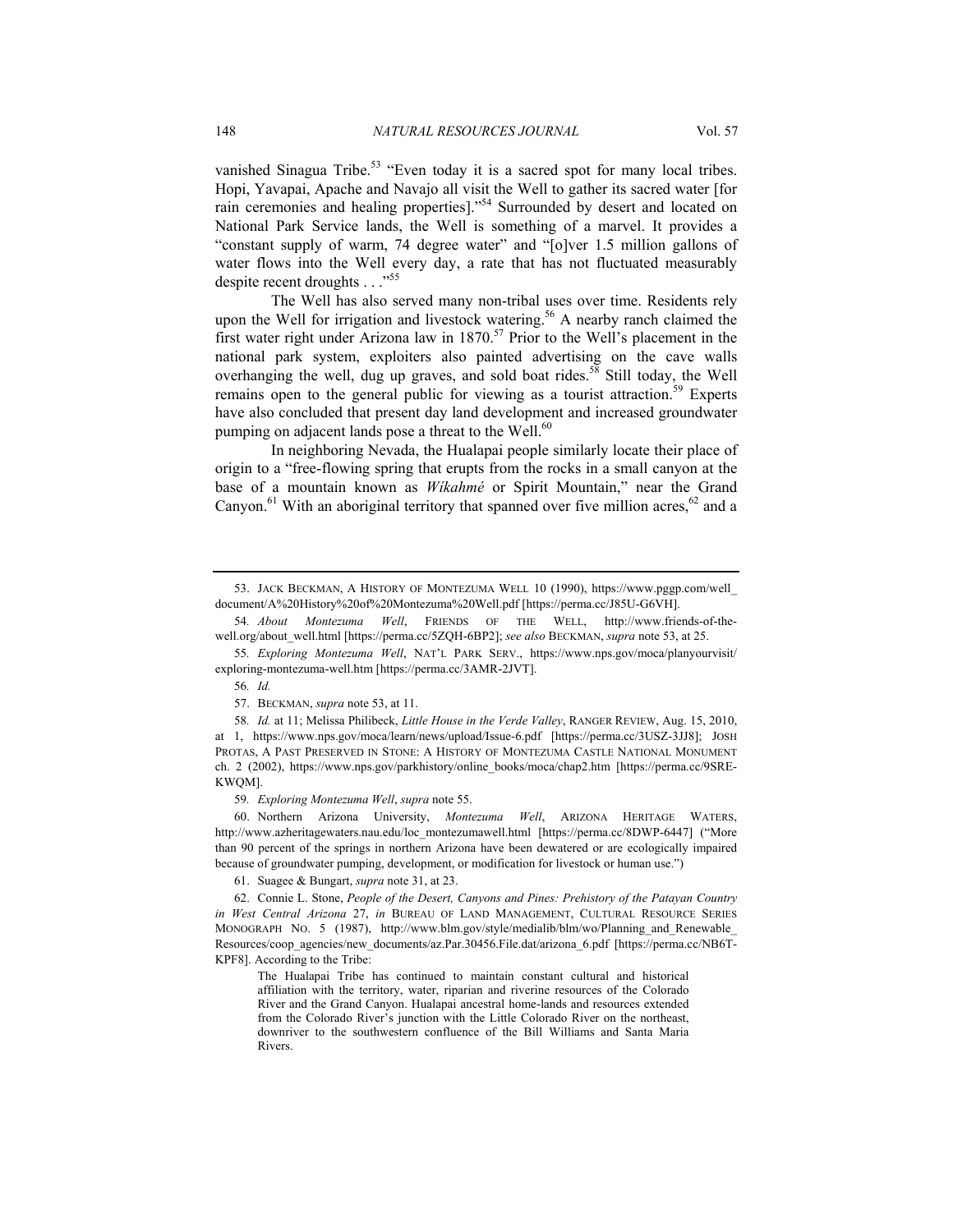vanished Sinagua Tribe.[53] "Even today it is a sacred spot for many local tribes. Hopi, Yavapai, Apache and Navajo all visit the Well to gather its sacred water [for rain ceremonies and healing properties]."[54] Surrounded by desert and located on National Park Service lands, the Well is something of a marvel. It provides a "constant supply of warm, 74 degree water" and "[o]ver 1.5 million gallons of water flows into the Well every day, a rate that has not fluctuated measurably despite recent droughts . . ."[55]

The Well has also served many non-tribal uses over time. Residents rely upon the Well for irrigation and livestock watering.[56] A nearby ranch claimed the first water right under Arizona law in 1870.[57] Prior to the Well's placement in the national park system, exploiters also painted advertising on the cave walls overhanging the well, dug up graves, and sold boat rides.[58] Still today, the Well remains open to the general public for viewing as a tourist attraction.[59] Experts have also concluded that present day land development and increased groundwater pumping on adjacent lands pose a threat to the Well.[60]

In neighboring Nevada, the Hualapai people similarly locate their place of origin to a "free-flowing spring that erupts from the rocks in a small canyon at the base of a mountain known as *Wikahmé* or Spirit Mountain," near the Grand Canyon.[61] With an aboriginal territory that spanned over five million acres,[62] and a

---

53. JACK BECKMAN, A HISTORY OF MONTEZUMA WELL 10 (1990), https://www.pggp.com/well_document/A%20History%20of%20Montezuma%20Well.pdf [https://perma.cc/J85U-G6VH].

54. *About Montezuma Well*, FRIENDS OF THE WELL, http://www.friends-of-the-well.org/about_well.html [https://perma.cc/5ZQH-6BP2]; *see also* BECKMAN, *supra* note 53, at 25.

55. *Exploring Montezuma Well*, NAT'L PARK SERV., https://www.nps.gov/moca/planyourvisit/exploring-montezuma-well.htm [https://perma.cc/3AMR-2JVT].

56. *Id.*

57. BECKMAN, *supra* note 53, at 11.

58. *Id.* at 11; Melissa Philibeck, *Little House in the Verde Valley*, RANGER REVIEW, Aug. 15, 2010, at 1, https://www.nps.gov/moca/learn/news/upload/Issue-6.pdf [https://perma.cc/3USZ-3JJ8]; JOSH PROTAS, A PAST PRESERVED IN STONE: A HISTORY OF MONTEZUMA CASTLE NATIONAL MONUMENT ch. 2 (2002), https://www.nps.gov/parkhistory/online_books/moca/chap2.htm [https://perma.cc/9SRE-KWQM].

59. *Exploring Montezuma Well*, *supra* note 55.

60. Northern Arizona University, *Montezuma Well*, ARIZONA HERITAGE WATERS, http://www.azheritagewaters.nau.edu/loc_montezumawell.html [https://perma.cc/8DWP-6447] ("More than 90 percent of the springs in northern Arizona have been dewatered or are ecologically impaired because of groundwater pumping, development, or modification for livestock or human use.")

61. Suagee & Bungart, *supra* note 31, at 23.

62. Connie L. Stone, *People of the Desert, Canyons and Pines: Prehistory of the Patayan Country in West Central Arizona* 27, *in* BUREAU OF LAND MANAGEMENT, CULTURAL RESOURCE SERIES MONOGRAPH NO. 5 (1987), http://www.blm.gov/style/medialib/blm/wo/Planning_and_Renewable_Resources/coop_agencies/new_documents/az.Par.30456.File.dat/arizona_6.pdf [https://perma.cc/NB6T-KPF8]. According to the Tribe:

> The Hualapai Tribe has continued to maintain constant cultural and historical affiliation with the territory, water, riparian and riverine resources of the Colorado River and the Grand Canyon. Hualapai ancestral home-lands and resources extended from the Colorado River's junction with the Little Colorado River on the northeast, downriver to the southwestern confluence of the Bill Williams and Santa Maria Rivers.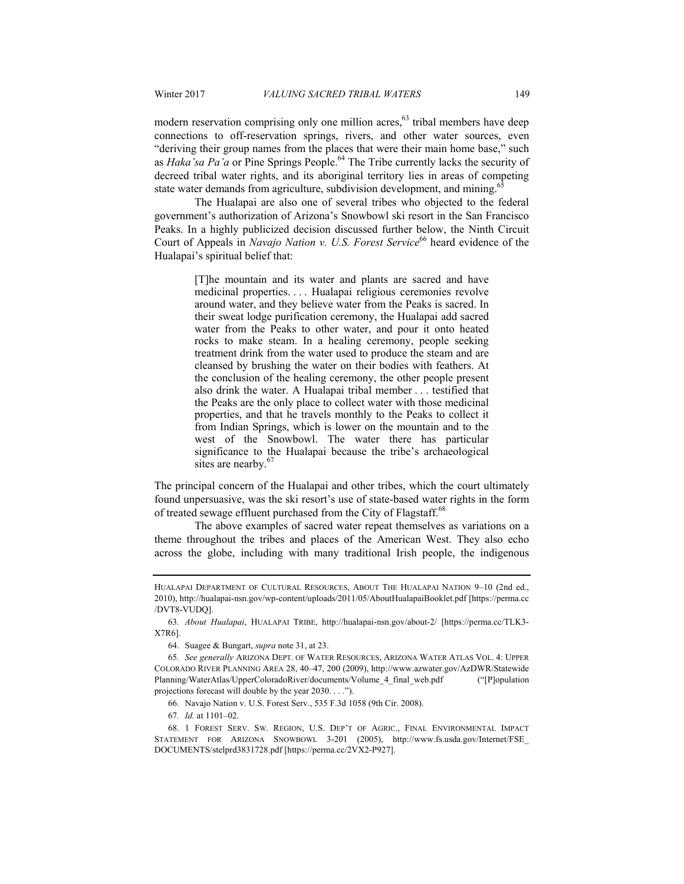modern reservation comprising only one million acres,[63] tribal members have deep connections to off-reservation springs, rivers, and other water sources, even "deriving their group names from the places that were their main home base," such as *Haka'sa Pa'a* or Pine Springs People.[64] The Tribe currently lacks the security of decreed tribal water rights, and its aboriginal territory lies in areas of competing state water demands from agriculture, subdivision development, and mining.[65]

The Hualapai are also one of several tribes who objected to the federal government's authorization of Arizona's Snowbowl ski resort in the San Francisco Peaks. In a highly publicized decision discussed further below, the Ninth Circuit Court of Appeals in *Navajo Nation v. U.S. Forest Service*[66] heard evidence of the Hualapai's spiritual belief that:

> [T]he mountain and its water and plants are sacred and have medicinal properties. . . . Hualapai religious ceremonies revolve around water, and they believe water from the Peaks is sacred. In their sweat lodge purification ceremony, the Hualapai add sacred water from the Peaks to other water, and pour it onto heated rocks to make steam. In a healing ceremony, people seeking treatment drink from the water used to produce the steam and are cleansed by brushing the water on their bodies with feathers. At the conclusion of the healing ceremony, the other people present also drink the water. A Hualapai tribal member . . . testified that the Peaks are the only place to collect water with those medicinal properties, and that he travels monthly to the Peaks to collect it from Indian Springs, which is lower on the mountain and to the west of the Snowbowl. The water there has particular significance to the Hualapai because the tribe's archaeological sites are nearby.[67]

The principal concern of the Hualapai and other tribes, which the court ultimately found unpersuasive, was the ski resort's use of state-based water rights in the form of treated sewage effluent purchased from the City of Flagstaff.[68]

The above examples of sacred water repeat themselves as variations on a theme throughout the tribes and places of the American West. They also echo across the globe, including with many traditional Irish people, the indigenous

---

HUALAPAI DEPARTMENT OF CULTURAL RESOURCES, ABOUT THE HUALAPAI NATION 9–10 (2nd ed., 2010), http://hualapai-nsn.gov/wp-content/uploads/2011/05/AboutHualapaiBooklet.pdf [https://perma.cc/DVT8-VUDQ].

63. *About Hualapai*, HUALAPAI TRIBE, http://hualapai-nsn.gov/about-2/ [https://perma.cc/TLK3-X7R6].

64. Suagee & Bungart, *supra* note 31, at 23.

65. *See generally* ARIZONA DEPT. OF WATER RESOURCES, ARIZONA WATER ATLAS VOL. 4: UPPER COLORADO RIVER PLANNING AREA 28, 40–47, 200 (2009), http://www.azwater.gov/AzDWR/StatewidePlanning/WaterAtlas/UpperColoradoRiver/documents/Volume_4_final_web.pdf ("[P]opulation projections forecast will double by the year 2030. . . .").

66. Navajo Nation v. U.S. Forest Serv., 535 F.3d 1058 (9th Cir. 2008).

67. *Id.* at 1101–02.

68. 1 FOREST SERV. SW. REGION, U.S. DEP'T OF AGRIC., FINAL ENVIRONMENTAL IMPACT STATEMENT FOR ARIZONA SNOWBOWL 3-201 (2005), http://www.fs.usda.gov/Internet/FSE_DOCUMENTS/stelprd3831728.pdf [https://perma.cc/2VX2-P927].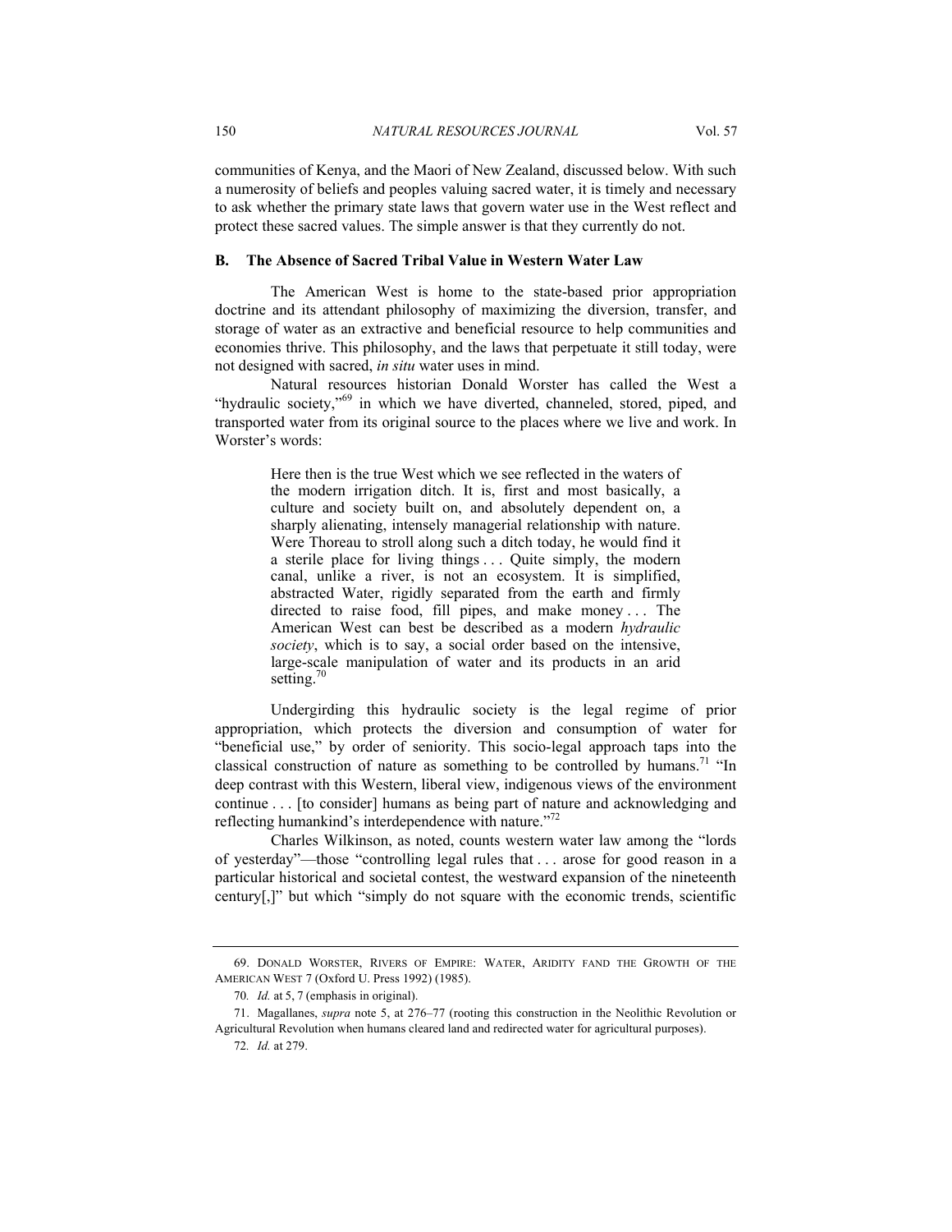communities of Kenya, and the Maori of New Zealand, discussed below. With such a numerosity of beliefs and peoples valuing sacred water, it is timely and necessary to ask whether the primary state laws that govern water use in the West reflect and protect these sacred values. The simple answer is that they currently do not.

### B. The Absence of Sacred Tribal Value in Western Water Law

The American West is home to the state-based prior appropriation doctrine and its attendant philosophy of maximizing the diversion, transfer, and storage of water as an extractive and beneficial resource to help communities and economies thrive. This philosophy, and the laws that perpetuate it still today, were not designed with sacred, *in situ* water uses in mind.

Natural resources historian Donald Worster has called the West a "hydraulic society,"[69] in which we have diverted, channeled, stored, piped, and transported water from its original source to the places where we live and work. In Worster's words:

> Here then is the true West which we see reflected in the waters of the modern irrigation ditch. It is, first and most basically, a culture and society built on, and absolutely dependent on, a sharply alienating, intensely managerial relationship with nature. Were Thoreau to stroll along such a ditch today, he would find it a sterile place for living things . . . Quite simply, the modern canal, unlike a river, is not an ecosystem. It is simplified, abstracted Water, rigidly separated from the earth and firmly directed to raise food, fill pipes, and make money . . . The American West can best be described as a modern *hydraulic society*, which is to say, a social order based on the intensive, large-scale manipulation of water and its products in an arid setting.[70]

Undergirding this hydraulic society is the legal regime of prior appropriation, which protects the diversion and consumption of water for "beneficial use," by order of seniority. This socio-legal approach taps into the classical construction of nature as something to be controlled by humans.[71] "In deep contrast with this Western, liberal view, indigenous views of the environment continue . . . [to consider] humans as being part of nature and acknowledging and reflecting humankind's interdependence with nature."[72]

Charles Wilkinson, as noted, counts western water law among the "lords of yesterday"—those "controlling legal rules that . . . arose for good reason in a particular historical and societal contest, the westward expansion of the nineteenth century[,]" but which "simply do not square with the economic trends, scientific

---

69. DONALD WORSTER, RIVERS OF EMPIRE: WATER, ARIDITY FAND THE GROWTH OF THE AMERICAN WEST 7 (Oxford U. Press 1992) (1985).

70. *Id.* at 5, 7 (emphasis in original).

71. Magallanes, *supra* note 5, at 276–77 (rooting this construction in the Neolithic Revolution or Agricultural Revolution when humans cleared land and redirected water for agricultural purposes).

72. *Id.* at 279.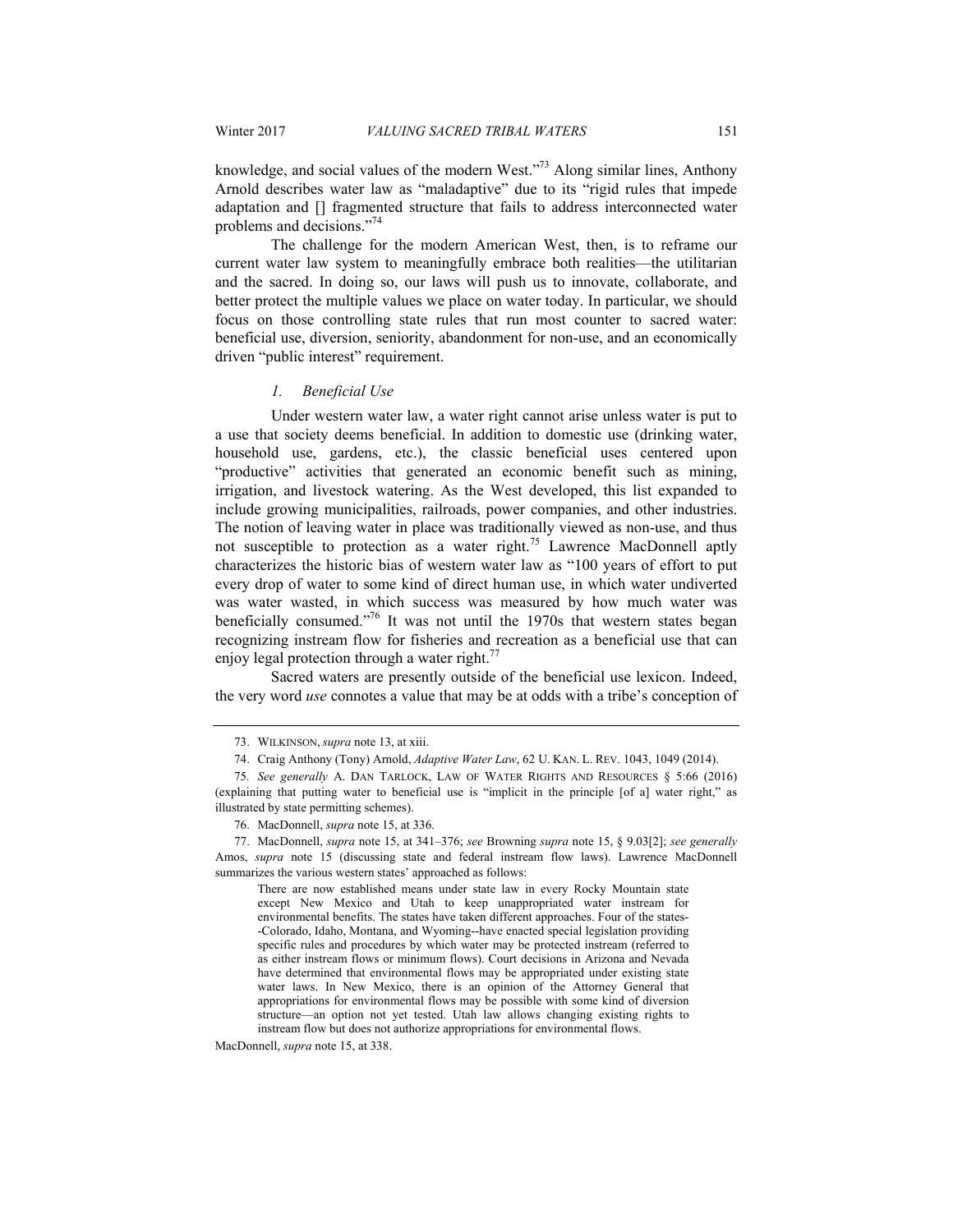knowledge, and social values of the modern West."[73] Along similar lines, Anthony Arnold describes water law as "maladaptive" due to its "rigid rules that impede adaptation and [] fragmented structure that fails to address interconnected water problems and decisions."[74]

The challenge for the modern American West, then, is to reframe our current water law system to meaningfully embrace both realities—the utilitarian and the sacred. In doing so, our laws will push us to innovate, collaborate, and better protect the multiple values we place on water today. In particular, we should focus on those controlling state rules that run most counter to sacred water: beneficial use, diversion, seniority, abandonment for non-use, and an economically driven "public interest" requirement.

### *1. Beneficial Use*

Under western water law, a water right cannot arise unless water is put to a use that society deems beneficial. In addition to domestic use (drinking water, household use, gardens, etc.), the classic beneficial uses centered upon "productive" activities that generated an economic benefit such as mining, irrigation, and livestock watering. As the West developed, this list expanded to include growing municipalities, railroads, power companies, and other industries. The notion of leaving water in place was traditionally viewed as non-use, and thus not susceptible to protection as a water right.[75] Lawrence MacDonnell aptly characterizes the historic bias of western water law as "100 years of effort to put every drop of water to some kind of direct human use, in which water undiverted was water wasted, in which success was measured by how much water was beneficially consumed."[76] It was not until the 1970s that western states began recognizing instream flow for fisheries and recreation as a beneficial use that can enjoy legal protection through a water right.[77]

Sacred waters are presently outside of the beneficial use lexicon. Indeed, the very word *use* connotes a value that may be at odds with a tribe's conception of

---

73. WILKINSON, *supra* note 13, at xiii.

74. Craig Anthony (Tony) Arnold, *Adaptive Water Law*, 62 U. KAN. L. REV. 1043, 1049 (2014).

75. *See generally* A. DAN TARLOCK, LAW OF WATER RIGHTS AND RESOURCES § 5:66 (2016) (explaining that putting water to beneficial use is "implicit in the principle [of a] water right," as illustrated by state permitting schemes).

76. MacDonnell, *supra* note 15, at 336.

77. MacDonnell, *supra* note 15, at 341–376; *see* Browning *supra* note 15, § 9.03[2]; *see generally* Amos, *supra* note 15 (discussing state and federal instream flow laws). Lawrence MacDonnell summarizes the various western states' approached as follows:

> There are now established means under state law in every Rocky Mountain state except New Mexico and Utah to keep unappropriated water instream for environmental benefits. The states have taken different approaches. Four of the states--Colorado, Idaho, Montana, and Wyoming--have enacted special legislation providing specific rules and procedures by which water may be protected instream (referred to as either instream flows or minimum flows). Court decisions in Arizona and Nevada have determined that environmental flows may be appropriated under existing state water laws. In New Mexico, there is an opinion of the Attorney General that appropriations for environmental flows may be possible with some kind of diversion structure—an option not yet tested. Utah law allows changing existing rights to instream flow but does not authorize appropriations for environmental flows.

MacDonnell, *supra* note 15, at 338.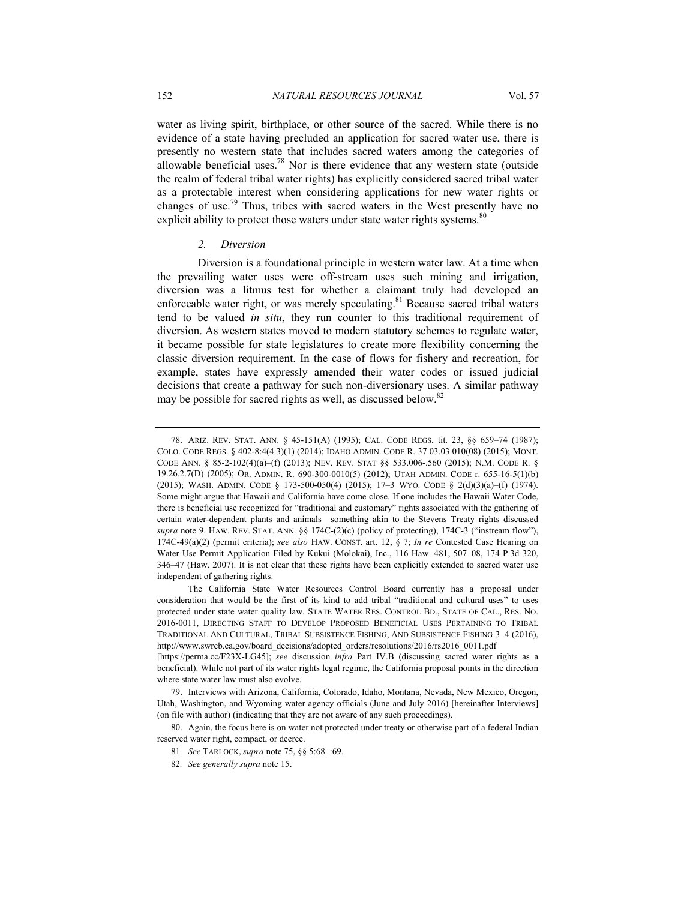water as living spirit, birthplace, or other source of the sacred. While there is no evidence of a state having precluded an application for sacred water use, there is presently no western state that includes sacred waters among the categories of allowable beneficial uses.[78] Nor is there evidence that any western state (outside the realm of federal tribal water rights) has explicitly considered sacred tribal water as a protectable interest when considering applications for new water rights or changes of use.[79] Thus, tribes with sacred waters in the West presently have no explicit ability to protect those waters under state water rights systems.[80]

### *2. Diversion*

Diversion is a foundational principle in western water law. At a time when the prevailing water uses were off-stream uses such mining and irrigation, diversion was a litmus test for whether a claimant truly had developed an enforceable water right, or was merely speculating.[81] Because sacred tribal waters tend to be valued *in situ*, they run counter to this traditional requirement of diversion. As western states moved to modern statutory schemes to regulate water, it became possible for state legislatures to create more flexibility concerning the classic diversion requirement. In the case of flows for fishery and recreation, for example, states have expressly amended their water codes or issued judicial decisions that create a pathway for such non-diversionary uses. A similar pathway may be possible for sacred rights as well, as discussed below.[82]

---

78. ARIZ. REV. STAT. ANN. § 45-151(A) (1995); CAL. CODE REGS. tit. 23, §§ 659–74 (1987); COLO. CODE REGS. § 402-8:4(4.3)(1) (2014); IDAHO ADMIN. CODE R. 37.03.03.010(08) (2015); MONT. CODE ANN. § 85-2-102(4)(a)–(f) (2013); NEV. REV. STAT §§ 533.006-.560 (2015); N.M. CODE R. § 19.26.2.7(D) (2005); OR. ADMIN. R. 690-300-0010(5) (2012); UTAH ADMIN. CODE r. 655-16-5(1)(b) (2015); WASH. ADMIN. CODE § 173-500-050(4) (2015); 17–3 WYO. CODE § 2(d)(3)(a)–(f) (1974). Some might argue that Hawaii and California have come close. If one includes the Hawaii Water Code, there is beneficial use recognized for "traditional and customary" rights associated with the gathering of certain water-dependent plants and animals—something akin to the Stevens Treaty rights discussed *supra* note 9. HAW. REV. STAT. ANN. §§ 174C-(2)(c) (policy of protecting), 174C-3 ("instream flow"), 174C-49(a)(2) (permit criteria); *see also* HAW. CONST. art. 12, § 7; *In re* Contested Case Hearing on Water Use Permit Application Filed by Kukui (Molokai), Inc., 116 Haw. 481, 507–08, 174 P.3d 320, 346–47 (Haw. 2007). It is not clear that these rights have been explicitly extended to sacred water use independent of gathering rights.

The California State Water Resources Control Board currently has a proposal under consideration that would be the first of its kind to add tribal "traditional and cultural uses" to uses protected under state water quality law. STATE WATER RES. CONTROL BD., STATE OF CAL., RES. NO. 2016-0011, DIRECTING STAFF TO DEVELOP PROPOSED BENEFICIAL USES PERTAINING TO TRIBAL TRADITIONAL AND CULTURAL, TRIBAL SUBSISTENCE FISHING, AND SUBSISTENCE FISHING 3–4 (2016), http://www.swrcb.ca.gov/board_decisions/adopted_orders/resolutions/2016/rs2016_0011.pdf [https://perma.cc/F23X-LG45]; *see* discussion *infra* Part IV.B (discussing sacred water rights as a beneficial). While not part of its water rights legal regime, the California proposal points in the direction where state water law must also evolve.

79. Interviews with Arizona, California, Colorado, Idaho, Montana, Nevada, New Mexico, Oregon, Utah, Washington, and Wyoming water agency officials (June and July 2016) [hereinafter Interviews] (on file with author) (indicating that they are not aware of any such proceedings).

80. Again, the focus here is on water not protected under treaty or otherwise part of a federal Indian reserved water right, compact, or decree.

81. *See* TARLOCK, *supra* note 75, §§ 5:68–:69.

82. *See generally supra* note 15.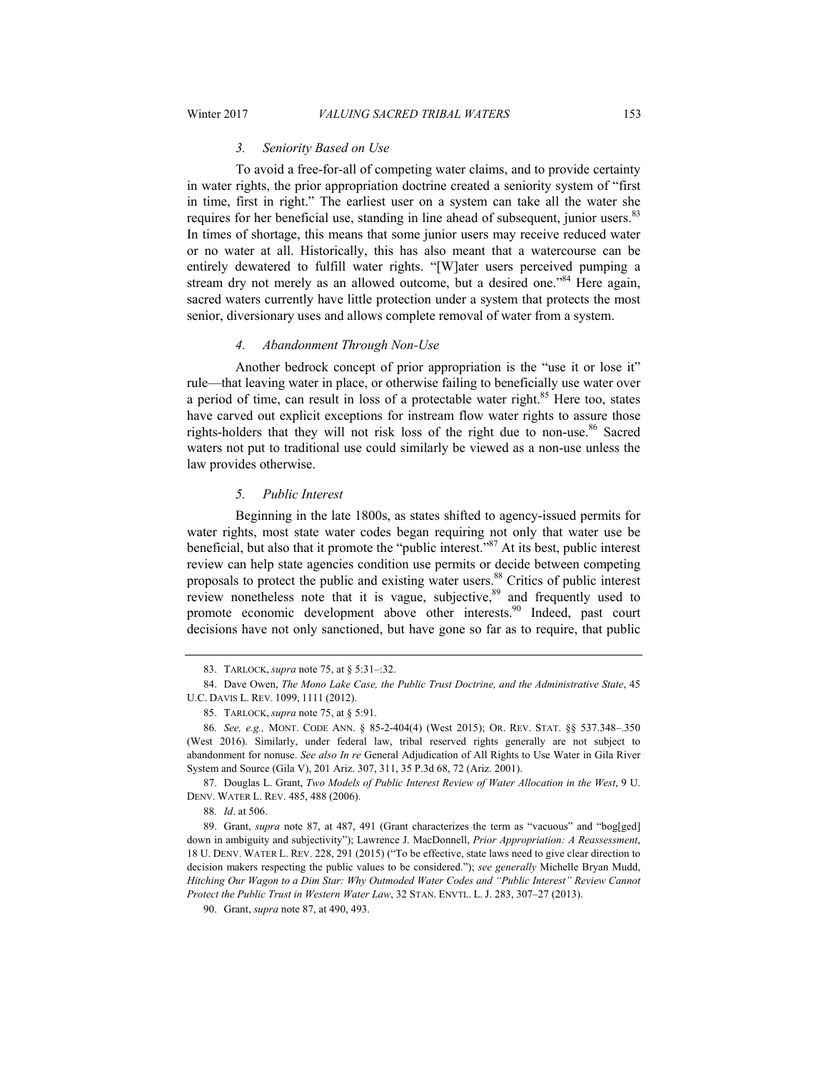### *3. Seniority Based on Use*

To avoid a free-for-all of competing water claims, and to provide certainty in water rights, the prior appropriation doctrine created a seniority system of "first in time, first in right." The earliest user on a system can take all the water she requires for her beneficial use, standing in line ahead of subsequent, junior users.[83] In times of shortage, this means that some junior users may receive reduced water or no water at all. Historically, this has also meant that a watercourse can be entirely dewatered to fulfill water rights. "[W]ater users perceived pumping a stream dry not merely as an allowed outcome, but a desired one."[84] Here again, sacred waters currently have little protection under a system that protects the most senior, diversionary uses and allows complete removal of water from a system.

### *4. Abandonment Through Non-Use*

Another bedrock concept of prior appropriation is the "use it or lose it" rule—that leaving water in place, or otherwise failing to beneficially use water over a period of time, can result in loss of a protectable water right.[85] Here too, states have carved out explicit exceptions for instream flow water rights to assure those rights-holders that they will not risk loss of the right due to non-use.[86] Sacred waters not put to traditional use could similarly be viewed as a non-use unless the law provides otherwise.

### *5. Public Interest*

Beginning in the late 1800s, as states shifted to agency-issued permits for water rights, most state water codes began requiring not only that water use be beneficial, but also that it promote the "public interest."[87] At its best, public interest review can help state agencies condition use permits or decide between competing proposals to protect the public and existing water users.[88] Critics of public interest review nonetheless note that it is vague, subjective,[89] and frequently used to promote economic development above other interests.[90] Indeed, past court decisions have not only sanctioned, but have gone so far as to require, that public

---

83. TARLOCK, *supra* note 75, at § 5:31–:32.

84. Dave Owen, *The Mono Lake Case, the Public Trust Doctrine, and the Administrative State*, 45 U.C. DAVIS L. REV. 1099, 1111 (2012).

85. TARLOCK, *supra* note 75, at § 5:91.

86. *See, e.g.,* MONT. CODE ANN. § 85-2-404(4) (West 2015); OR. REV. STAT. §§ 537.348–.350 (West 2016). Similarly, under federal law, tribal reserved rights generally are not subject to abandonment for nonuse. *See also In re* General Adjudication of All Rights to Use Water in Gila River System and Source (Gila V), 201 Ariz. 307, 311, 35 P.3d 68, 72 (Ariz. 2001).

87. Douglas L. Grant, *Two Models of Public Interest Review of Water Allocation in the West*, 9 U. DENV. WATER L. REV. 485, 488 (2006).

88. *Id*. at 506.

89. Grant, *supra* note 87, at 487, 491 (Grant characterizes the term as "vacuous" and "bog[ged] down in ambiguity and subjectivity"); Lawrence J. MacDonnell, *Prior Appropriation: A Reassessment*, 18 U. DENV. WATER L. REV. 228, 291 (2015) ("To be effective, state laws need to give clear direction to decision makers respecting the public values to be considered."); *see generally* Michelle Bryan Mudd, *Hitching Our Wagon to a Dim Star: Why Outmoded Water Codes and "Public Interest" Review Cannot Protect the Public Trust in Western Water Law*, 32 STAN. ENVTL. L. J. 283, 307–27 (2013).

90. Grant, *supra* note 87, at 490, 493.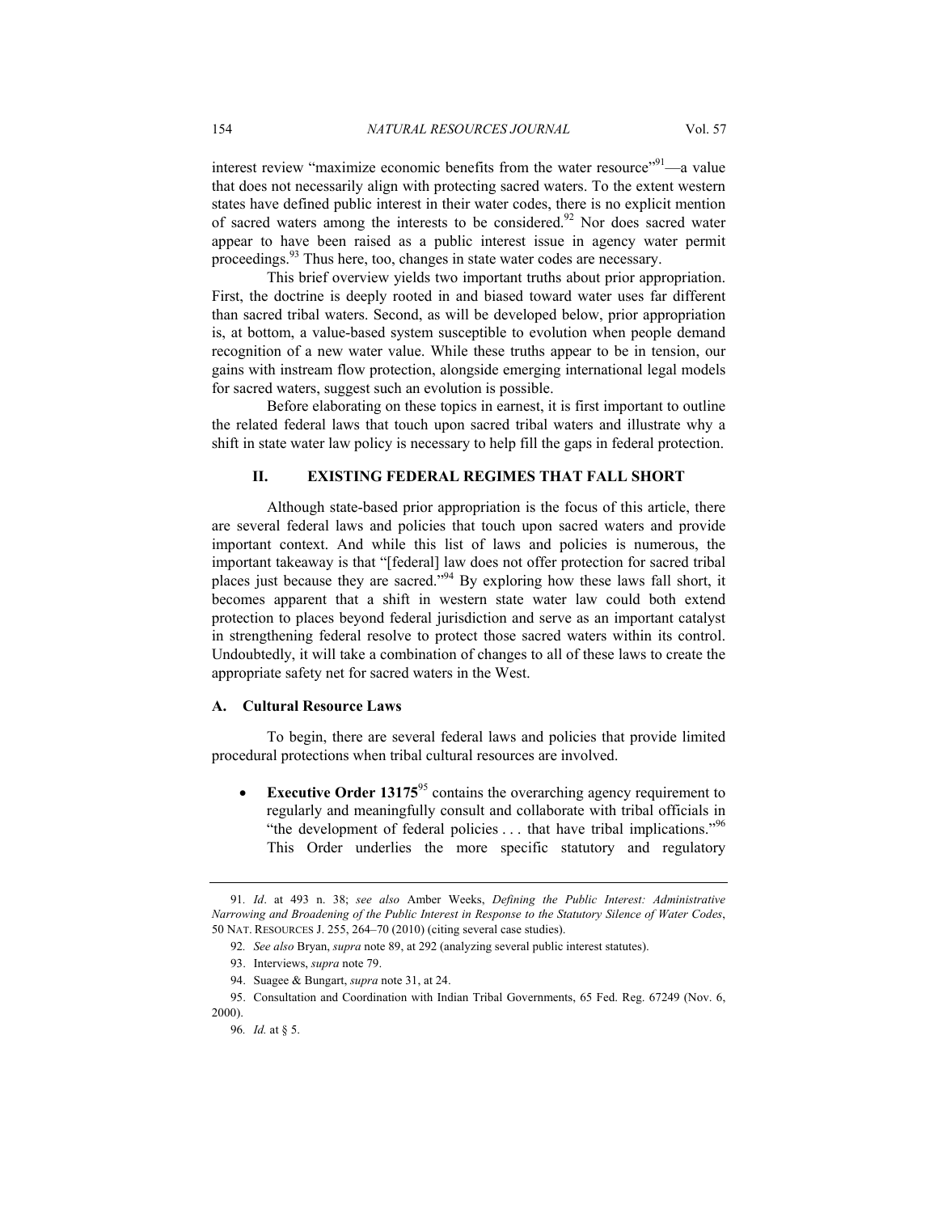interest review "maximize economic benefits from the water resource"[91]—a value that does not necessarily align with protecting sacred waters. To the extent western states have defined public interest in their water codes, there is no explicit mention of sacred waters among the interests to be considered.[92] Nor does sacred water appear to have been raised as a public interest issue in agency water permit proceedings.[93] Thus here, too, changes in state water codes are necessary.

This brief overview yields two important truths about prior appropriation. First, the doctrine is deeply rooted in and biased toward water uses far different than sacred tribal waters. Second, as will be developed below, prior appropriation is, at bottom, a value-based system susceptible to evolution when people demand recognition of a new water value. While these truths appear to be in tension, our gains with instream flow protection, alongside emerging international legal models for sacred waters, suggest such an evolution is possible.

Before elaborating on these topics in earnest, it is first important to outline the related federal laws that touch upon sacred tribal waters and illustrate why a shift in state water law policy is necessary to help fill the gaps in federal protection.

## II. EXISTING FEDERAL REGIMES THAT FALL SHORT

Although state-based prior appropriation is the focus of this article, there are several federal laws and policies that touch upon sacred waters and provide important context. And while this list of laws and policies is numerous, the important takeaway is that "[federal] law does not offer protection for sacred tribal places just because they are sacred."[94] By exploring how these laws fall short, it becomes apparent that a shift in western state water law could both extend protection to places beyond federal jurisdiction and serve as an important catalyst in strengthening federal resolve to protect those sacred waters within its control. Undoubtedly, it will take a combination of changes to all of these laws to create the appropriate safety net for sacred waters in the West.

### A. Cultural Resource Laws

To begin, there are several federal laws and policies that provide limited procedural protections when tribal cultural resources are involved.

- **Executive Order 13175**[95] contains the overarching agency requirement to regularly and meaningfully consult and collaborate with tribal officials in "the development of federal policies . . . that have tribal implications."[96] This Order underlies the more specific statutory and regulatory

---

91. *Id*. at 493 n. 38; *see also* Amber Weeks, *Defining the Public Interest: Administrative Narrowing and Broadening of the Public Interest in Response to the Statutory Silence of Water Codes*, 50 NAT. RESOURCES J. 255, 264–70 (2010) (citing several case studies).

92. *See also* Bryan, *supra* note 89, at 292 (analyzing several public interest statutes).

93. Interviews, *supra* note 79.

94. Suagee & Bungart, *supra* note 31, at 24.

95. Consultation and Coordination with Indian Tribal Governments, 65 Fed. Reg. 67249 (Nov. 6, 2000).

96. *Id.* at § 5.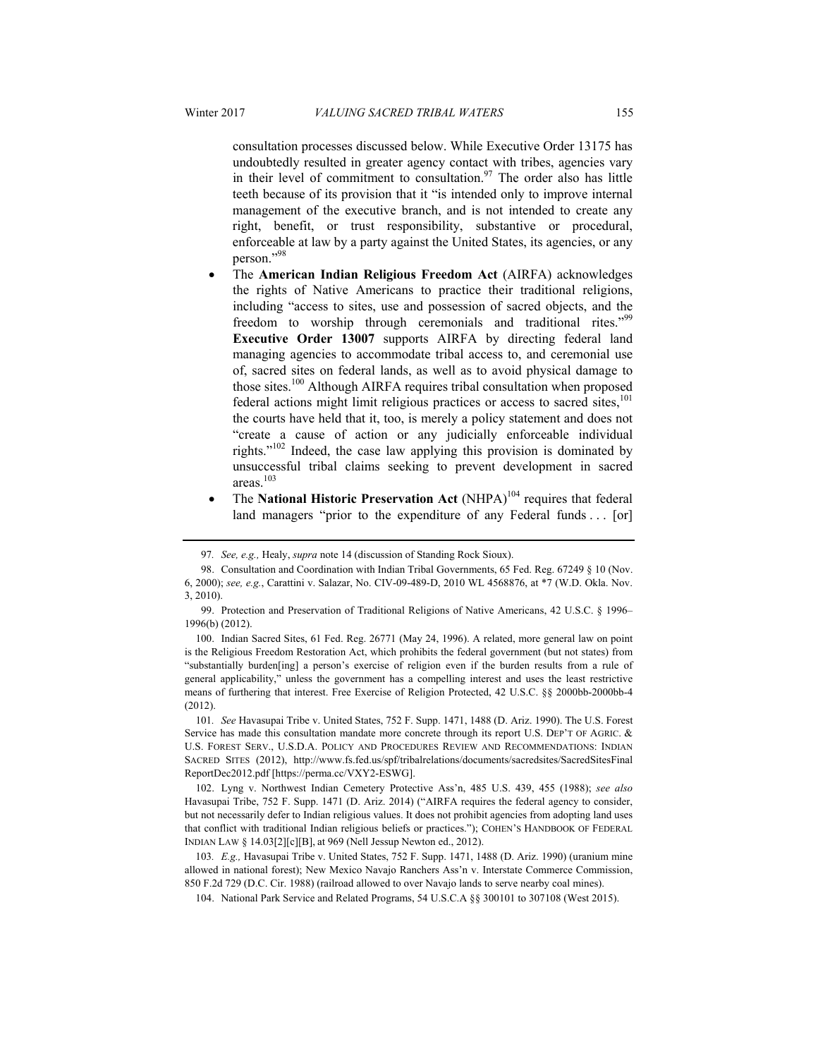consultation processes discussed below. While Executive Order 13175 has undoubtedly resulted in greater agency contact with tribes, agencies vary in their level of commitment to consultation.[97] The order also has little teeth because of its provision that it "is intended only to improve internal management of the executive branch, and is not intended to create any right, benefit, or trust responsibility, substantive or procedural, enforceable at law by a party against the United States, its agencies, or any person."[98]

- The **American Indian Religious Freedom Act** (AIRFA) acknowledges the rights of Native Americans to practice their traditional religions, including "access to sites, use and possession of sacred objects, and the freedom to worship through ceremonials and traditional rites."[99] **Executive Order 13007** supports AIRFA by directing federal land managing agencies to accommodate tribal access to, and ceremonial use of, sacred sites on federal lands, as well as to avoid physical damage to those sites.[100] Although AIRFA requires tribal consultation when proposed federal actions might limit religious practices or access to sacred sites,[101] the courts have held that it, too, is merely a policy statement and does not "create a cause of action or any judicially enforceable individual rights."[102] Indeed, the case law applying this provision is dominated by unsuccessful tribal claims seeking to prevent development in sacred areas.[103]
- The **National Historic Preservation Act** (NHPA)[104] requires that federal land managers "prior to the expenditure of any Federal funds . . . [or]

---

97. *See, e.g.,* Healy, *supra* note 14 (discussion of Standing Rock Sioux).

98. Consultation and Coordination with Indian Tribal Governments, 65 Fed. Reg. 67249 § 10 (Nov. 6, 2000); *see, e.g.*, Carattini v. Salazar, No. CIV-09-489-D, 2010 WL 4568876, at *7 (W.D. Okla. Nov. 3, 2010).

99. Protection and Preservation of Traditional Religions of Native Americans, 42 U.S.C. § 1996–1996(b) (2012).

100. Indian Sacred Sites, 61 Fed. Reg. 26771 (May 24, 1996). A related, more general law on point is the Religious Freedom Restoration Act, which prohibits the federal government (but not states) from "substantially burden[ing] a person's exercise of religion even if the burden results from a rule of general applicability," unless the government has a compelling interest and uses the least restrictive means of furthering that interest. Free Exercise of Religion Protected, 42 U.S.C. §§ 2000bb-2000bb-4 (2012).

101. *See* Havasupai Tribe v. United States, 752 F. Supp. 1471, 1488 (D. Ariz. 1990). The U.S. Forest Service has made this consultation mandate more concrete through its report U.S. DEP'T OF AGRIC. & U.S. FOREST SERV., U.S.D.A. POLICY AND PROCEDURES REVIEW AND RECOMMENDATIONS: INDIAN SACRED SITES (2012), http://www.fs.fed.us/spf/tribalrelations/documents/sacredsites/SacredSitesFinalReportDec2012.pdf [https://perma.cc/VXY2-ESWG].

102. Lyng v. Northwest Indian Cemetery Protective Ass'n, 485 U.S. 439, 455 (1988); *see also* Havasupai Tribe, 752 F. Supp. 1471 (D. Ariz. 2014) ("AIRFA requires the federal agency to consider, but not necessarily defer to Indian religious values. It does not prohibit agencies from adopting land uses that conflict with traditional Indian religious beliefs or practices."); COHEN'S HANDBOOK OF FEDERAL INDIAN LAW § 14.03[2][c][B], at 969 (Nell Jessup Newton ed., 2012).

103. *E.g.,* Havasupai Tribe v. United States, 752 F. Supp. 1471, 1488 (D. Ariz. 1990) (uranium mine allowed in national forest); New Mexico Navajo Ranchers Ass'n v. Interstate Commerce Commission, 850 F.2d 729 (D.C. Cir. 1988) (railroad allowed to over Navajo lands to serve nearby coal mines).

104. National Park Service and Related Programs, 54 U.S.C.A §§ 300101 to 307108 (West 2015).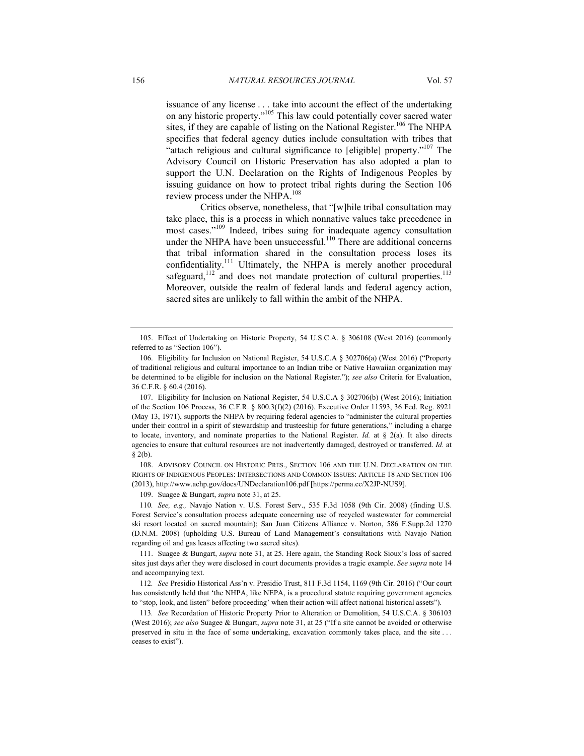issuance of any license . . . take into account the effect of the undertaking on any historic property."[105] This law could potentially cover sacred water sites, if they are capable of listing on the National Register.[106] The NHPA specifies that federal agency duties include consultation with tribes that "attach religious and cultural significance to [eligible] property."[107] The Advisory Council on Historic Preservation has also adopted a plan to support the U.N. Declaration on the Rights of Indigenous Peoples by issuing guidance on how to protect tribal rights during the Section 106 review process under the NHPA.[108]

Critics observe, nonetheless, that "[w]hile tribal consultation may take place, this is a process in which nonnative values take precedence in most cases."[109] Indeed, tribes suing for inadequate agency consultation under the NHPA have been unsuccessful.[110] There are additional concerns that tribal information shared in the consultation process loses its confidentiality.[111] Ultimately, the NHPA is merely another procedural safeguard,[112] and does not mandate protection of cultural properties.[113] Moreover, outside the realm of federal lands and federal agency action, sacred sites are unlikely to fall within the ambit of the NHPA.

---

105. Effect of Undertaking on Historic Property, 54 U.S.C.A. § 306108 (West 2016) (commonly referred to as "Section 106").

106. Eligibility for Inclusion on National Register, 54 U.S.C.A § 302706(a) (West 2016) ("Property of traditional religious and cultural importance to an Indian tribe or Native Hawaiian organization may be determined to be eligible for inclusion on the National Register."); *see also* Criteria for Evaluation, 36 C.F.R. § 60.4 (2016).

107. Eligibility for Inclusion on National Register, 54 U.S.C.A § 302706(b) (West 2016); Initiation of the Section 106 Process, 36 C.F.R. § 800.3(f)(2) (2016). Executive Order 11593, 36 Fed. Reg. 8921 (May 13, 1971), supports the NHPA by requiring federal agencies to "administer the cultural properties under their control in a spirit of stewardship and trusteeship for future generations," including a charge to locate, inventory, and nominate properties to the National Register. *Id.* at § 2(a). It also directs agencies to ensure that cultural resources are not inadvertently damaged, destroyed or transferred. *Id.* at § 2(b).

108. ADVISORY COUNCIL ON HISTORIC PRES., SECTION 106 AND THE U.N. DECLARATION ON THE RIGHTS OF INDIGENOUS PEOPLES: INTERSECTIONS AND COMMON ISSUES: ARTICLE 18 AND SECTION 106 (2013), http://www.achp.gov/docs/UNDeclaration106.pdf [https://perma.cc/X2JP-NUS9].

109. Suagee & Bungart, *supra* note 31, at 25.

110. *See, e.g.,* Navajo Nation v. U.S. Forest Serv., 535 F.3d 1058 (9th Cir. 2008) (finding U.S. Forest Service's consultation process adequate concerning use of recycled wastewater for commercial ski resort located on sacred mountain); San Juan Citizens Alliance v. Norton, 586 F.Supp.2d 1270 (D.N.M. 2008) (upholding U.S. Bureau of Land Management's consultations with Navajo Nation regarding oil and gas leases affecting two sacred sites).

111. Suagee & Bungart, *supra* note 31, at 25. Here again, the Standing Rock Sioux's loss of sacred sites just days after they were disclosed in court documents provides a tragic example. *See supra* note 14 and accompanying text.

112. *See* Presidio Historical Ass'n v. Presidio Trust, 811 F.3d 1154, 1169 (9th Cir. 2016) ("Our court has consistently held that 'the NHPA, like NEPA, is a procedural statute requiring government agencies to "stop, look, and listen" before proceeding' when their action will affect national historical assets").

113. *See* Recordation of Historic Property Prior to Alteration or Demolition, 54 U.S.C.A. § 306103 (West 2016); *see also* Suagee & Bungart, *supra* note 31, at 25 ("If a site cannot be avoided or otherwise preserved in situ in the face of some undertaking, excavation commonly takes place, and the site . . . ceases to exist").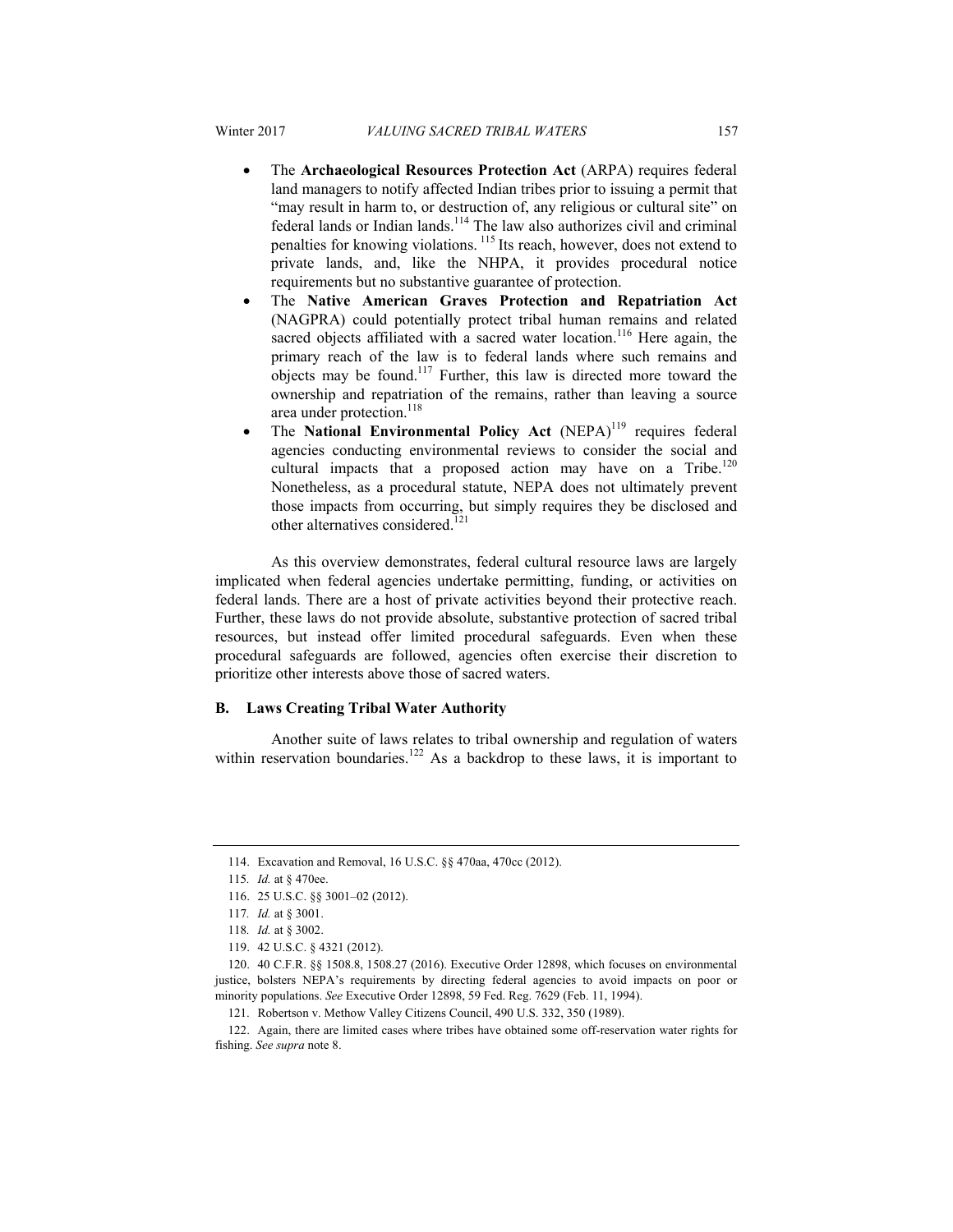- The **Archaeological Resources Protection Act** (ARPA) requires federal land managers to notify affected Indian tribes prior to issuing a permit that "may result in harm to, or destruction of, any religious or cultural site" on federal lands or Indian lands.[114] The law also authorizes civil and criminal penalties for knowing violations.[115] Its reach, however, does not extend to private lands, and, like the NHPA, it provides procedural notice requirements but no substantive guarantee of protection.
- The **Native American Graves Protection and Repatriation Act** (NAGPRA) could potentially protect tribal human remains and related sacred objects affiliated with a sacred water location.[116] Here again, the primary reach of the law is to federal lands where such remains and objects may be found.[117] Further, this law is directed more toward the ownership and repatriation of the remains, rather than leaving a source area under protection.[118]
- The **National Environmental Policy Act** (NEPA)[119] requires federal agencies conducting environmental reviews to consider the social and cultural impacts that a proposed action may have on a Tribe.[120] Nonetheless, as a procedural statute, NEPA does not ultimately prevent those impacts from occurring, but simply requires they be disclosed and other alternatives considered.[121]

As this overview demonstrates, federal cultural resource laws are largely implicated when federal agencies undertake permitting, funding, or activities on federal lands. There are a host of private activities beyond their protective reach. Further, these laws do not provide absolute, substantive protection of sacred tribal resources, but instead offer limited procedural safeguards. Even when these procedural safeguards are followed, agencies often exercise their discretion to prioritize other interests above those of sacred waters.

### B. Laws Creating Tribal Water Authority

Another suite of laws relates to tribal ownership and regulation of waters within reservation boundaries.[122] As a backdrop to these laws, it is important to

---

114. Excavation and Removal, 16 U.S.C. §§ 470aa, 470cc (2012).

115. *Id.* at § 470ee.

116. 25 U.S.C. §§ 3001–02 (2012).

117. *Id.* at § 3001.

118. *Id.* at § 3002.

119. 42 U.S.C. § 4321 (2012).

120. 40 C.F.R. §§ 1508.8, 1508.27 (2016). Executive Order 12898, which focuses on environmental justice, bolsters NEPA's requirements by directing federal agencies to avoid impacts on poor or minority populations. *See* Executive Order 12898, 59 Fed. Reg. 7629 (Feb. 11, 1994).

121. Robertson v. Methow Valley Citizens Council, 490 U.S. 332, 350 (1989).

122. Again, there are limited cases where tribes have obtained some off-reservation water rights for fishing. *See supra* note 8.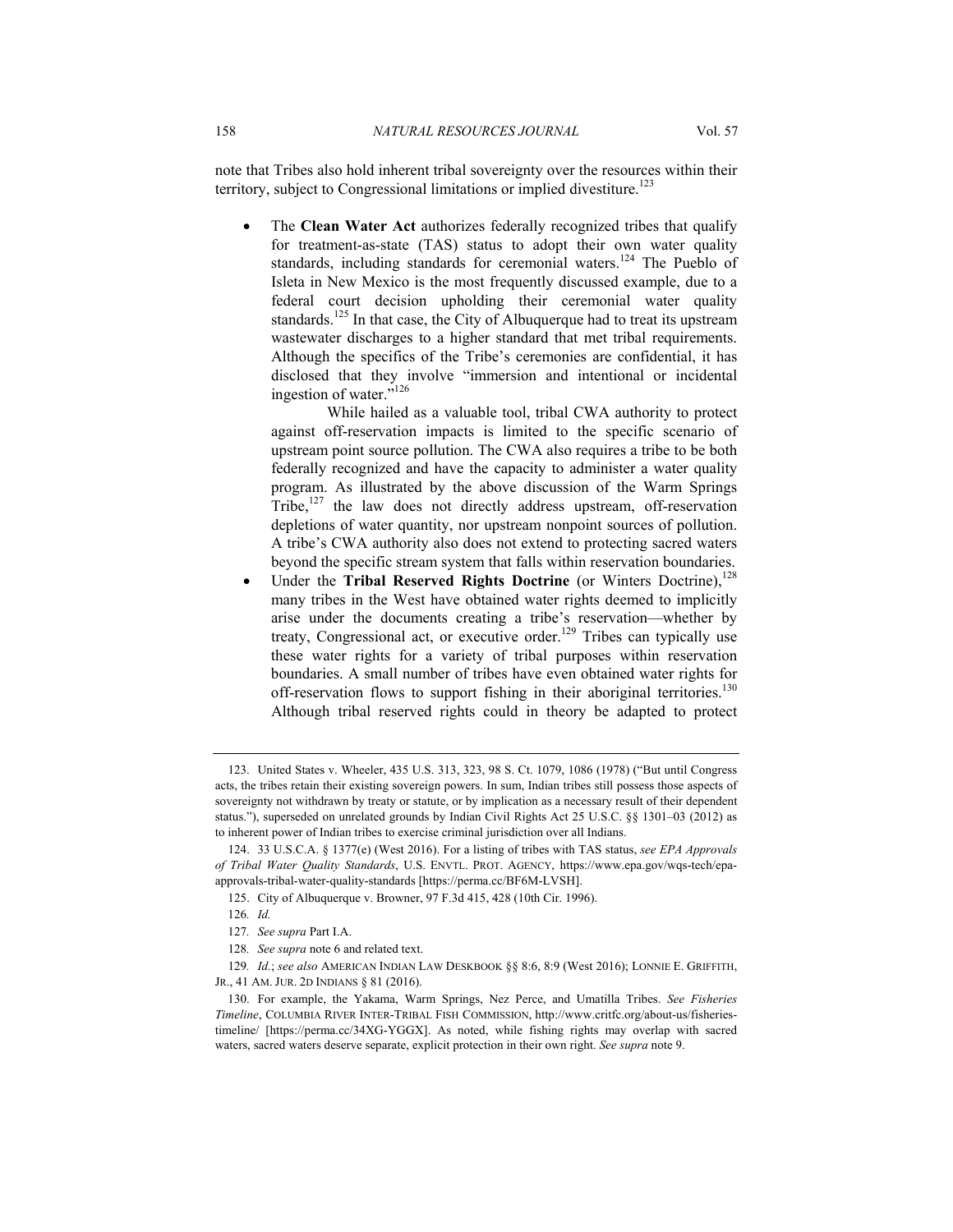note that Tribes also hold inherent tribal sovereignty over the resources within their territory, subject to Congressional limitations or implied divestiture.[123]

- The **Clean Water Act** authorizes federally recognized tribes that qualify for treatment-as-state (TAS) status to adopt their own water quality standards, including standards for ceremonial waters.[124] The Pueblo of Isleta in New Mexico is the most frequently discussed example, due to a federal court decision upholding their ceremonial water quality standards.[125] In that case, the City of Albuquerque had to treat its upstream wastewater discharges to a higher standard that met tribal requirements. Although the specifics of the Tribe's ceremonies are confidential, it has disclosed that they involve "immersion and intentional or incidental ingestion of water."[126]

  While hailed as a valuable tool, tribal CWA authority to protect against off-reservation impacts is limited to the specific scenario of upstream point source pollution. The CWA also requires a tribe to be both federally recognized and have the capacity to administer a water quality program. As illustrated by the above discussion of the Warm Springs Tribe,[127] the law does not directly address upstream, off-reservation depletions of water quantity, nor upstream nonpoint sources of pollution. A tribe's CWA authority also does not extend to protecting sacred waters beyond the specific stream system that falls within reservation boundaries.
- Under the **Tribal Reserved Rights Doctrine** (or Winters Doctrine),[128] many tribes in the West have obtained water rights deemed to implicitly arise under the documents creating a tribe's reservation—whether by treaty, Congressional act, or executive order.[129] Tribes can typically use these water rights for a variety of tribal purposes within reservation boundaries. A small number of tribes have even obtained water rights for off-reservation flows to support fishing in their aboriginal territories.[130] Although tribal reserved rights could in theory be adapted to protect

---

123. United States v. Wheeler, 435 U.S. 313, 323, 98 S. Ct. 1079, 1086 (1978) ("But until Congress acts, the tribes retain their existing sovereign powers. In sum, Indian tribes still possess those aspects of sovereignty not withdrawn by treaty or statute, or by implication as a necessary result of their dependent status."), superseded on unrelated grounds by Indian Civil Rights Act 25 U.S.C. §§ 1301–03 (2012) as to inherent power of Indian tribes to exercise criminal jurisdiction over all Indians.

124. 33 U.S.C.A. § 1377(e) (West 2016). For a listing of tribes with TAS status, *see EPA Approvals of Tribal Water Quality Standards*, U.S. ENVTL. PROT. AGENCY, https://www.epa.gov/wqs-tech/epa-approvals-tribal-water-quality-standards [https://perma.cc/BF6M-LVSH].

125. City of Albuquerque v. Browner, 97 F.3d 415, 428 (10th Cir. 1996).

126. *Id.*

127. *See supra* Part I.A.

128. *See supra* note 6 and related text.

129. *Id.*; *see also* AMERICAN INDIAN LAW DESKBOOK §§ 8:6, 8:9 (West 2016); LONNIE E. GRIFFITH, JR., 41 AM. JUR. 2D INDIANS § 81 (2016).

130. For example, the Yakama, Warm Springs, Nez Perce, and Umatilla Tribes. *See Fisheries Timeline*, COLUMBIA RIVER INTER-TRIBAL FISH COMMISSION, http://www.critfc.org/about-us/fisheries-timeline/ [https://perma.cc/34XG-YGGX]. As noted, while fishing rights may overlap with sacred waters, sacred waters deserve separate, explicit protection in their own right. *See supra* note 9.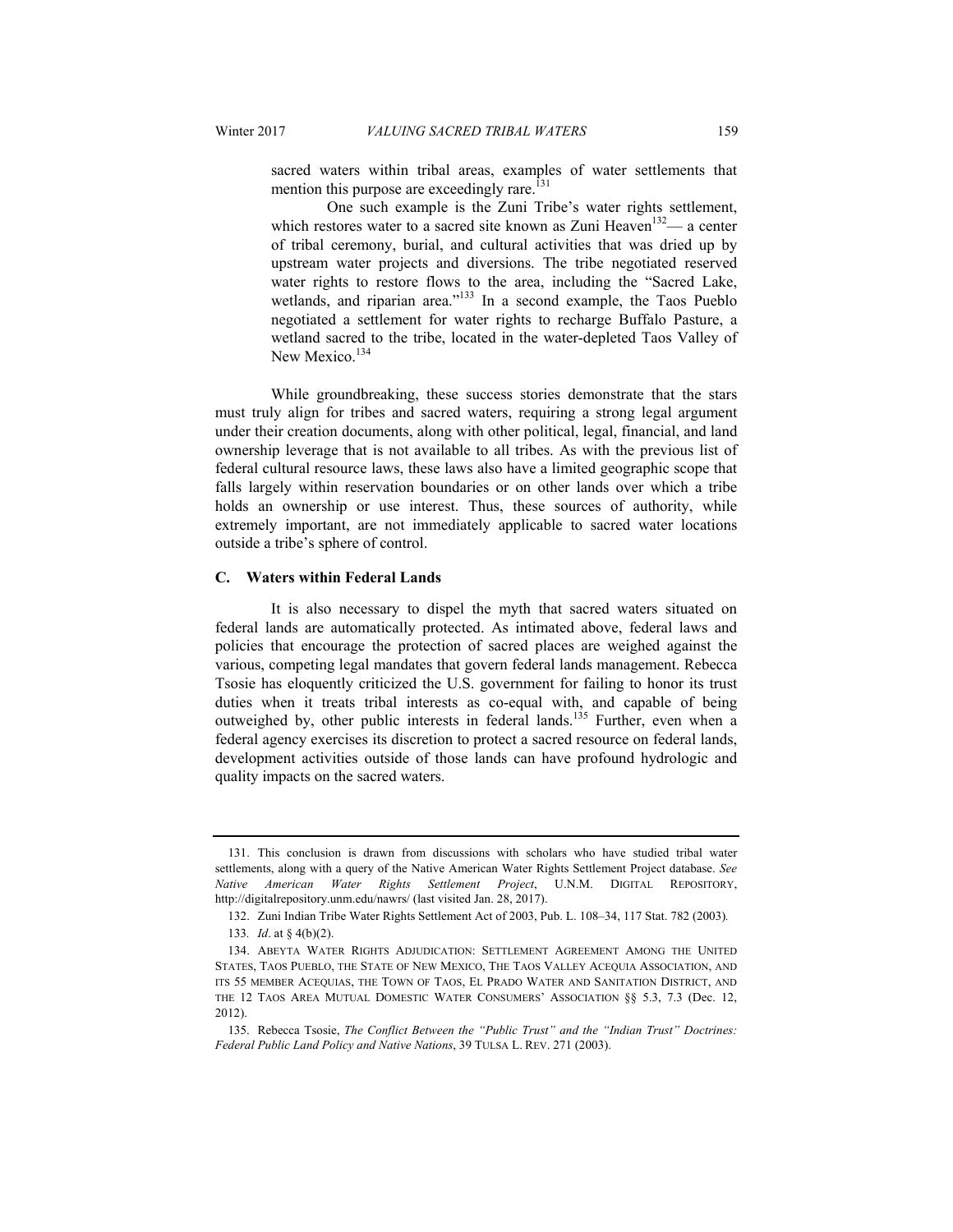sacred waters within tribal areas, examples of water settlements that mention this purpose are exceedingly rare.[131]

One such example is the Zuni Tribe's water rights settlement, which restores water to a sacred site known as Zuni Heaven[132]— a center of tribal ceremony, burial, and cultural activities that was dried up by upstream water projects and diversions. The tribe negotiated reserved water rights to restore flows to the area, including the "Sacred Lake, wetlands, and riparian area."[133] In a second example, the Taos Pueblo negotiated a settlement for water rights to recharge Buffalo Pasture, a wetland sacred to the tribe, located in the water-depleted Taos Valley of New Mexico.[134]

While groundbreaking, these success stories demonstrate that the stars must truly align for tribes and sacred waters, requiring a strong legal argument under their creation documents, along with other political, legal, financial, and land ownership leverage that is not available to all tribes. As with the previous list of federal cultural resource laws, these laws also have a limited geographic scope that falls largely within reservation boundaries or on other lands over which a tribe holds an ownership or use interest. Thus, these sources of authority, while extremely important, are not immediately applicable to sacred water locations outside a tribe's sphere of control.

### C. Waters within Federal Lands

It is also necessary to dispel the myth that sacred waters situated on federal lands are automatically protected. As intimated above, federal laws and policies that encourage the protection of sacred places are weighed against the various, competing legal mandates that govern federal lands management. Rebecca Tsosie has eloquently criticized the U.S. government for failing to honor its trust duties when it treats tribal interests as co-equal with, and capable of being outweighed by, other public interests in federal lands.[135] Further, even when a federal agency exercises its discretion to protect a sacred resource on federal lands, development activities outside of those lands can have profound hydrologic and quality impacts on the sacred waters.

---

131. This conclusion is drawn from discussions with scholars who have studied tribal water settlements, along with a query of the Native American Water Rights Settlement Project database. *See Native American Water Rights Settlement Project*, U.N.M. DIGITAL REPOSITORY, http://digitalrepository.unm.edu/nawrs/ (last visited Jan. 28, 2017).

132. Zuni Indian Tribe Water Rights Settlement Act of 2003, Pub. L. 108–34, 117 Stat. 782 (2003).

133. *Id*. at § 4(b)(2).

134. ABEYTA WATER RIGHTS ADJUDICATION: SETTLEMENT AGREEMENT AMONG THE UNITED STATES, TAOS PUEBLO, THE STATE OF NEW MEXICO, THE TAOS VALLEY ACEQUIA ASSOCIATION, AND ITS 55 MEMBER ACEQUIAS, THE TOWN OF TAOS, EL PRADO WATER AND SANITATION DISTRICT, AND THE 12 TAOS AREA MUTUAL DOMESTIC WATER CONSUMERS' ASSOCIATION §§ 5.3, 7.3 (Dec. 12, 2012).

135. Rebecca Tsosie, *The Conflict Between the "Public Trust" and the "Indian Trust" Doctrines: Federal Public Land Policy and Native Nations*, 39 TULSA L. REV. 271 (2003).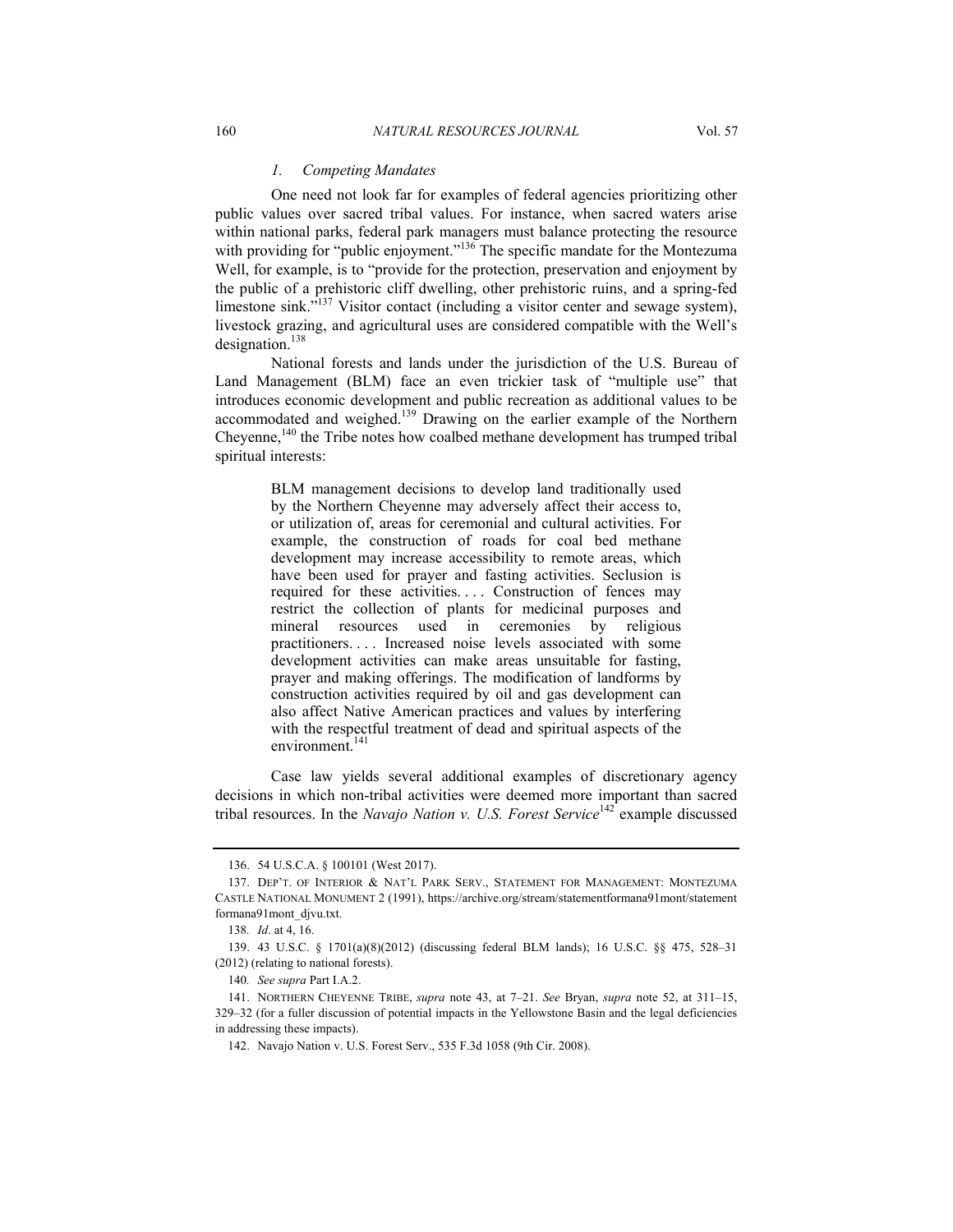### *1. Competing Mandates*

One need not look far for examples of federal agencies prioritizing other public values over sacred tribal values. For instance, when sacred waters arise within national parks, federal park managers must balance protecting the resource with providing for "public enjoyment."[136] The specific mandate for the Montezuma Well, for example, is to "provide for the protection, preservation and enjoyment by the public of a prehistoric cliff dwelling, other prehistoric ruins, and a spring-fed limestone sink."[137] Visitor contact (including a visitor center and sewage system), livestock grazing, and agricultural uses are considered compatible with the Well's designation.[138]

National forests and lands under the jurisdiction of the U.S. Bureau of Land Management (BLM) face an even trickier task of "multiple use" that introduces economic development and public recreation as additional values to be accommodated and weighed.[139] Drawing on the earlier example of the Northern Cheyenne,[140] the Tribe notes how coalbed methane development has trumped tribal spiritual interests:

> BLM management decisions to develop land traditionally used by the Northern Cheyenne may adversely affect their access to, or utilization of, areas for ceremonial and cultural activities. For example, the construction of roads for coal bed methane development may increase accessibility to remote areas, which have been used for prayer and fasting activities. Seclusion is required for these activities. . . . Construction of fences may restrict the collection of plants for medicinal purposes and mineral resources used in ceremonies by religious practitioners. . . . Increased noise levels associated with some development activities can make areas unsuitable for fasting, prayer and making offerings. The modification of landforms by construction activities required by oil and gas development can also affect Native American practices and values by interfering with the respectful treatment of dead and spiritual aspects of the environment.[141]

Case law yields several additional examples of discretionary agency decisions in which non-tribal activities were deemed more important than sacred tribal resources. In the *Navajo Nation v. U.S. Forest Service*[142] example discussed

---

136. 54 U.S.C.A. § 100101 (West 2017).

137. DEP'T. OF INTERIOR & NAT'L PARK SERV., STATEMENT FOR MANAGEMENT: MONTEZUMA CASTLE NATIONAL MONUMENT 2 (1991), https://archive.org/stream/statementformana91mont/statementformana91mont_djvu.txt.

138. *Id*. at 4, 16.

139. 43 U.S.C. § 1701(a)(8)(2012) (discussing federal BLM lands); 16 U.S.C. §§ 475, 528–31 (2012) (relating to national forests).

140. *See supra* Part I.A.2.

141. NORTHERN CHEYENNE TRIBE, *supra* note 43, at 7–21. *See* Bryan, *supra* note 52, at 311–15, 329–32 (for a fuller discussion of potential impacts in the Yellowstone Basin and the legal deficiencies in addressing these impacts).

142. Navajo Nation v. U.S. Forest Serv., 535 F.3d 1058 (9th Cir. 2008).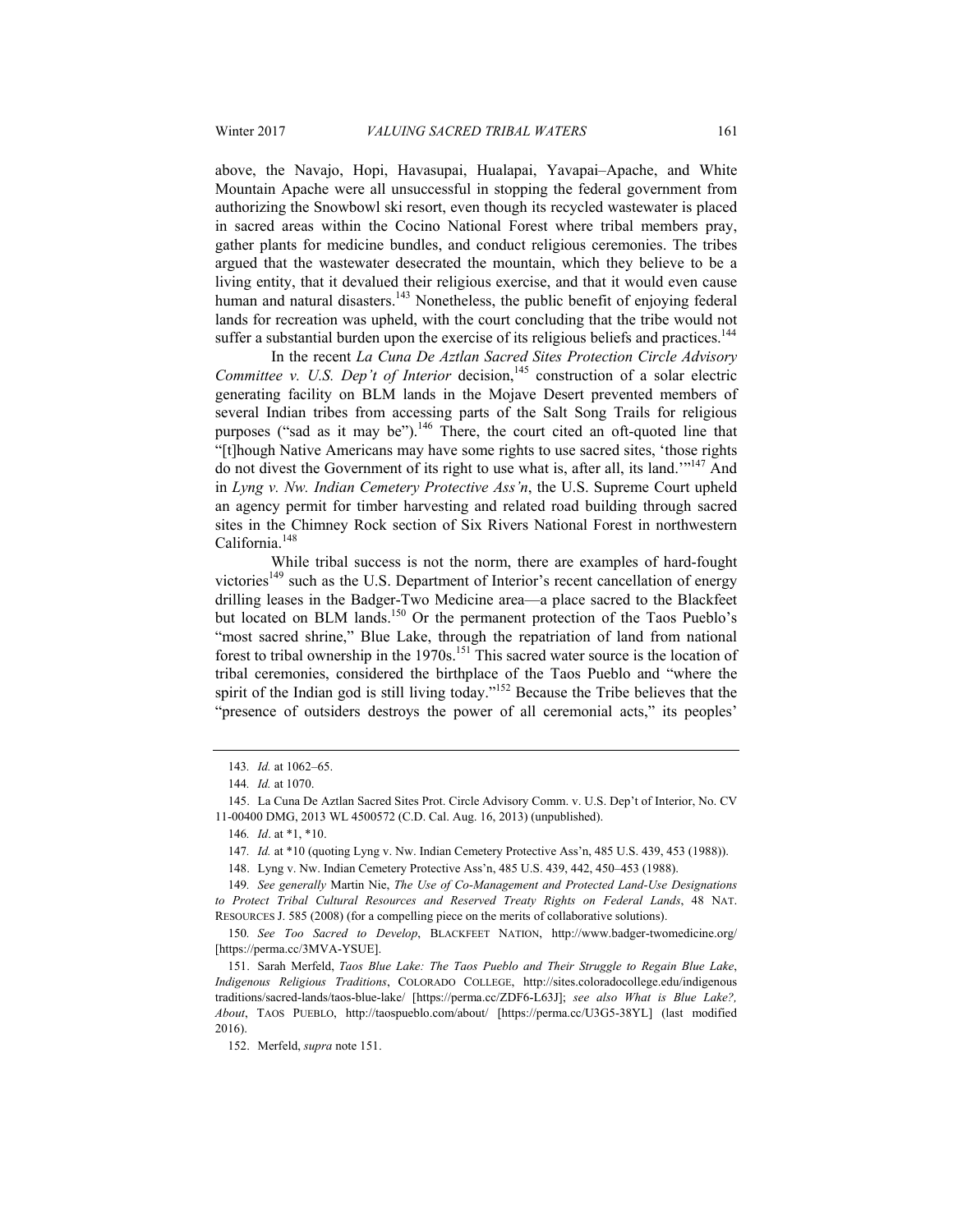above, the Navajo, Hopi, Havasupai, Hualapai, Yavapai–Apache, and White Mountain Apache were all unsuccessful in stopping the federal government from authorizing the Snowbowl ski resort, even though its recycled wastewater is placed in sacred areas within the Cocino National Forest where tribal members pray, gather plants for medicine bundles, and conduct religious ceremonies. The tribes argued that the wastewater desecrated the mountain, which they believe to be a living entity, that it devalued their religious exercise, and that it would even cause human and natural disasters.[143] Nonetheless, the public benefit of enjoying federal lands for recreation was upheld, with the court concluding that the tribe would not suffer a substantial burden upon the exercise of its religious beliefs and practices.[144]

In the recent *La Cuna De Aztlan Sacred Sites Protection Circle Advisory Committee v. U.S. Dep't of Interior* decision,[145] construction of a solar electric generating facility on BLM lands in the Mojave Desert prevented members of several Indian tribes from accessing parts of the Salt Song Trails for religious purposes ("sad as it may be").[146] There, the court cited an oft-quoted line that "[t]hough Native Americans may have some rights to use sacred sites, 'those rights do not divest the Government of its right to use what is, after all, its land.'"[147] And in *Lyng v. Nw. Indian Cemetery Protective Ass'n*, the U.S. Supreme Court upheld an agency permit for timber harvesting and related road building through sacred sites in the Chimney Rock section of Six Rivers National Forest in northwestern California.[148]

While tribal success is not the norm, there are examples of hard-fought victories[149] such as the U.S. Department of Interior's recent cancellation of energy drilling leases in the Badger-Two Medicine area—a place sacred to the Blackfeet but located on BLM lands.[150] Or the permanent protection of the Taos Pueblo's "most sacred shrine," Blue Lake, through the repatriation of land from national forest to tribal ownership in the 1970s.[151] This sacred water source is the location of tribal ceremonies, considered the birthplace of the Taos Pueblo and "where the spirit of the Indian god is still living today."[152] Because the Tribe believes that the "presence of outsiders destroys the power of all ceremonial acts," its peoples'

---

143. *Id.* at 1062–65.

144. *Id.* at 1070.

145. La Cuna De Aztlan Sacred Sites Prot. Circle Advisory Comm. v. U.S. Dep't of Interior, No. CV 11-00400 DMG, 2013 WL 4500572 (C.D. Cal. Aug. 16, 2013) (unpublished).

146. *Id*. at *1, *10.

147. *Id.* at *10 (quoting Lyng v. Nw. Indian Cemetery Protective Ass'n, 485 U.S. 439, 453 (1988)).

148. Lyng v. Nw. Indian Cemetery Protective Ass'n, 485 U.S. 439, 442, 450–453 (1988).

149. *See generally* Martin Nie, *The Use of Co-Management and Protected Land-Use Designations to Protect Tribal Cultural Resources and Reserved Treaty Rights on Federal Lands*, 48 NAT. RESOURCES J. 585 (2008) (for a compelling piece on the merits of collaborative solutions).

150. *See Too Sacred to Develop*, BLACKFEET NATION, http://www.badger-twomedicine.org/ [https://perma.cc/3MVA-YSUE].

151. Sarah Merfeld, *Taos Blue Lake: The Taos Pueblo and Their Struggle to Regain Blue Lake*, *Indigenous Religious Traditions*, COLORADO COLLEGE, http://sites.coloradocollege.edu/indigenous traditions/sacred-lands/taos-blue-lake/ [https://perma.cc/ZDF6-L63J]; *see also What is Blue Lake?, About*, TAOS PUEBLO, http://taospueblo.com/about/ [https://perma.cc/U3G5-38YL] (last modified 2016).

152. Merfeld, *supra* note 151.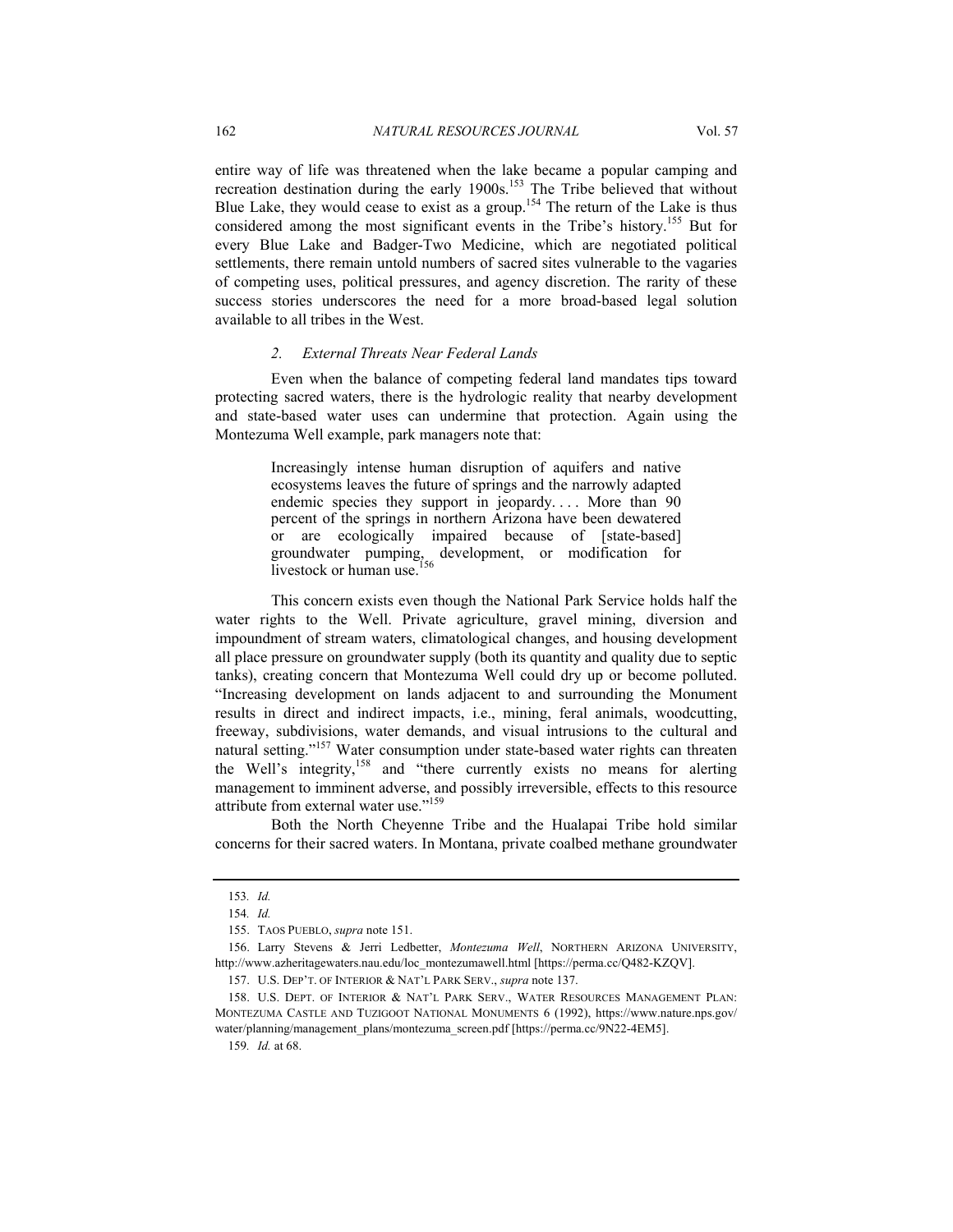entire way of life was threatened when the lake became a popular camping and recreation destination during the early 1900s.[153] The Tribe believed that without Blue Lake, they would cease to exist as a group.[154] The return of the Lake is thus considered among the most significant events in the Tribe's history.[155] But for every Blue Lake and Badger-Two Medicine, which are negotiated political settlements, there remain untold numbers of sacred sites vulnerable to the vagaries of competing uses, political pressures, and agency discretion. The rarity of these success stories underscores the need for a more broad-based legal solution available to all tribes in the West.

### *2. External Threats Near Federal Lands*

Even when the balance of competing federal land mandates tips toward protecting sacred waters, there is the hydrologic reality that nearby development and state-based water uses can undermine that protection. Again using the Montezuma Well example, park managers note that:

> Increasingly intense human disruption of aquifers and native ecosystems leaves the future of springs and the narrowly adapted endemic species they support in jeopardy. . . . More than 90 percent of the springs in northern Arizona have been dewatered or are ecologically impaired because of [state-based] groundwater pumping, development, or modification for livestock or human use.[156]

This concern exists even though the National Park Service holds half the water rights to the Well. Private agriculture, gravel mining, diversion and impoundment of stream waters, climatological changes, and housing development all place pressure on groundwater supply (both its quantity and quality due to septic tanks), creating concern that Montezuma Well could dry up or become polluted. "Increasing development on lands adjacent to and surrounding the Monument results in direct and indirect impacts, i.e., mining, feral animals, woodcutting, freeway, subdivisions, water demands, and visual intrusions to the cultural and natural setting."[157] Water consumption under state-based water rights can threaten the Well's integrity,[158] and "there currently exists no means for alerting management to imminent adverse, and possibly irreversible, effects to this resource attribute from external water use."[159]

Both the North Cheyenne Tribe and the Hualapai Tribe hold similar concerns for their sacred waters. In Montana, private coalbed methane groundwater

---

153. *Id.*

154. *Id.*

155. TAOS PUEBLO, *supra* note 151.

156. Larry Stevens & Jerri Ledbetter, *Montezuma Well*, NORTHERN ARIZONA UNIVERSITY, http://www.azheritagewaters.nau.edu/loc_montezumawell.html [https://perma.cc/Q482-KZQV].

157. U.S. DEP'T. OF INTERIOR & NAT'L PARK SERV., *supra* note 137.

158. U.S. DEPT. OF INTERIOR & NAT'L PARK SERV., WATER RESOURCES MANAGEMENT PLAN: MONTEZUMA CASTLE AND TUZIGOOT NATIONAL MONUMENTS 6 (1992), https://www.nature.nps.gov/water/planning/management_plans/montezuma_screen.pdf [https://perma.cc/9N22-4EM5].

159. *Id.* at 68.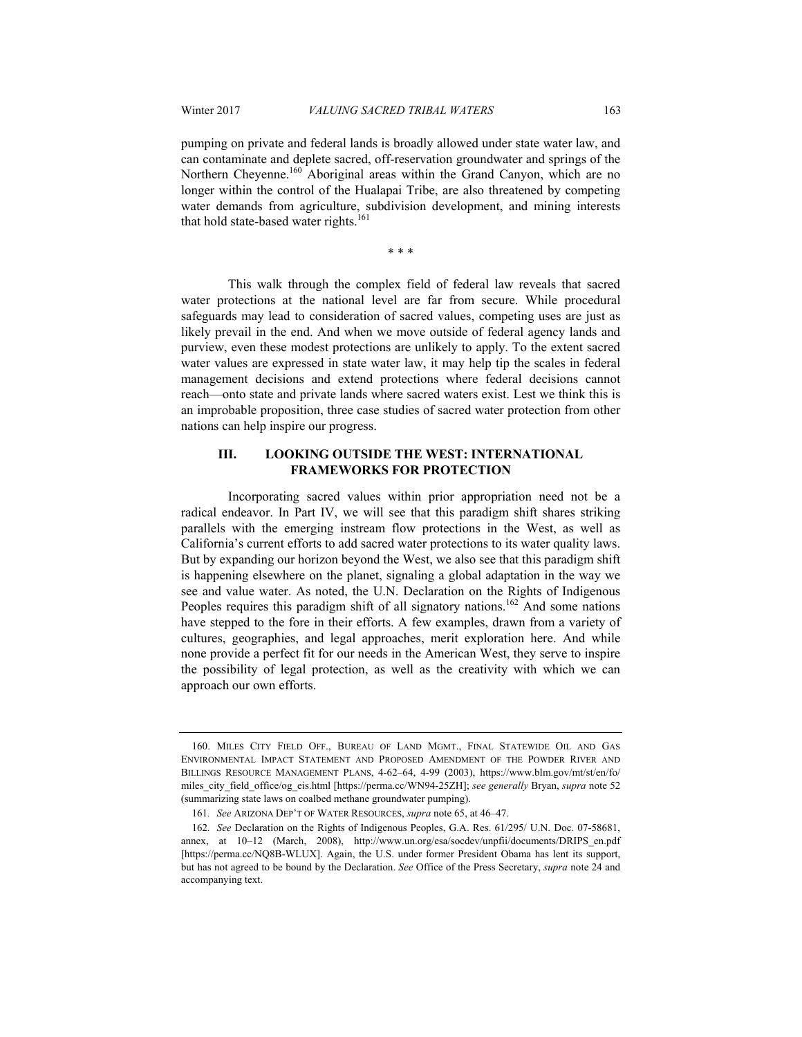pumping on private and federal lands is broadly allowed under state water law, and can contaminate and deplete sacred, off-reservation groundwater and springs of the Northern Cheyenne.[160] Aboriginal areas within the Grand Canyon, which are no longer within the control of the Hualapai Tribe, are also threatened by competing water demands from agriculture, subdivision development, and mining interests that hold state-based water rights.[161]

\* \* \*

This walk through the complex field of federal law reveals that sacred water protections at the national level are far from secure. While procedural safeguards may lead to consideration of sacred values, competing uses are just as likely prevail in the end. And when we move outside of federal agency lands and purview, even these modest protections are unlikely to apply. To the extent sacred water values are expressed in state water law, it may help tip the scales in federal management decisions and extend protections where federal decisions cannot reach—onto state and private lands where sacred waters exist. Lest we think this is an improbable proposition, three case studies of sacred water protection from other nations can help inspire our progress.

## III. LOOKING OUTSIDE THE WEST: INTERNATIONAL FRAMEWORKS FOR PROTECTION

Incorporating sacred values within prior appropriation need not be a radical endeavor. In Part IV, we will see that this paradigm shift shares striking parallels with the emerging instream flow protections in the West, as well as California's current efforts to add sacred water protections to its water quality laws. But by expanding our horizon beyond the West, we also see that this paradigm shift is happening elsewhere on the planet, signaling a global adaptation in the way we see and value water. As noted, the U.N. Declaration on the Rights of Indigenous Peoples requires this paradigm shift of all signatory nations.[162] And some nations have stepped to the fore in their efforts. A few examples, drawn from a variety of cultures, geographies, and legal approaches, merit exploration here. And while none provide a perfect fit for our needs in the American West, they serve to inspire the possibility of legal protection, as well as the creativity with which we can approach our own efforts.

---

160. MILES CITY FIELD OFF., BUREAU OF LAND MGMT., FINAL STATEWIDE OIL AND GAS ENVIRONMENTAL IMPACT STATEMENT AND PROPOSED AMENDMENT OF THE POWDER RIVER AND BILLINGS RESOURCE MANAGEMENT PLANS, 4-62–64, 4-99 (2003), https://www.blm.gov/mt/st/en/fo/miles_city_field_office/og_eis.html [https://perma.cc/WN94-25ZH]; *see generally* Bryan, *supra* note 52 (summarizing state laws on coalbed methane groundwater pumping).

161. *See* ARIZONA DEP'T OF WATER RESOURCES, *supra* note 65, at 46–47.

162. *See* Declaration on the Rights of Indigenous Peoples, G.A. Res. 61/295/ U.N. Doc. 07-58681, annex, at 10–12 (March, 2008), http://www.un.org/esa/socdev/unpfii/documents/DRIPS_en.pdf [https://perma.cc/NQ8B-WLUX]. Again, the U.S. under former President Obama has lent its support, but has not agreed to be bound by the Declaration. *See* Office of the Press Secretary, *supra* note 24 and accompanying text.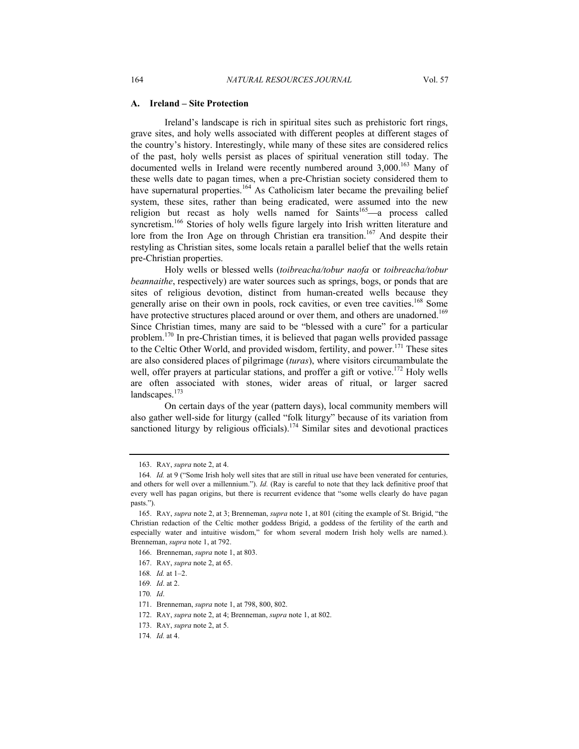### A. Ireland – Site Protection

Ireland's landscape is rich in spiritual sites such as prehistoric fort rings, grave sites, and holy wells associated with different peoples at different stages of the country's history. Interestingly, while many of these sites are considered relics of the past, holy wells persist as places of spiritual veneration still today. The documented wells in Ireland were recently numbered around 3,000.[163] Many of these wells date to pagan times, when a pre-Christian society considered them to have supernatural properties.[164] As Catholicism later became the prevailing belief system, these sites, rather than being eradicated, were assumed into the new religion but recast as holy wells named for Saints[165]—a process called syncretism.[166] Stories of holy wells figure largely into Irish written literature and lore from the Iron Age on through Christian era transition.[167] And despite their restyling as Christian sites, some locals retain a parallel belief that the wells retain pre-Christian properties.

Holy wells or blessed wells (*toibreacha/tobur naofa* or *toibreacha/tobur beannaithe*, respectively) are water sources such as springs, bogs, or ponds that are sites of religious devotion, distinct from human-created wells because they generally arise on their own in pools, rock cavities, or even tree cavities.[168] Some have protective structures placed around or over them, and others are unadorned.[169] Since Christian times, many are said to be "blessed with a cure" for a particular problem.[170] In pre-Christian times, it is believed that pagan wells provided passage to the Celtic Other World, and provided wisdom, fertility, and power.[171] These sites are also considered places of pilgrimage (*turas*), where visitors circumambulate the well, offer prayers at particular stations, and proffer a gift or votive.[172] Holy wells are often associated with stones, wider areas of ritual, or larger sacred landscapes.[173]

On certain days of the year (pattern days), local community members will also gather well-side for liturgy (called "folk liturgy" because of its variation from sanctioned liturgy by religious officials).[174] Similar sites and devotional practices

---

163. RAY, *supra* note 2, at 4.

164. *Id.* at 9 ("Some Irish holy well sites that are still in ritual use have been venerated for centuries, and others for well over a millennium."). *Id.* (Ray is careful to note that they lack definitive proof that every well has pagan origins, but there is recurrent evidence that "some wells clearly do have pagan pasts.").

165. RAY, *supra* note 2, at 3; Brenneman, *supra* note 1, at 801 (citing the example of St. Brigid, "the Christian redaction of the Celtic mother goddess Brigid, a goddess of the fertility of the earth and especially water and intuitive wisdom," for whom several modern Irish holy wells are named.). Brenneman, *supra* note 1, at 792.

166. Brenneman, *supra* note 1, at 803.

167. RAY, *supra* note 2, at 65.

168. *Id.* at 1–2.

169. *Id*. at 2.

170. *Id*.

171. Brenneman, *supra* note 1, at 798, 800, 802.

172. RAY, *supra* note 2, at 4; Brenneman, *supra* note 1, at 802.

173. RAY, *supra* note 2, at 5.

174. *Id.* at 4.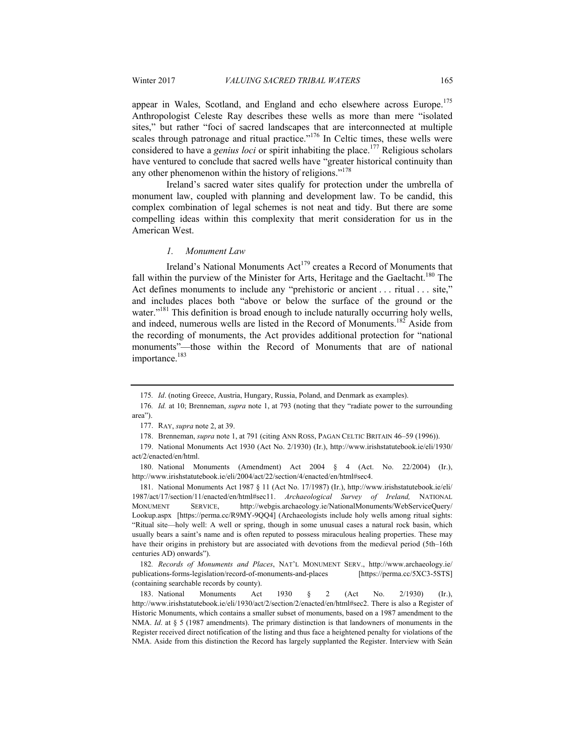appear in Wales, Scotland, and England and echo elsewhere across Europe.[175] Anthropologist Celeste Ray describes these wells as more than mere "isolated sites," but rather "foci of sacred landscapes that are interconnected at multiple scales through patronage and ritual practice."[176] In Celtic times, these wells were considered to have a *genius loci* or spirit inhabiting the place.[177] Religious scholars have ventured to conclude that sacred wells have "greater historical continuity than any other phenomenon within the history of religions."[178]

Ireland's sacred water sites qualify for protection under the umbrella of monument law, coupled with planning and development law. To be candid, this complex combination of legal schemes is not neat and tidy. But there are some compelling ideas within this complexity that merit consideration for us in the American West.

### *1. Monument Law*

Ireland's National Monuments Act[179] creates a Record of Monuments that fall within the purview of the Minister for Arts, Heritage and the Gaeltacht.[180] The Act defines monuments to include any "prehistoric or ancient . . . ritual . . . site," and includes places both "above or below the surface of the ground or the water."[181] This definition is broad enough to include naturally occurring holy wells, and indeed, numerous wells are listed in the Record of Monuments.[182] Aside from the recording of monuments, the Act provides additional protection for "national monuments"—those within the Record of Monuments that are of national importance.[183]

---

175. *Id*. (noting Greece, Austria, Hungary, Russia, Poland, and Denmark as examples).

176. *Id.* at 10; Brenneman, *supra* note 1, at 793 (noting that they "radiate power to the surrounding area").

177. RAY, *supra* note 2, at 39.

178. Brenneman, *supra* note 1, at 791 (citing ANN ROSS, PAGAN CELTIC BRITAIN 46–59 (1996)).

179. National Monuments Act 1930 (Act No. 2/1930) (Ir.), http://www.irishstatutebook.ie/eli/1930/act/2/enacted/en/html.

180. National Monuments (Amendment) Act 2004 § 4 (Act. No. 22/2004) (Ir.), http://www.irishstatutebook.ie/eli/2004/act/22/section/4/enacted/en/html#sec4.

181. National Monuments Act 1987 § 11 (Act No. 17/1987) (Ir.), http://www.irishstatutebook.ie/eli/1987/act/17/section/11/enacted/en/html#sec11. *Archaeological Survey of Ireland,* NATIONAL MONUMENT SERVICE, http://webgis.archaeology.ie/NationalMonuments/WebServiceQuery/Lookup.aspx [https://perma.cc/R9MY-9QQ4] (Archaeologists include holy wells among ritual sights: "Ritual site—holy well: A well or spring, though in some unusual cases a natural rock basin, which usually bears a saint's name and is often reputed to possess miraculous healing properties. These may have their origins in prehistory but are associated with devotions from the medieval period (5th–16th centuries AD) onwards").

182. *Records of Monuments and Places*, NAT'L MONUMENT SERV., http://www.archaeology.ie/publications-forms-legislation/record-of-monuments-and-places [https://perma.cc/5XC3-5STS] (containing searchable records by county).

183. National Monuments Act 1930 § 2 (Act No. 2/1930) (Ir.), http://www.irishstatutebook.ie/eli/1930/act/2/section/2/enacted/en/html#sec2. There is also a Register of Historic Monuments, which contains a smaller subset of monuments, based on a 1987 amendment to the NMA. *Id*. at § 5 (1987 amendments). The primary distinction is that landowners of monuments in the Register received direct notification of the listing and thus face a heightened penalty for violations of the NMA. Aside from this distinction the Record has largely supplanted the Register. Interview with Seán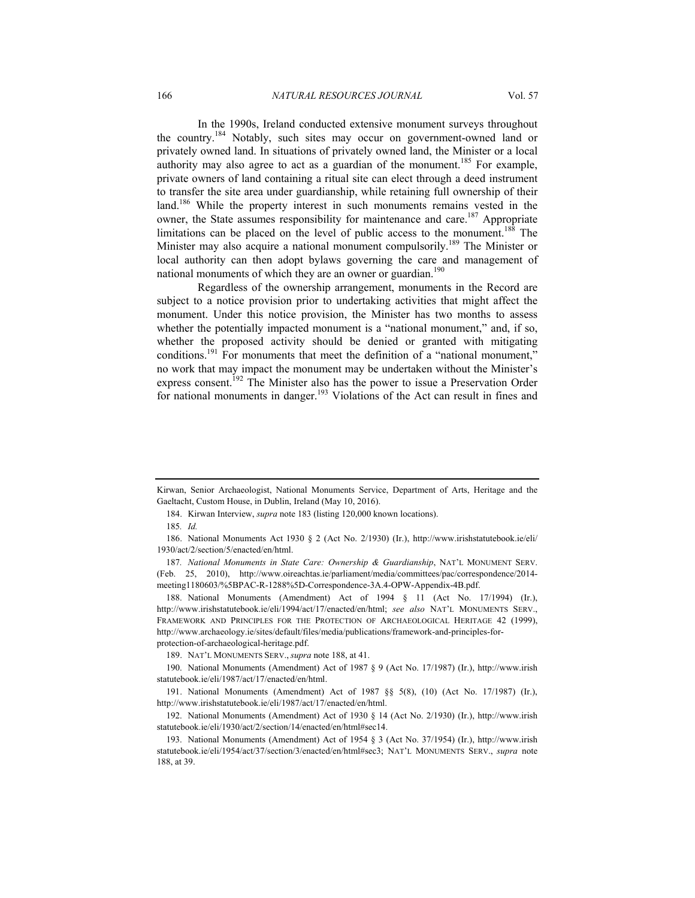In the 1990s, Ireland conducted extensive monument surveys throughout the country.[184] Notably, such sites may occur on government-owned land or privately owned land. In situations of privately owned land, the Minister or a local authority may also agree to act as a guardian of the monument.[185] For example, private owners of land containing a ritual site can elect through a deed instrument to transfer the site area under guardianship, while retaining full ownership of their land.[186] While the property interest in such monuments remains vested in the owner, the State assumes responsibility for maintenance and care.[187] Appropriate limitations can be placed on the level of public access to the monument.[188] The Minister may also acquire a national monument compulsorily.[189] The Minister or local authority can then adopt bylaws governing the care and management of national monuments of which they are an owner or guardian.[190]

Regardless of the ownership arrangement, monuments in the Record are subject to a notice provision prior to undertaking activities that might affect the monument. Under this notice provision, the Minister has two months to assess whether the potentially impacted monument is a "national monument," and, if so, whether the proposed activity should be denied or granted with mitigating conditions.[191] For monuments that meet the definition of a "national monument," no work that may impact the monument may be undertaken without the Minister's express consent.[192] The Minister also has the power to issue a Preservation Order for national monuments in danger.[193] Violations of the Act can result in fines and

---

Kirwan, Senior Archaeologist, National Monuments Service, Department of Arts, Heritage and the Gaeltacht, Custom House, in Dublin, Ireland (May 10, 2016).

184. Kirwan Interview, *supra* note 183 (listing 120,000 known locations).

185. *Id.*

186. National Monuments Act 1930 § 2 (Act No. 2/1930) (Ir.), http://www.irishstatutebook.ie/eli/1930/act/2/section/5/enacted/en/html.

187. *National Monuments in State Care: Ownership & Guardianship*, NAT'L MONUMENT SERV. (Feb. 25, 2010), http://www.oireachtas.ie/parliament/media/committees/pac/correspondence/2014-meeting1180603/%5BPAC-R-1288%5D-Correspondence-3A.4-OPW-Appendix-4B.pdf.

188. National Monuments (Amendment) Act of 1994 § 11 (Act No. 17/1994) (Ir.), http://www.irishstatutebook.ie/eli/1994/act/17/enacted/en/html; *see also* NAT'L MONUMENTS SERV., FRAMEWORK AND PRINCIPLES FOR THE PROTECTION OF ARCHAEOLOGICAL HERITAGE 42 (1999), http://www.archaeology.ie/sites/default/files/media/publications/framework-and-principles-for-protection-of-archaeological-heritage.pdf.

189. NAT'L MONUMENTS SERV., *supra* note 188, at 41.

190. National Monuments (Amendment) Act of 1987 § 9 (Act No. 17/1987) (Ir.), http://www.irishstatutebook.ie/eli/1987/act/17/enacted/en/html.

191. National Monuments (Amendment) Act of 1987 §§ 5(8), (10) (Act No. 17/1987) (Ir.), http://www.irishstatutebook.ie/eli/1987/act/17/enacted/en/html.

192. National Monuments (Amendment) Act of 1930 § 14 (Act No. 2/1930) (Ir.), http://www.irishstatutebook.ie/eli/1930/act/2/section/14/enacted/en/html#sec14.

193. National Monuments (Amendment) Act of 1954 § 3 (Act No. 37/1954) (Ir.), http://www.irishstatutebook.ie/eli/1954/act/37/section/3/enacted/en/html#sec3; NAT'L MONUMENTS SERV., *supra* note 188, at 39.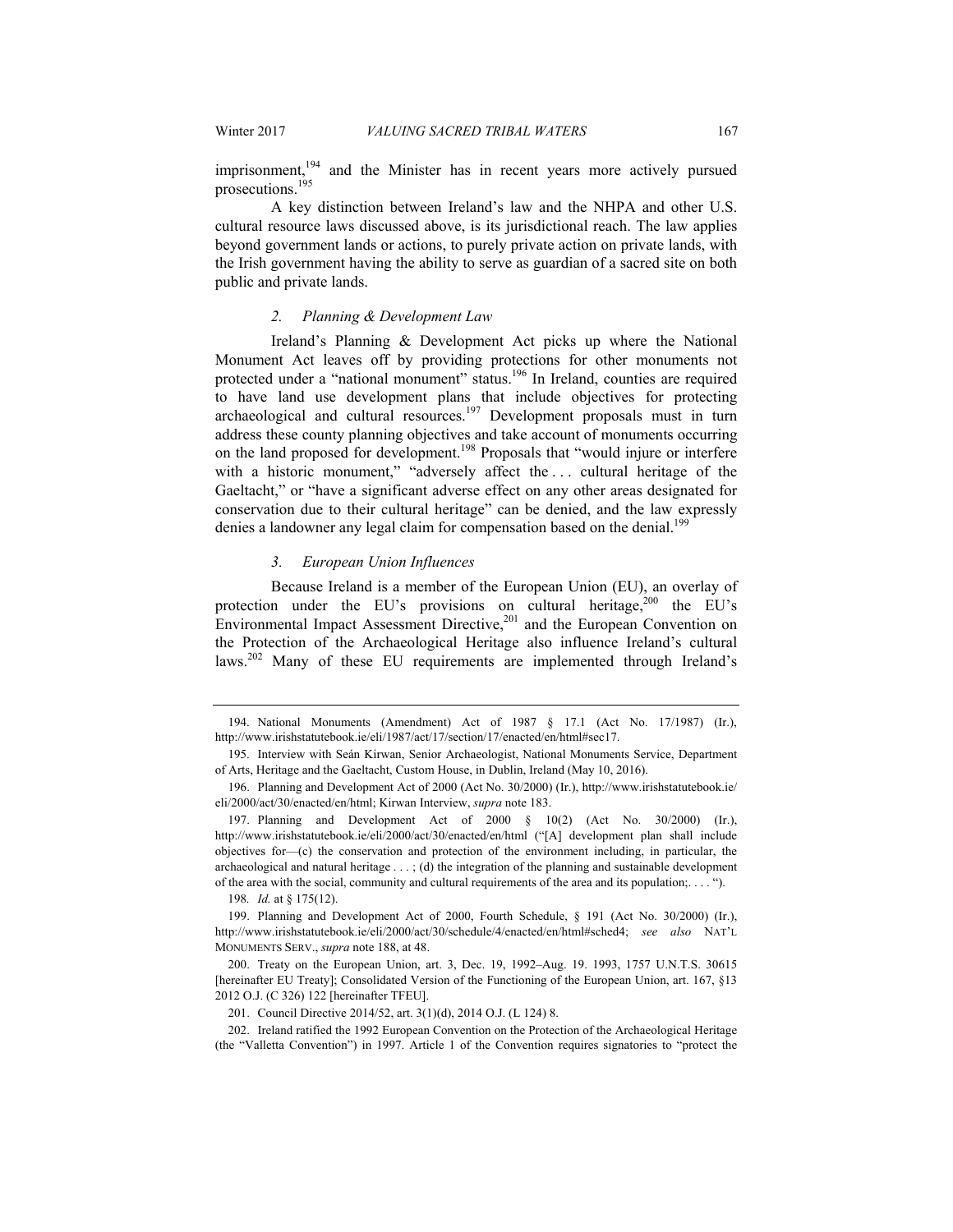imprisonment,[194] and the Minister has in recent years more actively pursued prosecutions.[195]

A key distinction between Ireland's law and the NHPA and other U.S. cultural resource laws discussed above, is its jurisdictional reach. The law applies beyond government lands or actions, to purely private action on private lands, with the Irish government having the ability to serve as guardian of a sacred site on both public and private lands.

### *2. Planning & Development Law*

Ireland's Planning & Development Act picks up where the National Monument Act leaves off by providing protections for other monuments not protected under a "national monument" status.[196] In Ireland, counties are required to have land use development plans that include objectives for protecting archaeological and cultural resources.[197] Development proposals must in turn address these county planning objectives and take account of monuments occurring on the land proposed for development.[198] Proposals that "would injure or interfere with a historic monument," "adversely affect the . . . cultural heritage of the Gaeltacht," or "have a significant adverse effect on any other areas designated for conservation due to their cultural heritage" can be denied, and the law expressly denies a landowner any legal claim for compensation based on the denial.[199]

### *3. European Union Influences*

Because Ireland is a member of the European Union (EU), an overlay of protection under the EU's provisions on cultural heritage,[200] the EU's Environmental Impact Assessment Directive,[201] and the European Convention on the Protection of the Archaeological Heritage also influence Ireland's cultural laws.[202] Many of these EU requirements are implemented through Ireland's

---

194. National Monuments (Amendment) Act of 1987 § 17.1 (Act No. 17/1987) (Ir.), http://www.irishstatutebook.ie/eli/1987/act/17/section/17/enacted/en/html#sec17.

195. Interview with Seán Kirwan, Senior Archaeologist, National Monuments Service, Department of Arts, Heritage and the Gaeltacht, Custom House, in Dublin, Ireland (May 10, 2016).

196. Planning and Development Act of 2000 (Act No. 30/2000) (Ir.), http://www.irishstatutebook.ie/eli/2000/act/30/enacted/en/html; Kirwan Interview, *supra* note 183.

197. Planning and Development Act of 2000 § 10(2) (Act No. 30/2000) (Ir.), http://www.irishstatutebook.ie/eli/2000/act/30/enacted/en/html ("[A] development plan shall include objectives for—(c) the conservation and protection of the environment including, in particular, the archaeological and natural heritage . . . ; (d) the integration of the planning and sustainable development of the area with the social, community and cultural requirements of the area and its population;. . . . ").

198. *Id.* at § 175(12).

199. Planning and Development Act of 2000, Fourth Schedule, § 191 (Act No. 30/2000) (Ir.), http://www.irishstatutebook.ie/eli/2000/act/30/schedule/4/enacted/en/html#sched4; *see also* NAT'L MONUMENTS SERV., *supra* note 188, at 48.

200. Treaty on the European Union, art. 3, Dec. 19, 1992–Aug. 19. 1993, 1757 U.N.T.S. 30615 [hereinafter EU Treaty]; Consolidated Version of the Functioning of the European Union, art. 167, §13 2012 O.J. (C 326) 122 [hereinafter TFEU].

201. Council Directive 2014/52, art. 3(1)(d), 2014 O.J. (L 124) 8.

202. Ireland ratified the 1992 European Convention on the Protection of the Archaeological Heritage (the "Valletta Convention") in 1997. Article 1 of the Convention requires signatories to "protect the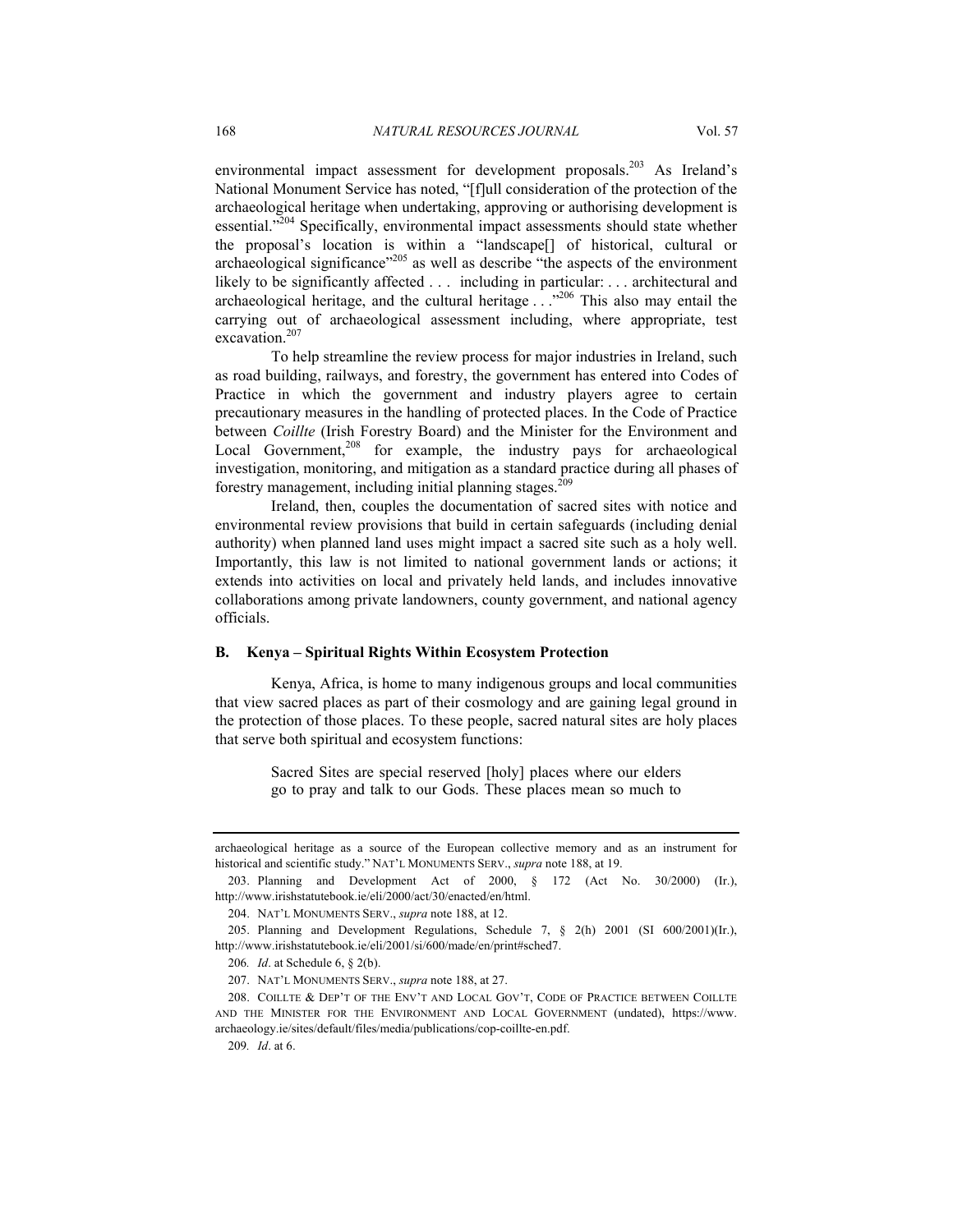environmental impact assessment for development proposals.[203] As Ireland's National Monument Service has noted, "[f]ull consideration of the protection of the archaeological heritage when undertaking, approving or authorising development is essential."[204] Specifically, environmental impact assessments should state whether the proposal's location is within a "landscape[] of historical, cultural or archaeological significance"[205] as well as describe "the aspects of the environment likely to be significantly affected . . . including in particular: . . . architectural and archaeological heritage, and the cultural heritage . . ."[206] This also may entail the carrying out of archaeological assessment including, where appropriate, test excavation.[207]

To help streamline the review process for major industries in Ireland, such as road building, railways, and forestry, the government has entered into Codes of Practice in which the government and industry players agree to certain precautionary measures in the handling of protected places. In the Code of Practice between *Coillte* (Irish Forestry Board) and the Minister for the Environment and Local Government,[208] for example, the industry pays for archaeological investigation, monitoring, and mitigation as a standard practice during all phases of forestry management, including initial planning stages.[209]

Ireland, then, couples the documentation of sacred sites with notice and environmental review provisions that build in certain safeguards (including denial authority) when planned land uses might impact a sacred site such as a holy well. Importantly, this law is not limited to national government lands or actions; it extends into activities on local and privately held lands, and includes innovative collaborations among private landowners, county government, and national agency officials.

### B. Kenya – Spiritual Rights Within Ecosystem Protection

Kenya, Africa, is home to many indigenous groups and local communities that view sacred places as part of their cosmology and are gaining legal ground in the protection of those places. To these people, sacred natural sites are holy places that serve both spiritual and ecosystem functions:

> Sacred Sites are special reserved [holy] places where our elders go to pray and talk to our Gods. These places mean so much to

---

archaeological heritage as a source of the European collective memory and as an instrument for historical and scientific study." NAT'L MONUMENTS SERV., *supra* note 188, at 19.

203. Planning and Development Act of 2000, § 172 (Act No. 30/2000) (Ir.), http://www.irishstatutebook.ie/eli/2000/act/30/enacted/en/html.

204. NAT'L MONUMENTS SERV., *supra* note 188, at 12.

205. Planning and Development Regulations, Schedule 7, § 2(h) 2001 (SI 600/2001)(Ir.), http://www.irishstatutebook.ie/eli/2001/si/600/made/en/print#sched7.

206. *Id*. at Schedule 6, § 2(b).

207. NAT'L MONUMENTS SERV., *supra* note 188, at 27.

208. COILLTE & DEP'T OF THE ENV'T AND LOCAL GOV'T, CODE OF PRACTICE BETWEEN COILLTE AND THE MINISTER FOR THE ENVIRONMENT AND LOCAL GOVERNMENT (undated), https://www.archaeology.ie/sites/default/files/media/publications/cop-coillte-en.pdf.

209. *Id*. at 6.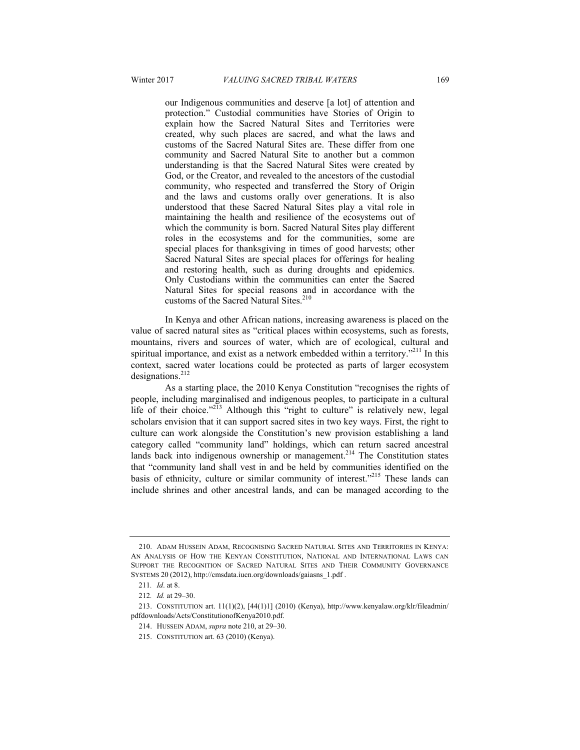> our Indigenous communities and deserve [a lot] of attention and protection." Custodial communities have Stories of Origin to explain how the Sacred Natural Sites and Territories were created, why such places are sacred, and what the laws and customs of the Sacred Natural Sites are. These differ from one community and Sacred Natural Site to another but a common understanding is that the Sacred Natural Sites were created by God, or the Creator, and revealed to the ancestors of the custodial community, who respected and transferred the Story of Origin and the laws and customs orally over generations. It is also understood that these Sacred Natural Sites play a vital role in maintaining the health and resilience of the ecosystems out of which the community is born. Sacred Natural Sites play different roles in the ecosystems and for the communities, some are special places for thanksgiving in times of good harvests; other Sacred Natural Sites are special places for offerings for healing and restoring health, such as during droughts and epidemics. Only Custodians within the communities can enter the Sacred Natural Sites for special reasons and in accordance with the customs of the Sacred Natural Sites.[210]

In Kenya and other African nations, increasing awareness is placed on the value of sacred natural sites as "critical places within ecosystems, such as forests, mountains, rivers and sources of water, which are of ecological, cultural and spiritual importance, and exist as a network embedded within a territory."[211] In this context, sacred water locations could be protected as parts of larger ecosystem designations.[212]

As a starting place, the 2010 Kenya Constitution "recognises the rights of people, including marginalised and indigenous peoples, to participate in a cultural life of their choice."[213] Although this "right to culture" is relatively new, legal scholars envision that it can support sacred sites in two key ways. First, the right to culture can work alongside the Constitution's new provision establishing a land category called "community land" holdings, which can return sacred ancestral lands back into indigenous ownership or management.[214] The Constitution states that "community land shall vest in and be held by communities identified on the basis of ethnicity, culture or similar community of interest."[215] These lands can include shrines and other ancestral lands, and can be managed according to the

---

210. ADAM HUSSEIN ADAM, RECOGNISING SACRED NATURAL SITES AND TERRITORIES IN KENYA: AN ANALYSIS OF HOW THE KENYAN CONSTITUTION, NATIONAL AND INTERNATIONAL LAWS CAN SUPPORT THE RECOGNITION OF SACRED NATURAL SITES AND THEIR COMMUNITY GOVERNANCE SYSTEMS 20 (2012), http://cmsdata.iucn.org/downloads/gaiasns_1.pdf .

211. *Id*. at 8.

212. *Id.* at 29–30.

213. CONSTITUTION art. 11(1)(2), [44(1)1] (2010) (Kenya), http://www.kenyalaw.org/klr/fileadmin/pdfdownloads/Acts/ConstitutionofKenya2010.pdf.

214. HUSSEIN ADAM, *supra* note 210, at 29–30.

215. CONSTITUTION art. 63 (2010) (Kenya).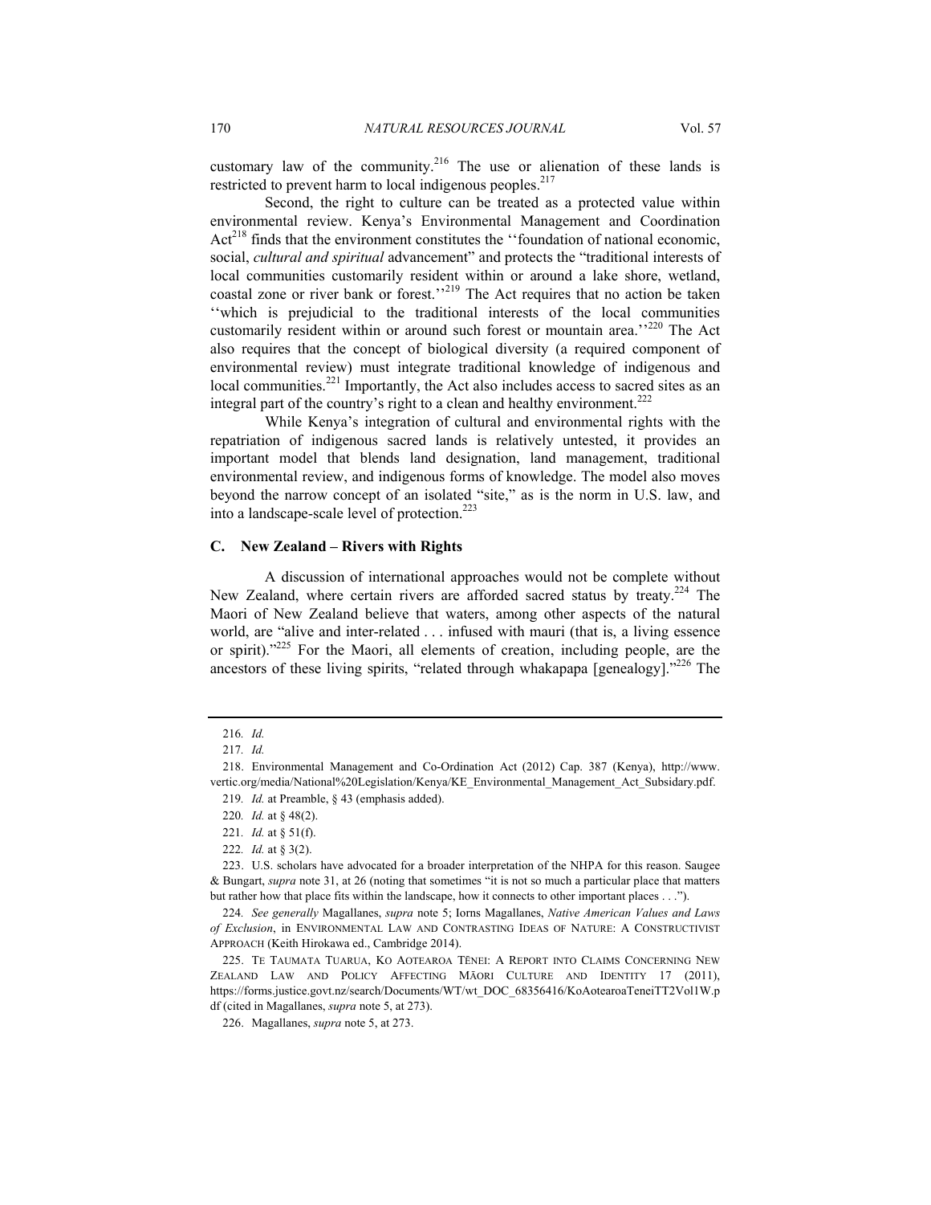customary law of the community.[216] The use or alienation of these lands is restricted to prevent harm to local indigenous peoples.[217]

Second, the right to culture can be treated as a protected value within environmental review. Kenya's Environmental Management and Coordination Act[218] finds that the environment constitutes the ''foundation of national economic, social, *cultural and spiritual* advancement" and protects the "traditional interests of local communities customarily resident within or around a lake shore, wetland, coastal zone or river bank or forest.''[219] The Act requires that no action be taken ''which is prejudicial to the traditional interests of the local communities customarily resident within or around such forest or mountain area.''[220] The Act also requires that the concept of biological diversity (a required component of environmental review) must integrate traditional knowledge of indigenous and local communities.[221] Importantly, the Act also includes access to sacred sites as an integral part of the country's right to a clean and healthy environment.[222]

While Kenya's integration of cultural and environmental rights with the repatriation of indigenous sacred lands is relatively untested, it provides an important model that blends land designation, land management, traditional environmental review, and indigenous forms of knowledge. The model also moves beyond the narrow concept of an isolated "site," as is the norm in U.S. law, and into a landscape-scale level of protection.[223]

### C. New Zealand – Rivers with Rights

A discussion of international approaches would not be complete without New Zealand, where certain rivers are afforded sacred status by treaty.[224] The Maori of New Zealand believe that waters, among other aspects of the natural world, are "alive and inter-related . . . infused with mauri (that is, a living essence or spirit)."[225] For the Maori, all elements of creation, including people, are the ancestors of these living spirits, "related through whakapapa [genealogy]."[226] The

---

216. *Id.*

217. *Id.*

218. Environmental Management and Co-Ordination Act (2012) Cap. 387 (Kenya), http://www.vertic.org/media/National%20Legislation/Kenya/KE_Environmental_Management_Act_Subsidary.pdf.

219. *Id.* at Preamble, § 43 (emphasis added).

220. *Id.* at § 48(2).

221. *Id.* at § 51(f).

222. *Id.* at § 3(2).

223. U.S. scholars have advocated for a broader interpretation of the NHPA for this reason. Saugee & Bungart, *supra* note 31, at 26 (noting that sometimes "it is not so much a particular place that matters but rather how that place fits within the landscape, how it connects to other important places . . .").

224. *See generally* Magallanes, *supra* note 5; Iorns Magallanes, *Native American Values and Laws of Exclusion*, in ENVIRONMENTAL LAW AND CONTRASTING IDEAS OF NATURE: A CONSTRUCTIVIST APPROACH (Keith Hirokawa ed., Cambridge 2014).

225. TE TAUMATA TUARUA, KO AOTEAROA TĒNEI: A REPORT INTO CLAIMS CONCERNING NEW ZEALAND LAW AND POLICY AFFECTING MĀORI CULTURE AND IDENTITY 17 (2011), https://forms.justice.govt.nz/search/Documents/WT/wt_DOC_68356416/KoAotearoaTeneiTT2Vol1W.pdf (cited in Magallanes, *supra* note 5, at 273).

226. Magallanes, *supra* note 5, at 273.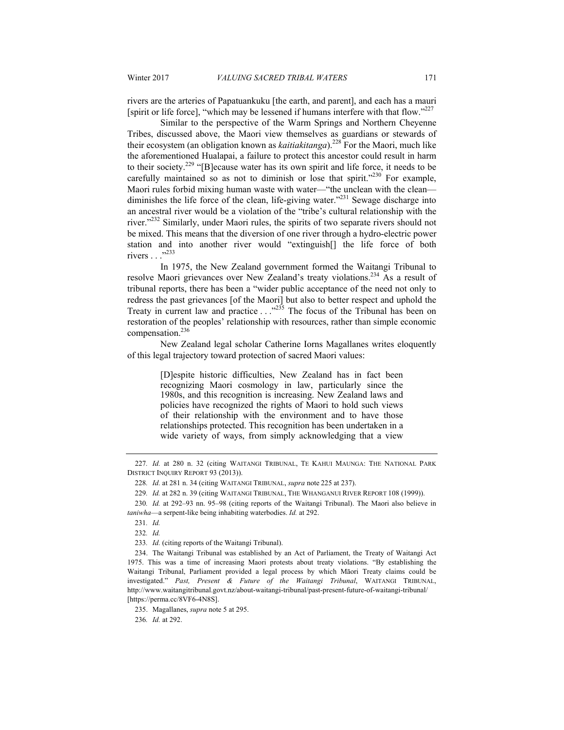rivers are the arteries of Papatuankuku [the earth, and parent], and each has a mauri [spirit or life force], "which may be lessened if humans interfere with that flow."[227]

Similar to the perspective of the Warm Springs and Northern Cheyenne Tribes, discussed above, the Maori view themselves as guardians or stewards of their ecosystem (an obligation known as *kaitiakitanga*).[228] For the Maori, much like the aforementioned Hualapai, a failure to protect this ancestor could result in harm to their society.[229] "[B]ecause water has its own spirit and life force, it needs to be carefully maintained so as not to diminish or lose that spirit."[230] For example, Maori rules forbid mixing human waste with water—"the unclean with the clean—diminishes the life force of the clean, life-giving water."[231] Sewage discharge into an ancestral river would be a violation of the "tribe's cultural relationship with the river."[232] Similarly, under Maori rules, the spirits of two separate rivers should not be mixed. This means that the diversion of one river through a hydro-electric power station and into another river would "extinguish[] the life force of both rivers . . ."[233]

In 1975, the New Zealand government formed the Waitangi Tribunal to resolve Maori grievances over New Zealand's treaty violations.[234] As a result of tribunal reports, there has been a "wider public acceptance of the need not only to redress the past grievances [of the Maori] but also to better respect and uphold the Treaty in current law and practice . . ."[235] The focus of the Tribunal has been on restoration of the peoples' relationship with resources, rather than simple economic compensation.[236]

New Zealand legal scholar Catherine Iorns Magallanes writes eloquently of this legal trajectory toward protection of sacred Maori values:

> [D]espite historic difficulties, New Zealand has in fact been recognizing Maori cosmology in law, particularly since the 1980s, and this recognition is increasing. New Zealand laws and policies have recognized the rights of Maori to hold such views of their relationship with the environment and to have those relationships protected. This recognition has been undertaken in a wide variety of ways, from simply acknowledging that a view

---

227. *Id.* at 280 n. 32 (citing WAITANGI TRIBUNAL, TE KAHUI MAUNGA: THE NATIONAL PARK DISTRICT INQUIRY REPORT 93 (2013)).

228. *Id.* at 281 n. 34 (citing WAITANGI TRIBUNAL, *supra* note 225 at 237).

229. *Id.* at 282 n. 39 (citing WAITANGI TRIBUNAL, THE WHANGANUI RIVER REPORT 108 (1999)).

230. *Id.* at 292–93 nn. 95–98 (citing reports of the Waitangi Tribunal). The Maori also believe in *taniwha*—a serpent-like being inhabiting waterbodies. *Id.* at 292.

231. *Id.*

232. *Id.*

233. *Id.* (citing reports of the Waitangi Tribunal).

234. The Waitangi Tribunal was established by an Act of Parliament, the Treaty of Waitangi Act 1975. This was a time of increasing Maori protests about treaty violations. "By establishing the Waitangi Tribunal, Parliament provided a legal process by which Māori Treaty claims could be investigated." *Past, Present & Future of the Waitangi Tribunal*, WAITANGI TRIBUNAL, http://www.waitangitribunal.govt.nz/about-waitangi-tribunal/past-present-future-of-waitangi-tribunal/ [https://perma.cc/8VF6-4N8S].

235. Magallanes, *supra* note 5 at 295.

236. *Id.* at 292.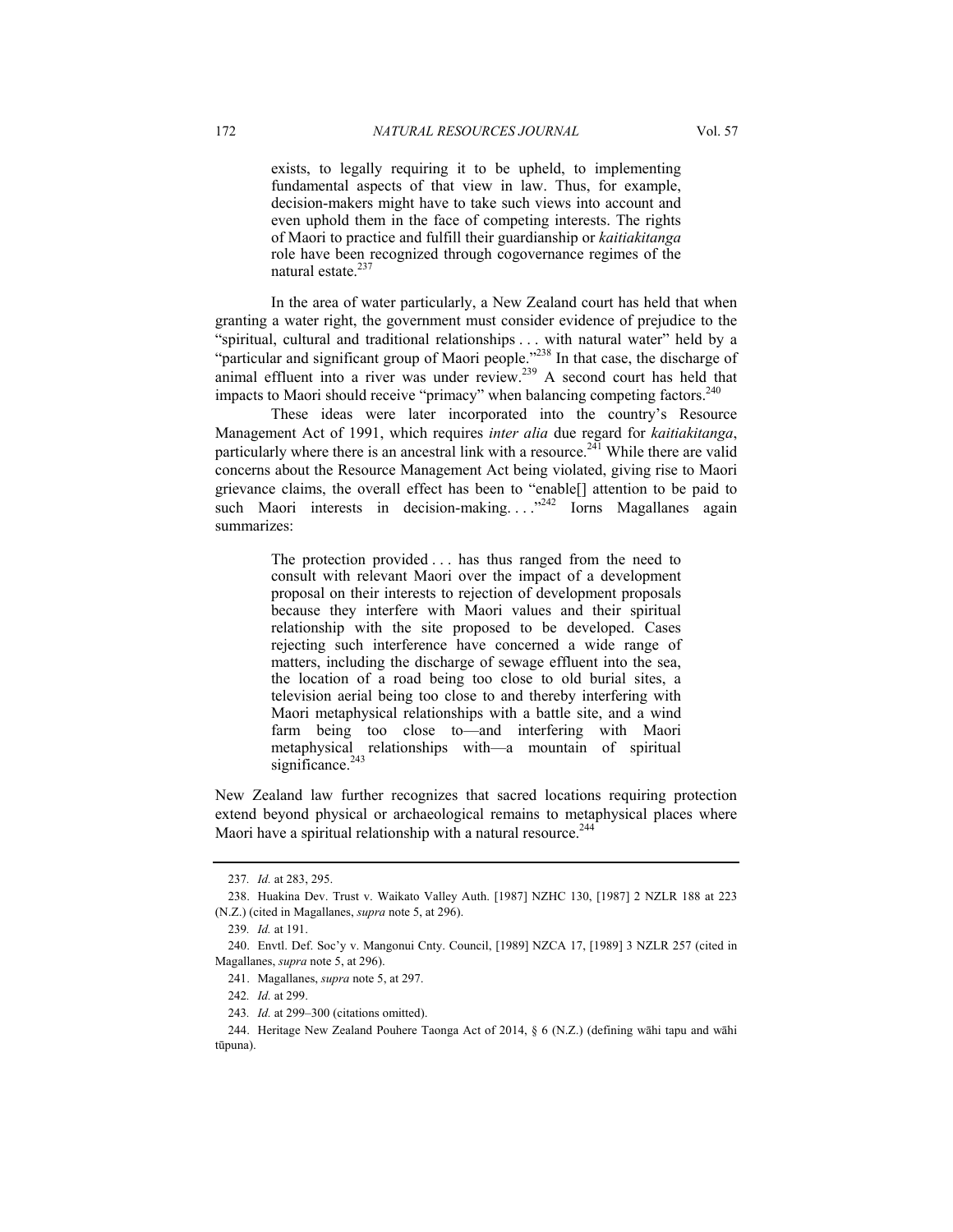> exists, to legally requiring it to be upheld, to implementing fundamental aspects of that view in law. Thus, for example, decision-makers might have to take such views into account and even uphold them in the face of competing interests. The rights of Maori to practice and fulfill their guardianship or *kaitiakitanga* role have been recognized through cogovernance regimes of the natural estate.[237]

In the area of water particularly, a New Zealand court has held that when granting a water right, the government must consider evidence of prejudice to the "spiritual, cultural and traditional relationships . . . with natural water" held by a "particular and significant group of Maori people."[238] In that case, the discharge of animal effluent into a river was under review.[239] A second court has held that impacts to Maori should receive "primacy" when balancing competing factors.[240]

These ideas were later incorporated into the country's Resource Management Act of 1991, which requires *inter alia* due regard for *kaitiakitanga*, particularly where there is an ancestral link with a resource.[241] While there are valid concerns about the Resource Management Act being violated, giving rise to Maori grievance claims, the overall effect has been to "enable[] attention to be paid to such Maori interests in decision-making. . . ."[242] Iorns Magallanes again summarizes:

> The protection provided . . . has thus ranged from the need to consult with relevant Maori over the impact of a development proposal on their interests to rejection of development proposals because they interfere with Maori values and their spiritual relationship with the site proposed to be developed. Cases rejecting such interference have concerned a wide range of matters, including the discharge of sewage effluent into the sea, the location of a road being too close to old burial sites, a television aerial being too close to and thereby interfering with Maori metaphysical relationships with a battle site, and a wind farm being too close to—and interfering with Maori metaphysical relationships with—a mountain of spiritual significance.[243]

New Zealand law further recognizes that sacred locations requiring protection extend beyond physical or archaeological remains to metaphysical places where Maori have a spiritual relationship with a natural resource.[244]

---

237. *Id.* at 283, 295.

238. Huakina Dev. Trust v. Waikato Valley Auth. [1987] NZHC 130, [1987] 2 NZLR 188 at 223 (N.Z.) (cited in Magallanes, *supra* note 5, at 296).

239. *Id.* at 191.

240. Envtl. Def. Soc'y v. Mangonui Cnty. Council, [1989] NZCA 17, [1989] 3 NZLR 257 (cited in Magallanes, *supra* note 5, at 296).

241. Magallanes, *supra* note 5, at 297.

242. *Id.* at 299.

243. *Id.* at 299–300 (citations omitted).

244. Heritage New Zealand Pouhere Taonga Act of 2014, § 6 (N.Z.) (defining wāhi tapu and wāhi tūpuna).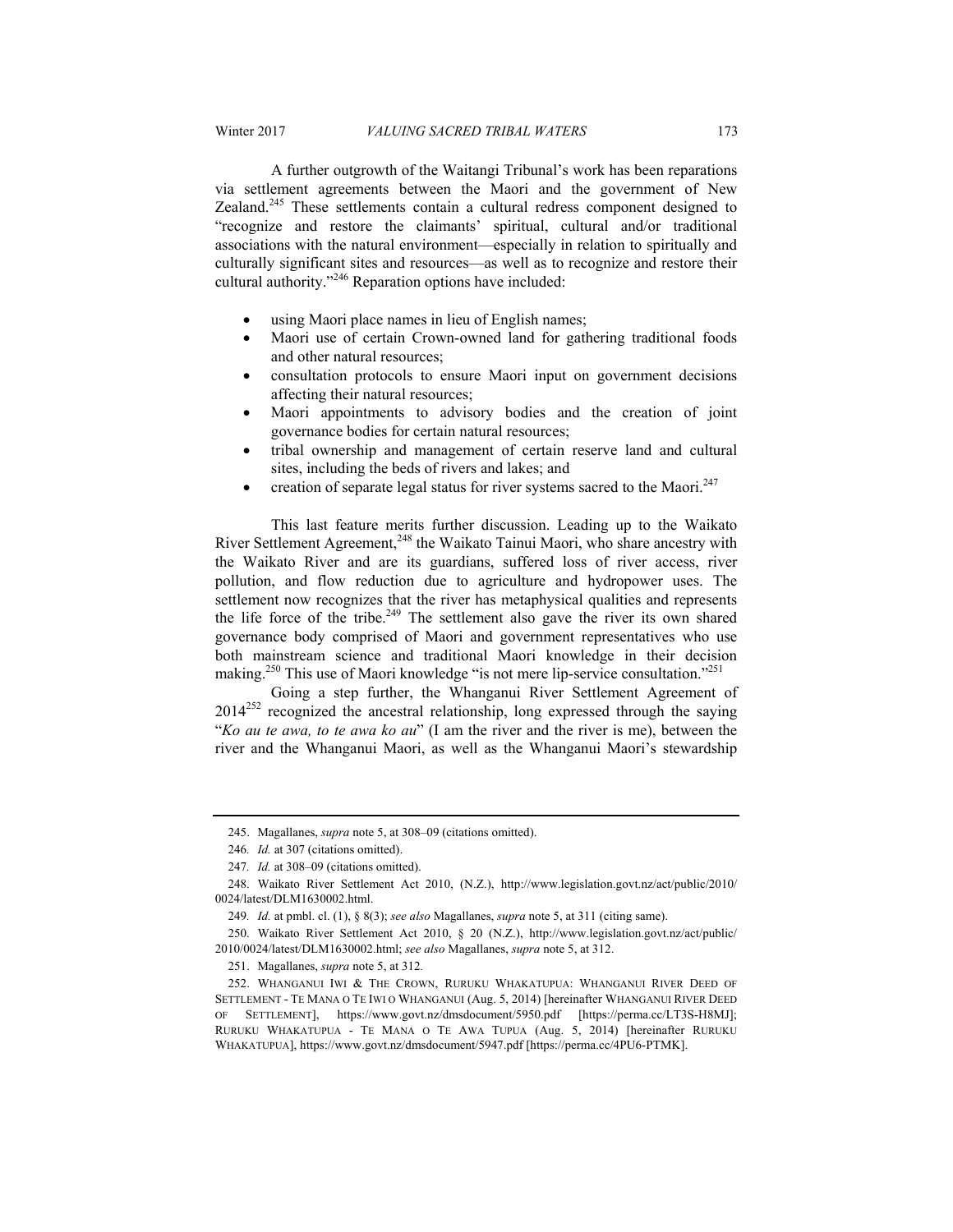A further outgrowth of the Waitangi Tribunal's work has been reparations via settlement agreements between the Maori and the government of New Zealand.[245] These settlements contain a cultural redress component designed to "recognize and restore the claimants' spiritual, cultural and/or traditional associations with the natural environment—especially in relation to spiritually and culturally significant sites and resources—as well as to recognize and restore their cultural authority."[246] Reparation options have included:

- using Maori place names in lieu of English names;
- Maori use of certain Crown-owned land for gathering traditional foods and other natural resources;
- consultation protocols to ensure Maori input on government decisions affecting their natural resources;
- Maori appointments to advisory bodies and the creation of joint governance bodies for certain natural resources;
- tribal ownership and management of certain reserve land and cultural sites, including the beds of rivers and lakes; and
- creation of separate legal status for river systems sacred to the Maori.[247]

This last feature merits further discussion. Leading up to the Waikato River Settlement Agreement,[248] the Waikato Tainui Maori, who share ancestry with the Waikato River and are its guardians, suffered loss of river access, river pollution, and flow reduction due to agriculture and hydropower uses. The settlement now recognizes that the river has metaphysical qualities and represents the life force of the tribe.[249] The settlement also gave the river its own shared governance body comprised of Maori and government representatives who use both mainstream science and traditional Maori knowledge in their decision making.[250] This use of Maori knowledge "is not mere lip-service consultation."[251]

Going a step further, the Whanganui River Settlement Agreement of 2014[252] recognized the ancestral relationship, long expressed through the saying "*Ko au te awa, to te awa ko au*" (I am the river and the river is me), between the river and the Whanganui Maori, as well as the Whanganui Maori's stewardship

---

245. Magallanes, *supra* note 5, at 308–09 (citations omitted).

246. *Id.* at 307 (citations omitted).

247. *Id.* at 308–09 (citations omitted).

248. Waikato River Settlement Act 2010, (N.Z.), http://www.legislation.govt.nz/act/public/2010/0024/latest/DLM1630002.html.

249. *Id.* at pmbl. cl. (1), § 8(3); *see also* Magallanes, *supra* note 5, at 311 (citing same).

250. Waikato River Settlement Act 2010, § 20 (N.Z.), http://www.legislation.govt.nz/act/public/2010/0024/latest/DLM1630002.html; *see also* Magallanes, *supra* note 5, at 312.

251. Magallanes, *supra* note 5, at 312.

252. WHANGANUI IWI & THE CROWN, RURUKU WHAKATUPUA: WHANGANUI RIVER DEED OF SETTLEMENT - TE MANA O TE IWI O WHANGANUI (Aug. 5, 2014) [hereinafter WHANGANUI RIVER DEED OF SETTLEMENT], https://www.govt.nz/dmsdocument/5950.pdf [https://perma.cc/LT3S-H8MJ]; RURUKU WHAKATUPUA - TE MANA O TE AWA TUPUA (Aug. 5, 2014) [hereinafter RURUKU WHAKATUPUA], https://www.govt.nz/dmsdocument/5947.pdf [https://perma.cc/4PU6-PTMK].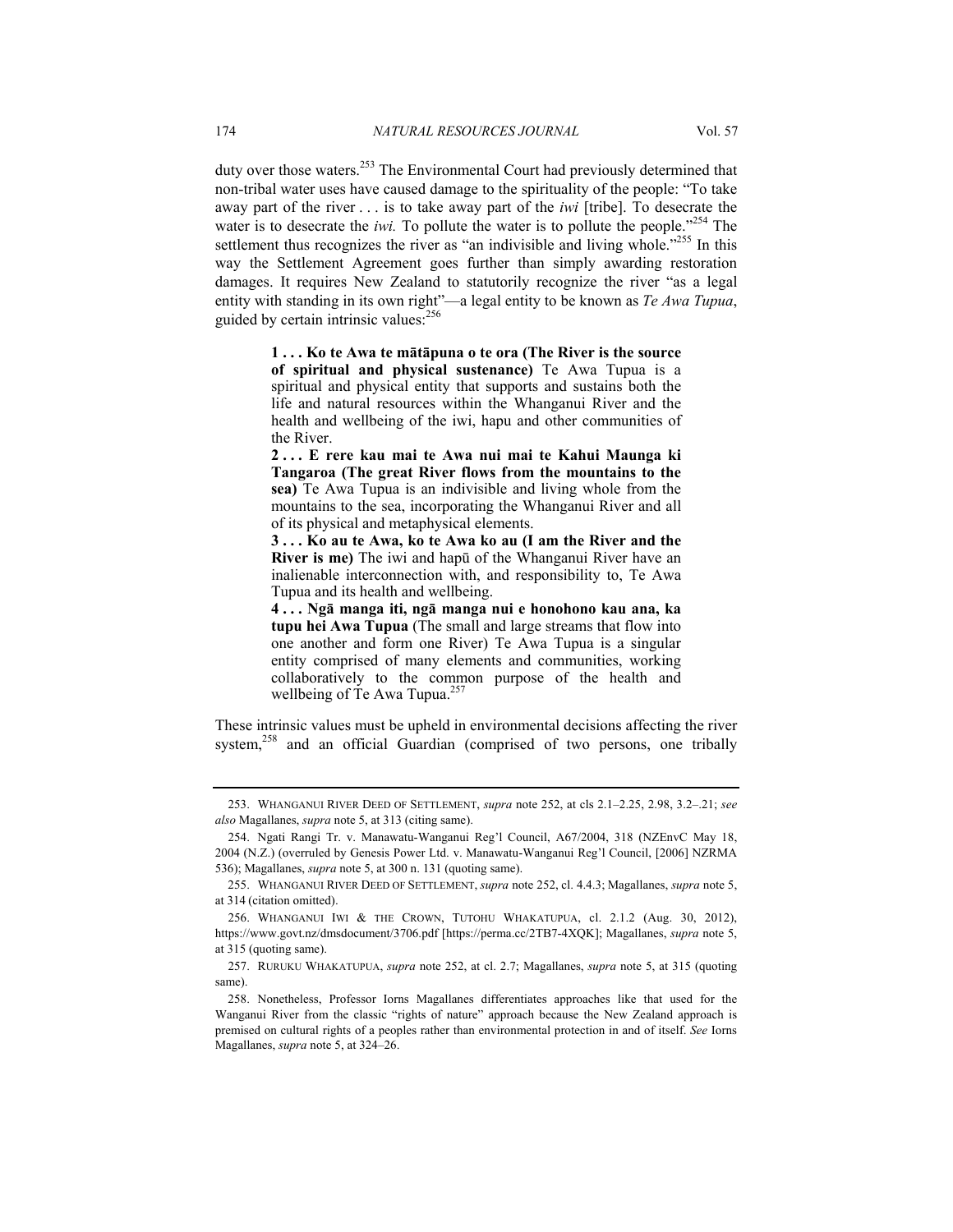duty over those waters.[253] The Environmental Court had previously determined that non-tribal water uses have caused damage to the spirituality of the people: "To take away part of the river . . . is to take away part of the *iwi* [tribe]. To desecrate the water is to desecrate the *iwi.* To pollute the water is to pollute the people."[254] The settlement thus recognizes the river as "an indivisible and living whole."[255] In this way the Settlement Agreement goes further than simply awarding restoration damages. It requires New Zealand to statutorily recognize the river "as a legal entity with standing in its own right"—a legal entity to be known as *Te Awa Tupua*, guided by certain intrinsic values:[256]

> **1 . . . Ko te Awa te mātāpuna o te ora (The River is the source of spiritual and physical sustenance)** Te Awa Tupua is a spiritual and physical entity that supports and sustains both the life and natural resources within the Whanganui River and the health and wellbeing of the iwi, hapu and other communities of the River.
>
> **2 . . . E rere kau mai te Awa nui mai te Kahui Maunga ki Tangaroa (The great River flows from the mountains to the sea)** Te Awa Tupua is an indivisible and living whole from the mountains to the sea, incorporating the Whanganui River and all of its physical and metaphysical elements.
>
> **3 . . . Ko au te Awa, ko te Awa ko au (I am the River and the River is me)** The iwi and hapū of the Whanganui River have an inalienable interconnection with, and responsibility to, Te Awa Tupua and its health and wellbeing.
>
> **4 . . . Ngā manga iti, ngā manga nui e honohono kau ana, ka tupu hei Awa Tupua** (The small and large streams that flow into one another and form one River) Te Awa Tupua is a singular entity comprised of many elements and communities, working collaboratively to the common purpose of the health and wellbeing of Te Awa Tupua.[257]

These intrinsic values must be upheld in environmental decisions affecting the river system,[258] and an official Guardian (comprised of two persons, one tribally

---

253. WHANGANUI RIVER DEED OF SETTLEMENT, *supra* note 252, at cls 2.1–2.25, 2.98, 3.2–.21; *see also* Magallanes, *supra* note 5, at 313 (citing same).

254. Ngati Rangi Tr. v. Manawatu-Wanganui Reg'l Council, A67/2004, 318 (NZEnvC May 18, 2004 (N.Z.) (overruled by Genesis Power Ltd. v. Manawatu-Wanganui Reg'l Council, [2006] NZRMA 536); Magallanes, *supra* note 5, at 300 n. 131 (quoting same).

255. WHANGANUI RIVER DEED OF SETTLEMENT, *supra* note 252, cl. 4.4.3; Magallanes, *supra* note 5, at 314 (citation omitted).

256. WHANGANUI IWI & THE CROWN, TUTOHU WHAKATUPUA, cl. 2.1.2 (Aug. 30, 2012), https://www.govt.nz/dmsdocument/3706.pdf [https://perma.cc/2TB7-4XQK]; Magallanes, *supra* note 5, at 315 (quoting same).

257. RURUKU WHAKATUPUA, *supra* note 252, at cl. 2.7; Magallanes, *supra* note 5, at 315 (quoting same).

258. Nonetheless, Professor Iorns Magallanes differentiates approaches like that used for the Wanganui River from the classic "rights of nature" approach because the New Zealand approach is premised on cultural rights of a peoples rather than environmental protection in and of itself. *See* Iorns Magallanes, *supra* note 5, at 324–26.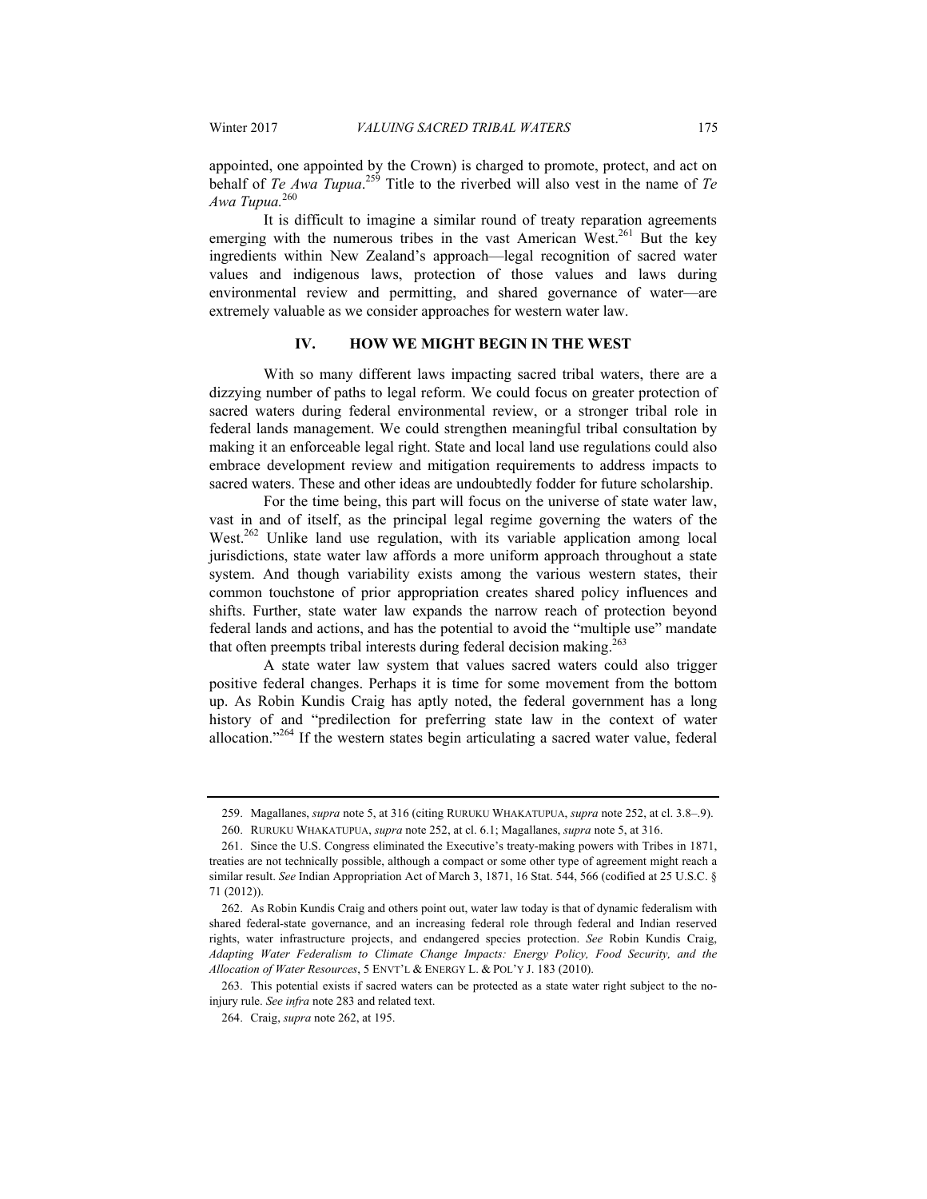appointed, one appointed by the Crown) is charged to promote, protect, and act on behalf of *Te Awa Tupua*.[259] Title to the riverbed will also vest in the name of *Te Awa Tupua*.[260]

It is difficult to imagine a similar round of treaty reparation agreements emerging with the numerous tribes in the vast American West.[261] But the key ingredients within New Zealand's approach—legal recognition of sacred water values and indigenous laws, protection of those values and laws during environmental review and permitting, and shared governance of water—are extremely valuable as we consider approaches for western water law.

## IV. HOW WE MIGHT BEGIN IN THE WEST

With so many different laws impacting sacred tribal waters, there are a dizzying number of paths to legal reform. We could focus on greater protection of sacred waters during federal environmental review, or a stronger tribal role in federal lands management. We could strengthen meaningful tribal consultation by making it an enforceable legal right. State and local land use regulations could also embrace development review and mitigation requirements to address impacts to sacred waters. These and other ideas are undoubtedly fodder for future scholarship.

For the time being, this part will focus on the universe of state water law, vast in and of itself, as the principal legal regime governing the waters of the West.[262] Unlike land use regulation, with its variable application among local jurisdictions, state water law affords a more uniform approach throughout a state system. And though variability exists among the various western states, their common touchstone of prior appropriation creates shared policy influences and shifts. Further, state water law expands the narrow reach of protection beyond federal lands and actions, and has the potential to avoid the "multiple use" mandate that often preempts tribal interests during federal decision making.[263]

A state water law system that values sacred waters could also trigger positive federal changes. Perhaps it is time for some movement from the bottom up. As Robin Kundis Craig has aptly noted, the federal government has a long history of and "predilection for preferring state law in the context of water allocation."[264] If the western states begin articulating a sacred water value, federal

---

259. Magallanes, *supra* note 5, at 316 (citing RURUKU WHAKATUPUA, *supra* note 252, at cl. 3.8–.9).

260. RURUKU WHAKATUPUA, *supra* note 252, at cl. 6.1; Magallanes, *supra* note 5, at 316.

261. Since the U.S. Congress eliminated the Executive's treaty-making powers with Tribes in 1871, treaties are not technically possible, although a compact or some other type of agreement might reach a similar result. *See* Indian Appropriation Act of March 3, 1871, 16 Stat. 544, 566 (codified at 25 U.S.C. § 71 (2012)).

262. As Robin Kundis Craig and others point out, water law today is that of dynamic federalism with shared federal-state governance, and an increasing federal role through federal and Indian reserved rights, water infrastructure projects, and endangered species protection. *See* Robin Kundis Craig, *Adapting Water Federalism to Climate Change Impacts: Energy Policy, Food Security, and the Allocation of Water Resources*, 5 ENVT'L & ENERGY L. & POL'Y J. 183 (2010).

263. This potential exists if sacred waters can be protected as a state water right subject to the no-injury rule. *See infra* note 283 and related text.

264. Craig, *supra* note 262, at 195.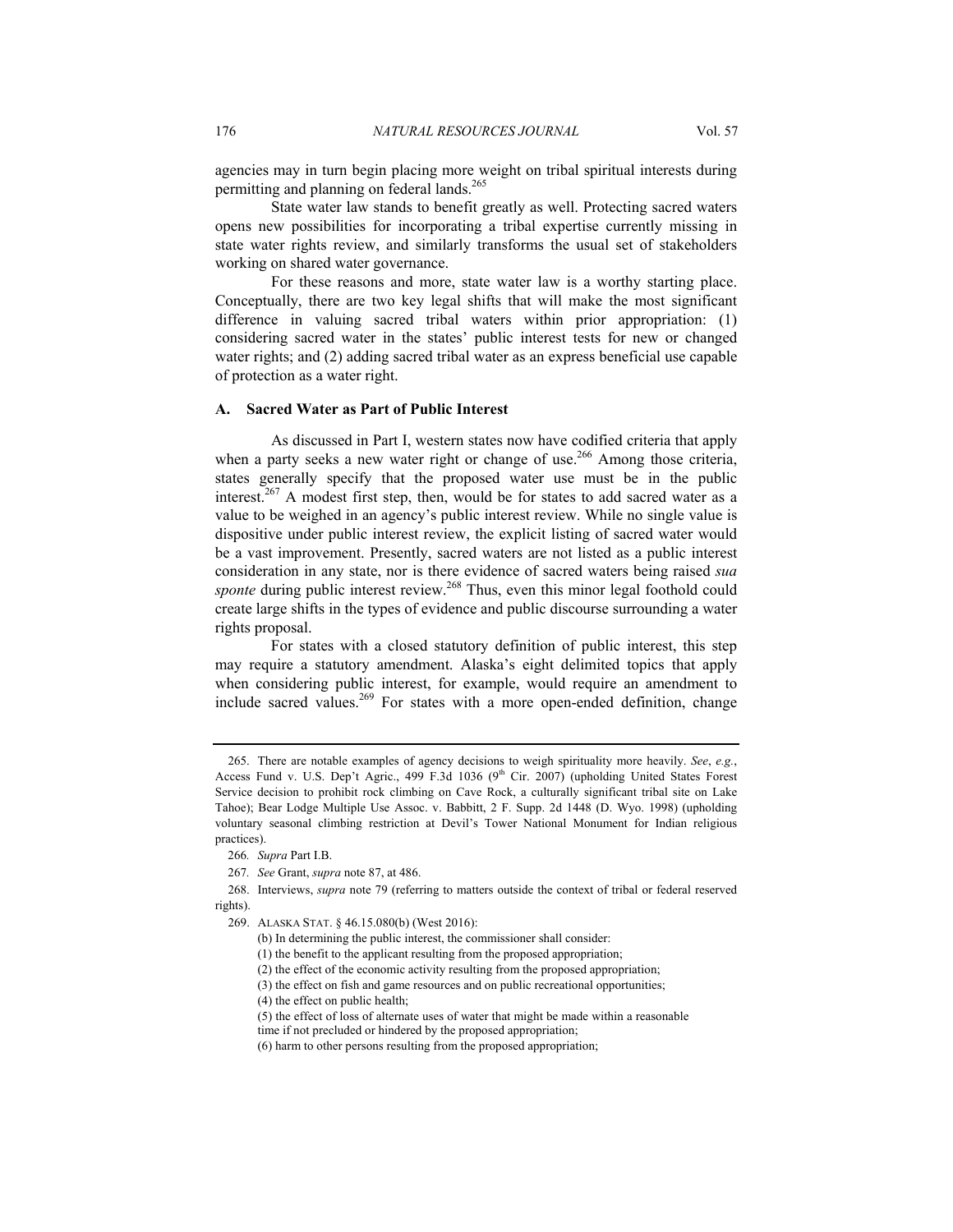agencies may in turn begin placing more weight on tribal spiritual interests during permitting and planning on federal lands.[265]

State water law stands to benefit greatly as well. Protecting sacred waters opens new possibilities for incorporating a tribal expertise currently missing in state water rights review, and similarly transforms the usual set of stakeholders working on shared water governance.

For these reasons and more, state water law is a worthy starting place. Conceptually, there are two key legal shifts that will make the most significant difference in valuing sacred tribal waters within prior appropriation: (1) considering sacred water in the states' public interest tests for new or changed water rights; and (2) adding sacred tribal water as an express beneficial use capable of protection as a water right.

### A. Sacred Water as Part of Public Interest

As discussed in Part I, western states now have codified criteria that apply when a party seeks a new water right or change of use.[266] Among those criteria, states generally specify that the proposed water use must be in the public interest.[267] A modest first step, then, would be for states to add sacred water as a value to be weighed in an agency's public interest review. While no single value is dispositive under public interest review, the explicit listing of sacred water would be a vast improvement. Presently, sacred waters are not listed as a public interest consideration in any state, nor is there evidence of sacred waters being raised *sua sponte* during public interest review.[268] Thus, even this minor legal foothold could create large shifts in the types of evidence and public discourse surrounding a water rights proposal.

For states with a closed statutory definition of public interest, this step may require a statutory amendment. Alaska's eight delimited topics that apply when considering public interest, for example, would require an amendment to include sacred values.[269] For states with a more open-ended definition, change

---

265. There are notable examples of agency decisions to weigh spirituality more heavily. *See*, *e.g.*, Access Fund v. U.S. Dep't Agric., 499 F.3d 1036 (9th Cir. 2007) (upholding United States Forest Service decision to prohibit rock climbing on Cave Rock, a culturally significant tribal site on Lake Tahoe); Bear Lodge Multiple Use Assoc. v. Babbitt, 2 F. Supp. 2d 1448 (D. Wyo. 1998) (upholding voluntary seasonal climbing restriction at Devil's Tower National Monument for Indian religious practices).

266. *Supra* Part I.B.

267. *See* Grant, *supra* note 87, at 486.

268. Interviews, *supra* note 79 (referring to matters outside the context of tribal or federal reserved rights).

269. ALASKA STAT. § 46.15.080(b) (West 2016):

> (b) In determining the public interest, the commissioner shall consider:
> (1) the benefit to the applicant resulting from the proposed appropriation;
> (2) the effect of the economic activity resulting from the proposed appropriation;
> (3) the effect on fish and game resources and on public recreational opportunities;
> (4) the effect on public health;
> (5) the effect of loss of alternate uses of water that might be made within a reasonable time if not precluded or hindered by the proposed appropriation;
> (6) harm to other persons resulting from the proposed appropriation;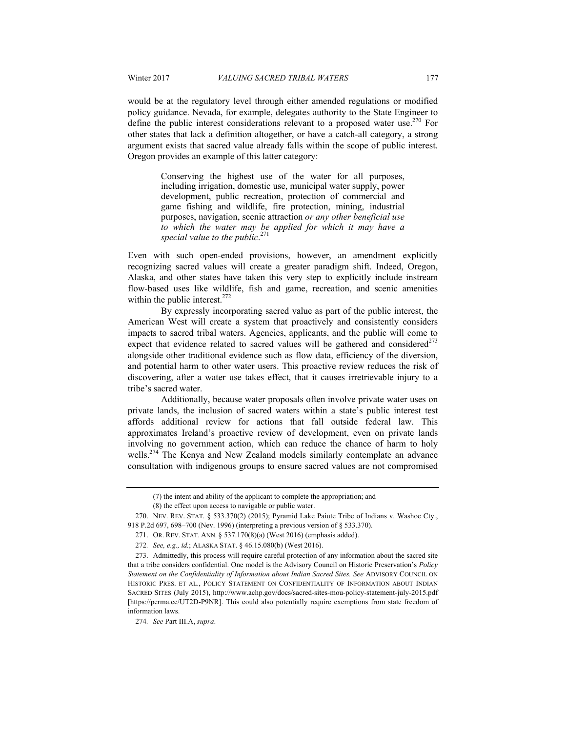would be at the regulatory level through either amended regulations or modified policy guidance. Nevada, for example, delegates authority to the State Engineer to define the public interest considerations relevant to a proposed water use.[270] For other states that lack a definition altogether, or have a catch-all category, a strong argument exists that sacred value already falls within the scope of public interest. Oregon provides an example of this latter category:

> Conserving the highest use of the water for all purposes, including irrigation, domestic use, municipal water supply, power development, public recreation, protection of commercial and game fishing and wildlife, fire protection, mining, industrial purposes, navigation, scenic attraction *or any other beneficial use to which the water may be applied for which it may have a special value to the public*.[271]

Even with such open-ended provisions, however, an amendment explicitly recognizing sacred values will create a greater paradigm shift. Indeed, Oregon, Alaska, and other states have taken this very step to explicitly include instream flow-based uses like wildlife, fish and game, recreation, and scenic amenities within the public interest.[272]

By expressly incorporating sacred value as part of the public interest, the American West will create a system that proactively and consistently considers impacts to sacred tribal waters. Agencies, applicants, and the public will come to expect that evidence related to sacred values will be gathered and considered[273] alongside other traditional evidence such as flow data, efficiency of the diversion, and potential harm to other water users. This proactive review reduces the risk of discovering, after a water use takes effect, that it causes irretrievable injury to a tribe's sacred water.

Additionally, because water proposals often involve private water uses on private lands, the inclusion of sacred waters within a state's public interest test affords additional review for actions that fall outside federal law. This approximates Ireland's proactive review of development, even on private lands involving no government action, which can reduce the chance of harm to holy wells.[274] The Kenya and New Zealand models similarly contemplate an advance consultation with indigenous groups to ensure sacred values are not compromised

---

(7) the intent and ability of the applicant to complete the appropriation; and

(8) the effect upon access to navigable or public water.

270. NEV. REV. STAT. § 533.370(2) (2015); Pyramid Lake Paiute Tribe of Indians v. Washoe Cty., 918 P.2d 697, 698–700 (Nev. 1996) (interpreting a previous version of § 533.370).

271. OR. REV. STAT. ANN. § 537.170(8)(a) (West 2016) (emphasis added).

272. *See, e.g., id.*; ALASKA STAT. § 46.15.080(b) (West 2016).

273. Admittedly, this process will require careful protection of any information about the sacred site that a tribe considers confidential. One model is the Advisory Council on Historic Preservation's *Policy Statement on the Confidentiality of Information about Indian Sacred Sites. See* ADVISORY COUNCIL ON HISTORIC PRES. ET AL., POLICY STATEMENT ON CONFIDENTIALITY OF INFORMATION ABOUT INDIAN SACRED SITES (July 2015), http://www.achp.gov/docs/sacred-sites-mou-policy-statement-july-2015.pdf [https://perma.cc/UT2D-P9NR]. This could also potentially require exemptions from state freedom of information laws.

274. *See* Part III.A, *supra*.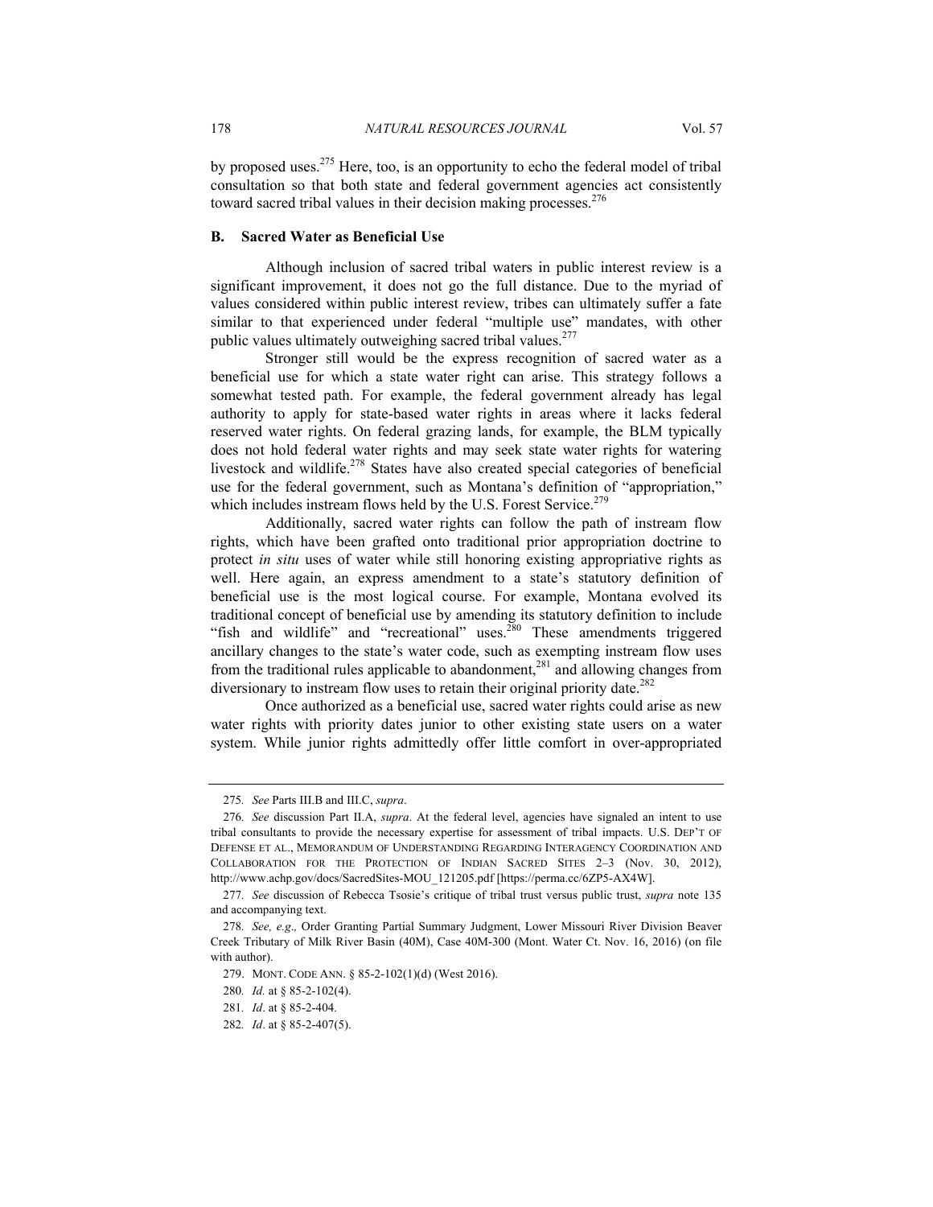by proposed uses.[275] Here, too, is an opportunity to echo the federal model of tribal consultation so that both state and federal government agencies act consistently toward sacred tribal values in their decision making processes.[276]

### B. Sacred Water as Beneficial Use

Although inclusion of sacred tribal waters in public interest review is a significant improvement, it does not go the full distance. Due to the myriad of values considered within public interest review, tribes can ultimately suffer a fate similar to that experienced under federal "multiple use" mandates, with other public values ultimately outweighing sacred tribal values.[277]

Stronger still would be the express recognition of sacred water as a beneficial use for which a state water right can arise. This strategy follows a somewhat tested path. For example, the federal government already has legal authority to apply for state-based water rights in areas where it lacks federal reserved water rights. On federal grazing lands, for example, the BLM typically does not hold federal water rights and may seek state water rights for watering livestock and wildlife.[278] States have also created special categories of beneficial use for the federal government, such as Montana's definition of "appropriation," which includes instream flows held by the U.S. Forest Service.[279]

Additionally, sacred water rights can follow the path of instream flow rights, which have been grafted onto traditional prior appropriation doctrine to protect *in situ* uses of water while still honoring existing appropriative rights as well. Here again, an express amendment to a state's statutory definition of beneficial use is the most logical course. For example, Montana evolved its traditional concept of beneficial use by amending its statutory definition to include "fish and wildlife" and "recreational" uses.[280] These amendments triggered ancillary changes to the state's water code, such as exempting instream flow uses from the traditional rules applicable to abandonment,[281] and allowing changes from diversionary to instream flow uses to retain their original priority date.[282]

Once authorized as a beneficial use, sacred water rights could arise as new water rights with priority dates junior to other existing state users on a water system. While junior rights admittedly offer little comfort in over-appropriated

---

275. *See* Parts III.B and III.C, *supra*.

276. *See* discussion Part II.A, *supra*. At the federal level, agencies have signaled an intent to use tribal consultants to provide the necessary expertise for assessment of tribal impacts. U.S. DEP'T OF DEFENSE ET AL., MEMORANDUM OF UNDERSTANDING REGARDING INTERAGENCY COORDINATION AND COLLABORATION FOR THE PROTECTION OF INDIAN SACRED SITES 2–3 (Nov. 30, 2012), http://www.achp.gov/docs/SacredSites-MOU_121205.pdf [https://perma.cc/6ZP5-AX4W].

277. *See* discussion of Rebecca Tsosie's critique of tribal trust versus public trust, *supra* note 135 and accompanying text.

278. *See, e.g.,* Order Granting Partial Summary Judgment, Lower Missouri River Division Beaver Creek Tributary of Milk River Basin (40M), Case 40M-300 (Mont. Water Ct. Nov. 16, 2016) (on file with author).

279. MONT. CODE ANN. § 85-2-102(1)(d) (West 2016).

280. *Id.* at § 85-2-102(4).

281. *Id*. at § 85-2-404.

282. *Id*. at § 85-2-407(5).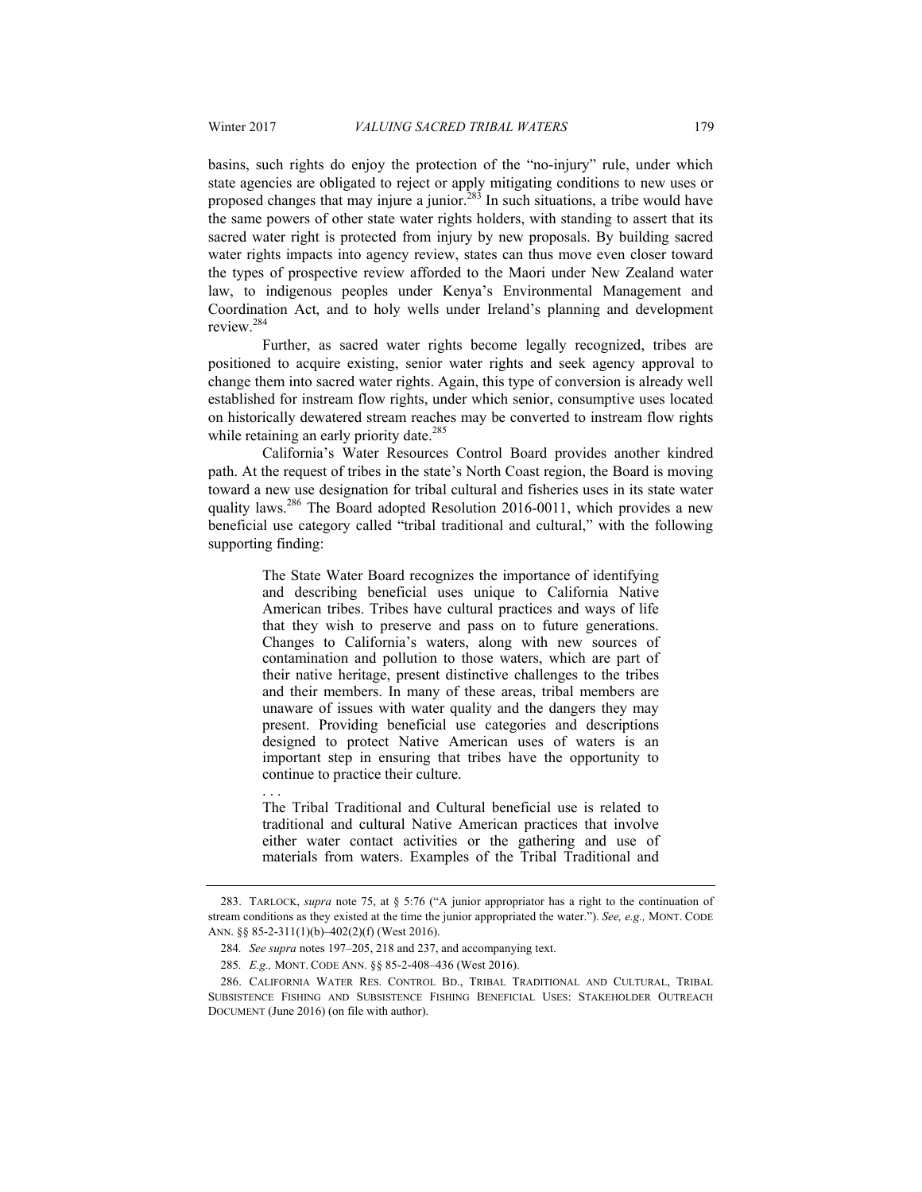basins, such rights do enjoy the protection of the "no-injury" rule, under which state agencies are obligated to reject or apply mitigating conditions to new uses or proposed changes that may injure a junior.[283] In such situations, a tribe would have the same powers of other state water rights holders, with standing to assert that its sacred water right is protected from injury by new proposals. By building sacred water rights impacts into agency review, states can thus move even closer toward the types of prospective review afforded to the Maori under New Zealand water law, to indigenous peoples under Kenya's Environmental Management and Coordination Act, and to holy wells under Ireland's planning and development review.[284]

Further, as sacred water rights become legally recognized, tribes are positioned to acquire existing, senior water rights and seek agency approval to change them into sacred water rights. Again, this type of conversion is already well established for instream flow rights, under which senior, consumptive uses located on historically dewatered stream reaches may be converted to instream flow rights while retaining an early priority date.[285]

California's Water Resources Control Board provides another kindred path. At the request of tribes in the state's North Coast region, the Board is moving toward a new use designation for tribal cultural and fisheries uses in its state water quality laws.[286] The Board adopted Resolution 2016-0011, which provides a new beneficial use category called "tribal traditional and cultural," with the following supporting finding:

> The State Water Board recognizes the importance of identifying and describing beneficial uses unique to California Native American tribes. Tribes have cultural practices and ways of life that they wish to preserve and pass on to future generations. Changes to California's waters, along with new sources of contamination and pollution to those waters, which are part of their native heritage, present distinctive challenges to the tribes and their members. In many of these areas, tribal members are unaware of issues with water quality and the dangers they may present. Providing beneficial use categories and descriptions designed to protect Native American uses of waters is an important step in ensuring that tribes have the opportunity to continue to practice their culture.
>
> . . .
>
> The Tribal Traditional and Cultural beneficial use is related to traditional and cultural Native American practices that involve either water contact activities or the gathering and use of materials from waters. Examples of the Tribal Traditional and

---

283. TARLOCK, *supra* note 75, at § 5:76 ("A junior appropriator has a right to the continuation of stream conditions as they existed at the time the junior appropriated the water."). *See, e.g.,* MONT. CODE ANN. §§ 85-2-311(1)(b)–402(2)(f) (West 2016).

284. *See supra* notes 197–205, 218 and 237, and accompanying text.

285. *E.g.,* MONT. CODE ANN. §§ 85-2-408–436 (West 2016).

286. CALIFORNIA WATER RES. CONTROL BD., TRIBAL TRADITIONAL AND CULTURAL, TRIBAL SUBSISTENCE FISHING AND SUBSISTENCE FISHING BENEFICIAL USES: STAKEHOLDER OUTREACH DOCUMENT (June 2016) (on file with author).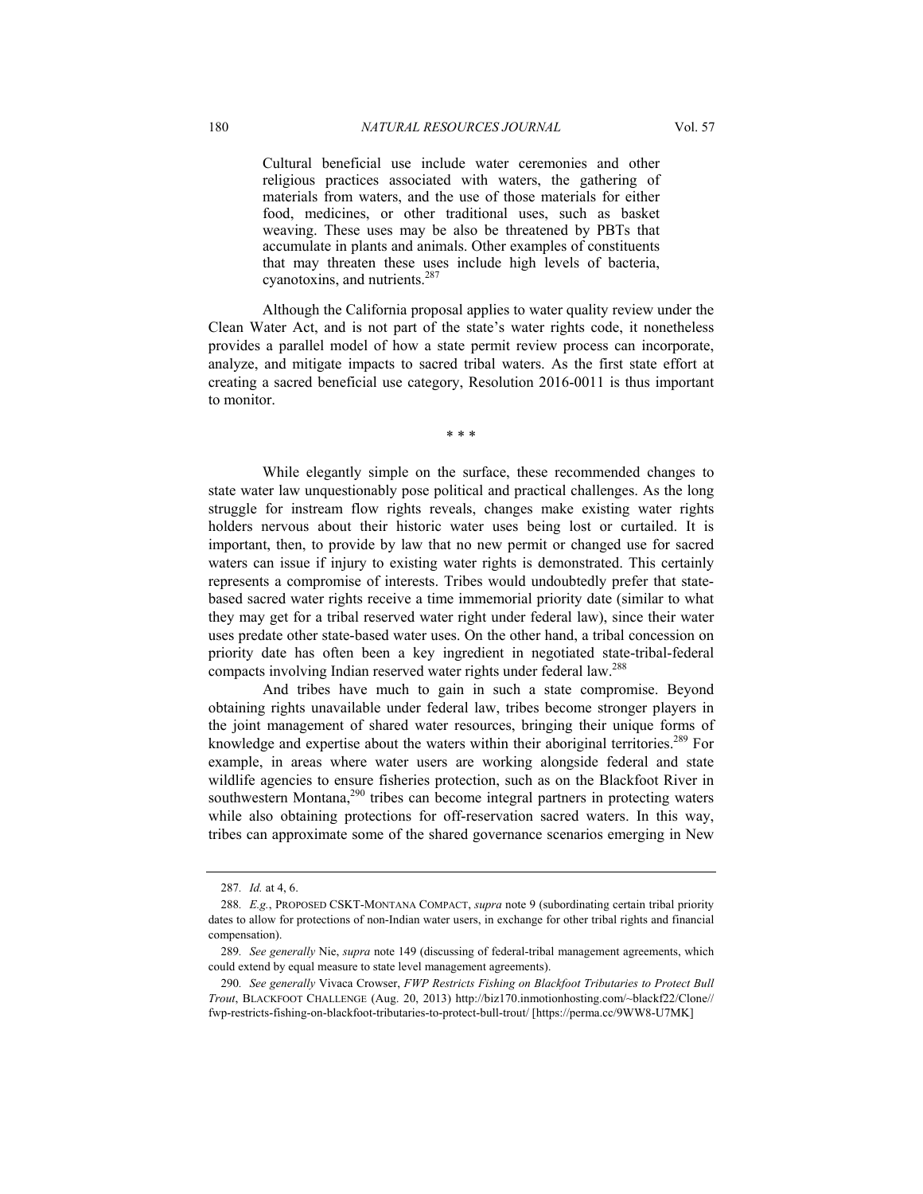> Cultural beneficial use include water ceremonies and other religious practices associated with waters, the gathering of materials from waters, and the use of those materials for either food, medicines, or other traditional uses, such as basket weaving. These uses may be also be threatened by PBTs that accumulate in plants and animals. Other examples of constituents that may threaten these uses include high levels of bacteria, cyanotoxins, and nutrients.[287]

Although the California proposal applies to water quality review under the Clean Water Act, and is not part of the state's water rights code, it nonetheless provides a parallel model of how a state permit review process can incorporate, analyze, and mitigate impacts to sacred tribal waters. As the first state effort at creating a sacred beneficial use category, Resolution 2016-0011 is thus important to monitor.

\* \* \*

While elegantly simple on the surface, these recommended changes to state water law unquestionably pose political and practical challenges. As the long struggle for instream flow rights reveals, changes make existing water rights holders nervous about their historic water uses being lost or curtailed. It is important, then, to provide by law that no new permit or changed use for sacred waters can issue if injury to existing water rights is demonstrated. This certainly represents a compromise of interests. Tribes would undoubtedly prefer that state-based sacred water rights receive a time immemorial priority date (similar to what they may get for a tribal reserved water right under federal law), since their water uses predate other state-based water uses. On the other hand, a tribal concession on priority date has often been a key ingredient in negotiated state-tribal-federal compacts involving Indian reserved water rights under federal law.[288]

And tribes have much to gain in such a state compromise. Beyond obtaining rights unavailable under federal law, tribes become stronger players in the joint management of shared water resources, bringing their unique forms of knowledge and expertise about the waters within their aboriginal territories.[289] For example, in areas where water users are working alongside federal and state wildlife agencies to ensure fisheries protection, such as on the Blackfoot River in southwestern Montana,[290] tribes can become integral partners in protecting waters while also obtaining protections for off-reservation sacred waters. In this way, tribes can approximate some of the shared governance scenarios emerging in New

---

287. *Id.* at 4, 6.

288. *E.g.*, PROPOSED CSKT-MONTANA COMPACT, *supra* note 9 (subordinating certain tribal priority dates to allow for protections of non-Indian water users, in exchange for other tribal rights and financial compensation).

289. *See generally* Nie, *supra* note 149 (discussing of federal-tribal management agreements, which could extend by equal measure to state level management agreements).

290. *See generally* Vivaca Crowser, *FWP Restricts Fishing on Blackfoot Tributaries to Protect Bull Trout*, BLACKFOOT CHALLENGE (Aug. 20, 2013) http://biz170.inmotionhosting.com/~blackf22/Clone//fwp-restricts-fishing-on-blackfoot-tributaries-to-protect-bull-trout/ [https://perma.cc/9WW8-U7MK]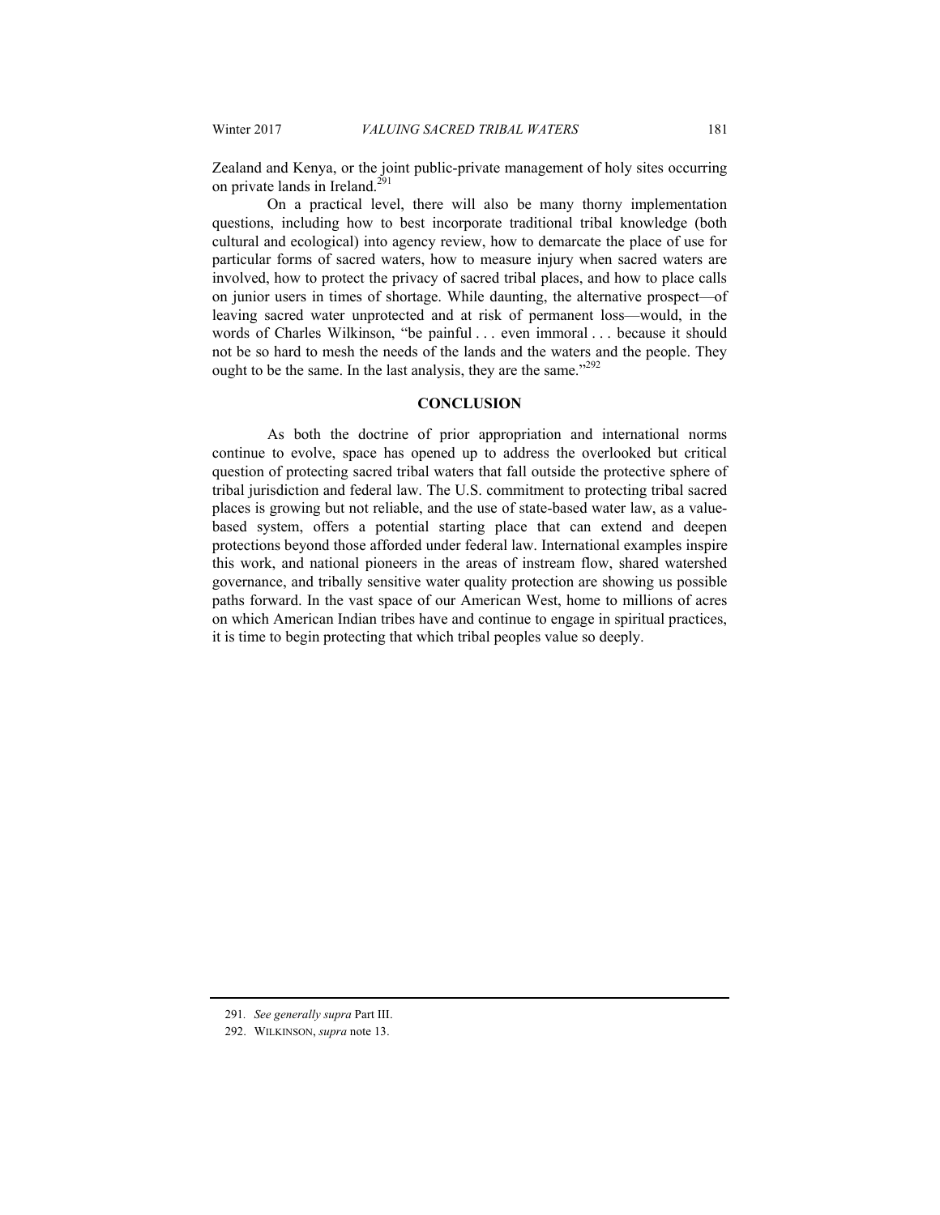Zealand and Kenya, or the joint public-private management of holy sites occurring on private lands in Ireland.[291]

On a practical level, there will also be many thorny implementation questions, including how to best incorporate traditional tribal knowledge (both cultural and ecological) into agency review, how to demarcate the place of use for particular forms of sacred waters, how to measure injury when sacred waters are involved, how to protect the privacy of sacred tribal places, and how to place calls on junior users in times of shortage. While daunting, the alternative prospect—of leaving sacred water unprotected and at risk of permanent loss—would, in the words of Charles Wilkinson, "be painful . . . even immoral . . . because it should not be so hard to mesh the needs of the lands and the waters and the people. They ought to be the same. In the last analysis, they are the same."[292]

## CONCLUSION

As both the doctrine of prior appropriation and international norms continue to evolve, space has opened up to address the overlooked but critical question of protecting sacred tribal waters that fall outside the protective sphere of tribal jurisdiction and federal law. The U.S. commitment to protecting tribal sacred places is growing but not reliable, and the use of state-based water law, as a value-based system, offers a potential starting place that can extend and deepen protections beyond those afforded under federal law. International examples inspire this work, and national pioneers in the areas of instream flow, shared watershed governance, and tribally sensitive water quality protection are showing us possible paths forward. In the vast space of our American West, home to millions of acres on which American Indian tribes have and continue to engage in spiritual practices, it is time to begin protecting that which tribal peoples value so deeply.

---

291. *See generally supra* Part III.

292. WILKINSON, *supra* note 13.